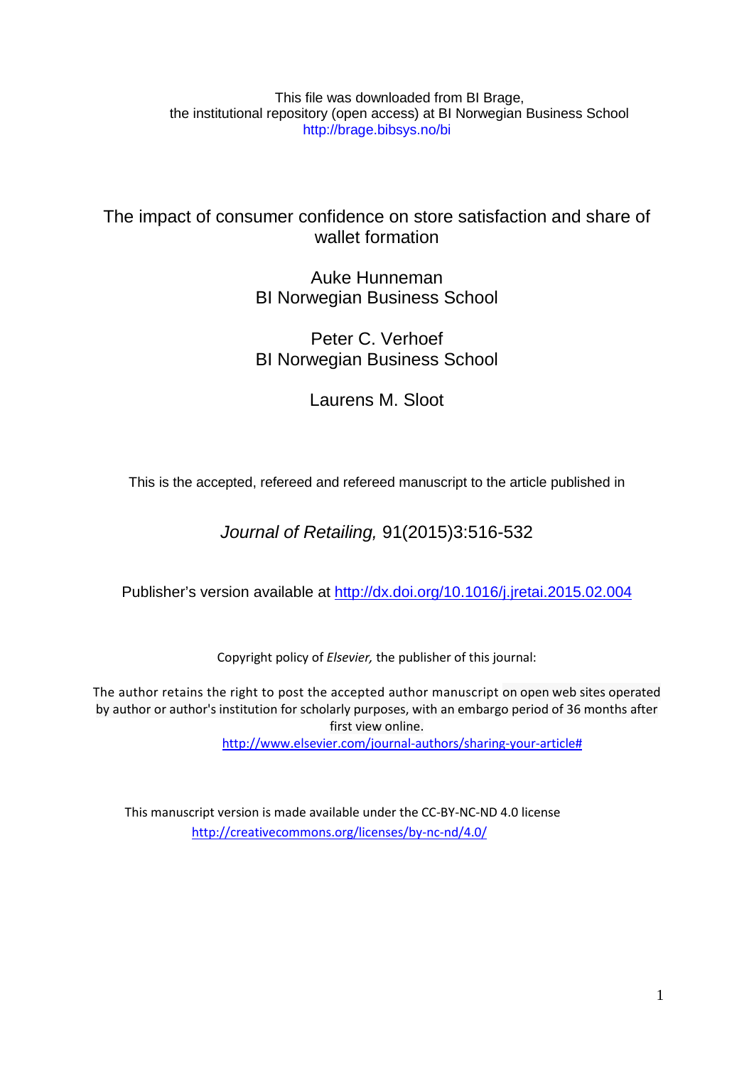This file was downloaded from BI Brage,
the institutional repository (open access) at BI Norwegian Business School
http://brage.bibsys.no/bi

# The impact of consumer confidence on store satisfaction and share of wallet formation

Auke Hunneman
BI Norwegian Business School

Peter C. Verhoef
BI Norwegian Business School

Laurens M. Sloot

This is the accepted, refereed and refereed manuscript to the article published in

*Journal of Retailing,* 91(2015)3:516-532

Publisher's version available at http://dx.doi.org/10.1016/j.jretai.2015.02.004

Copyright policy of *Elsevier,* the publisher of this journal:

The author retains the right to post the accepted author manuscript on open web sites operated by author or author's institution for scholarly purposes, with an embargo period of 36 months after first view online.
http://www.elsevier.com/journal-authors/sharing-your-article#

This manuscript version is made available under the CC-BY-NC-ND 4.0 license
http://creativecommons.org/licenses/by-nc-nd/4.0/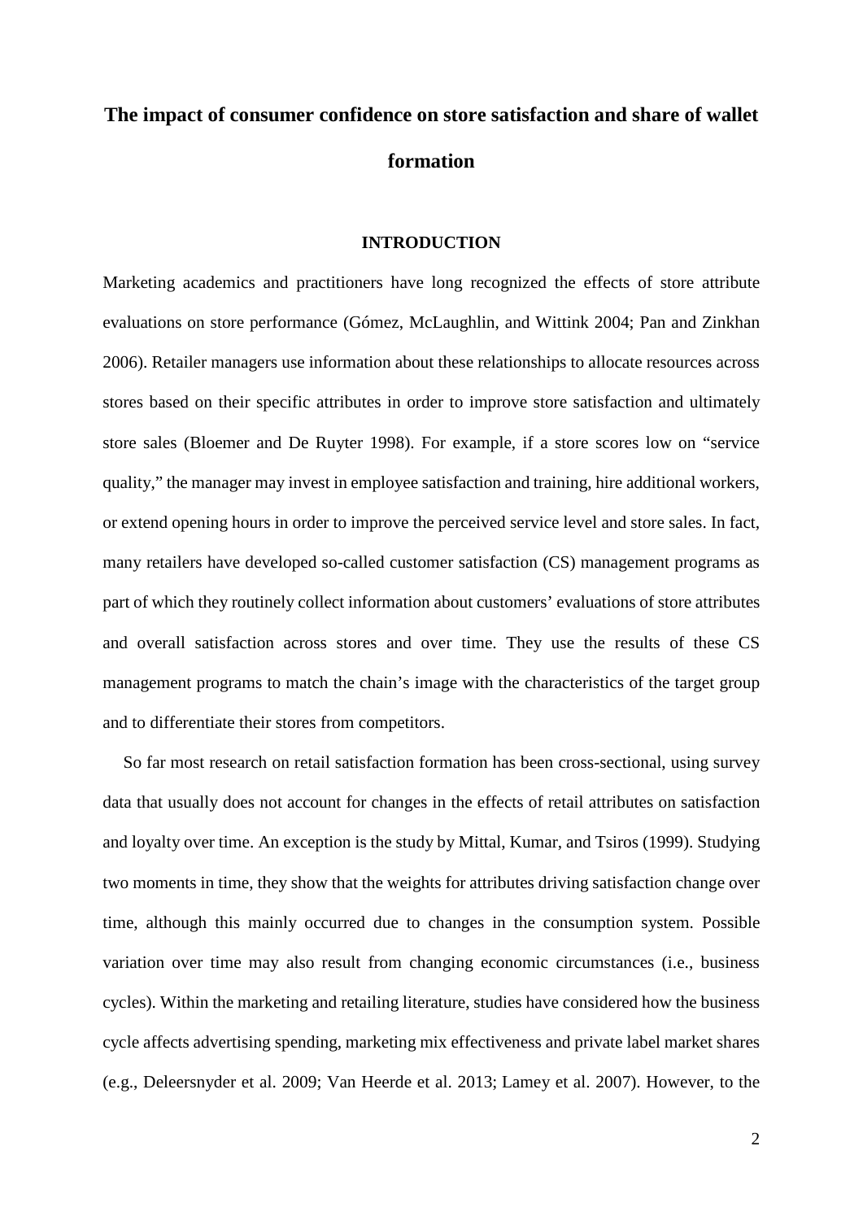# The impact of consumer confidence on store satisfaction and share of wallet formation

## INTRODUCTION

Marketing academics and practitioners have long recognized the effects of store attribute evaluations on store performance (Gómez, McLaughlin, and Wittink 2004; Pan and Zinkhan 2006). Retailer managers use information about these relationships to allocate resources across stores based on their specific attributes in order to improve store satisfaction and ultimately store sales (Bloemer and De Ruyter 1998). For example, if a store scores low on "service quality," the manager may invest in employee satisfaction and training, hire additional workers, or extend opening hours in order to improve the perceived service level and store sales. In fact, many retailers have developed so-called customer satisfaction (CS) management programs as part of which they routinely collect information about customers' evaluations of store attributes and overall satisfaction across stores and over time. They use the results of these CS management programs to match the chain's image with the characteristics of the target group and to differentiate their stores from competitors.

So far most research on retail satisfaction formation has been cross-sectional, using survey data that usually does not account for changes in the effects of retail attributes on satisfaction and loyalty over time. An exception is the study by Mittal, Kumar, and Tsiros (1999). Studying two moments in time, they show that the weights for attributes driving satisfaction change over time, although this mainly occurred due to changes in the consumption system. Possible variation over time may also result from changing economic circumstances (i.e., business cycles). Within the marketing and retailing literature, studies have considered how the business cycle affects advertising spending, marketing mix effectiveness and private label market shares (e.g., Deleersnyder et al. 2009; Van Heerde et al. 2013; Lamey et al. 2007). However, to the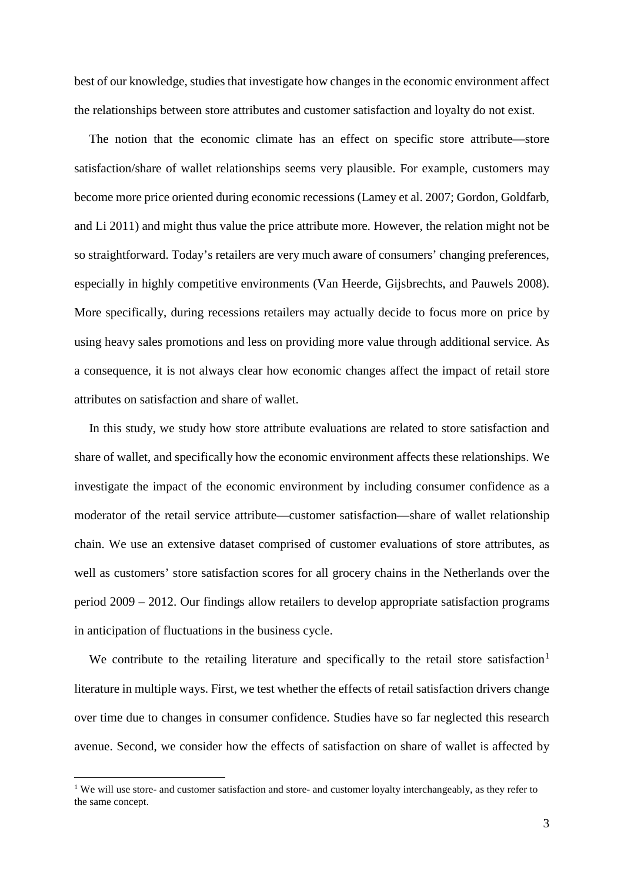best of our knowledge, studies that investigate how changes in the economic environment affect the relationships between store attributes and customer satisfaction and loyalty do not exist.

The notion that the economic climate has an effect on specific store attribute—store satisfaction/share of wallet relationships seems very plausible. For example, customers may become more price oriented during economic recessions (Lamey et al. 2007; Gordon, Goldfarb, and Li 2011) and might thus value the price attribute more. However, the relation might not be so straightforward. Today's retailers are very much aware of consumers' changing preferences, especially in highly competitive environments (Van Heerde, Gijsbrechts, and Pauwels 2008). More specifically, during recessions retailers may actually decide to focus more on price by using heavy sales promotions and less on providing more value through additional service. As a consequence, it is not always clear how economic changes affect the impact of retail store attributes on satisfaction and share of wallet.

In this study, we study how store attribute evaluations are related to store satisfaction and share of wallet, and specifically how the economic environment affects these relationships. We investigate the impact of the economic environment by including consumer confidence as a moderator of the retail service attribute—customer satisfaction—share of wallet relationship chain. We use an extensive dataset comprised of customer evaluations of store attributes, as well as customers' store satisfaction scores for all grocery chains in the Netherlands over the period 2009 – 2012. Our findings allow retailers to develop appropriate satisfaction programs in anticipation of fluctuations in the business cycle.

We contribute to the retailing literature and specifically to the retail store satisfaction[1] literature in multiple ways. First, we test whether the effects of retail satisfaction drivers change over time due to changes in consumer confidence. Studies have so far neglected this research avenue. Second, we consider how the effects of satisfaction on share of wallet is affected by

[1] We will use store- and customer satisfaction and store- and customer loyalty interchangeably, as they refer to the same concept.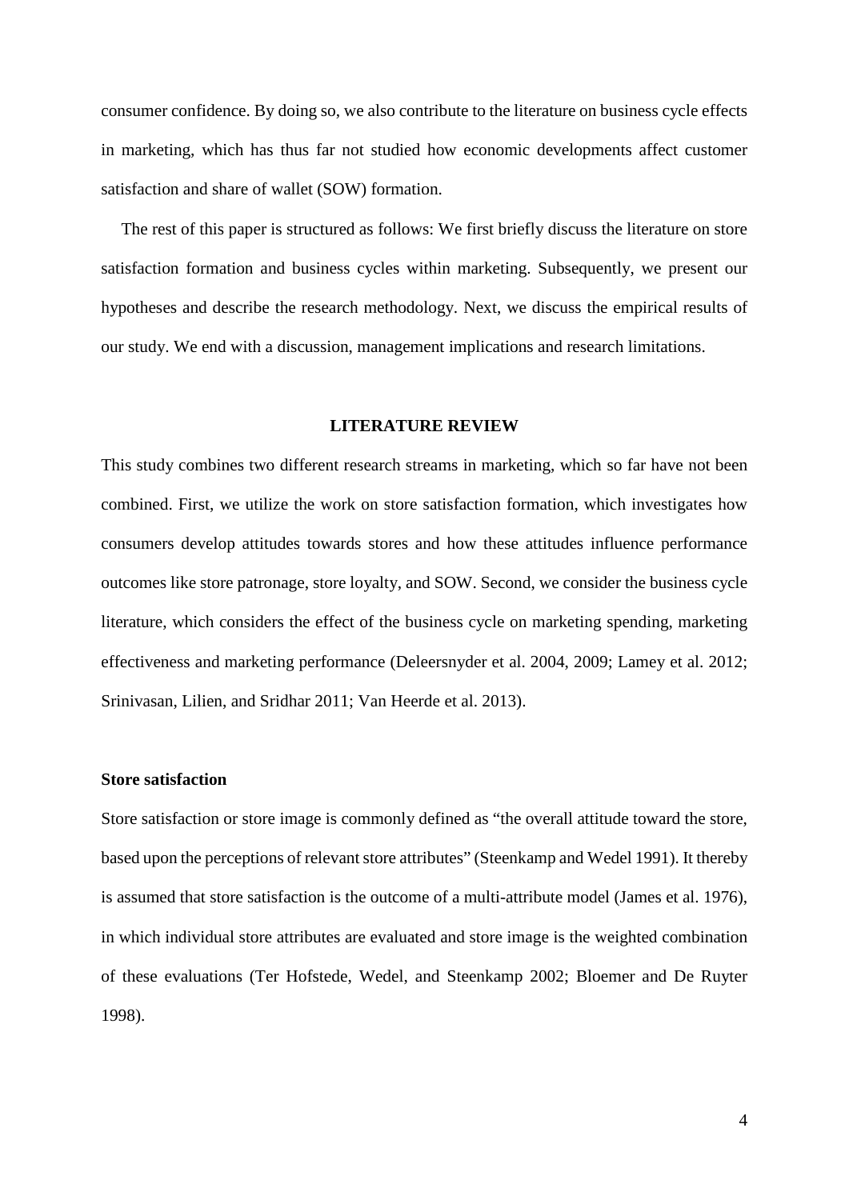consumer confidence. By doing so, we also contribute to the literature on business cycle effects in marketing, which has thus far not studied how economic developments affect customer satisfaction and share of wallet (SOW) formation.

The rest of this paper is structured as follows: We first briefly discuss the literature on store satisfaction formation and business cycles within marketing. Subsequently, we present our hypotheses and describe the research methodology. Next, we discuss the empirical results of our study. We end with a discussion, management implications and research limitations.

## LITERATURE REVIEW

This study combines two different research streams in marketing, which so far have not been combined. First, we utilize the work on store satisfaction formation, which investigates how consumers develop attitudes towards stores and how these attitudes influence performance outcomes like store patronage, store loyalty, and SOW. Second, we consider the business cycle literature, which considers the effect of the business cycle on marketing spending, marketing effectiveness and marketing performance (Deleersnyder et al. 2004, 2009; Lamey et al. 2012; Srinivasan, Lilien, and Sridhar 2011; Van Heerde et al. 2013).

### Store satisfaction

Store satisfaction or store image is commonly defined as "the overall attitude toward the store, based upon the perceptions of relevant store attributes" (Steenkamp and Wedel 1991). It thereby is assumed that store satisfaction is the outcome of a multi-attribute model (James et al. 1976), in which individual store attributes are evaluated and store image is the weighted combination of these evaluations (Ter Hofstede, Wedel, and Steenkamp 2002; Bloemer and De Ruyter 1998).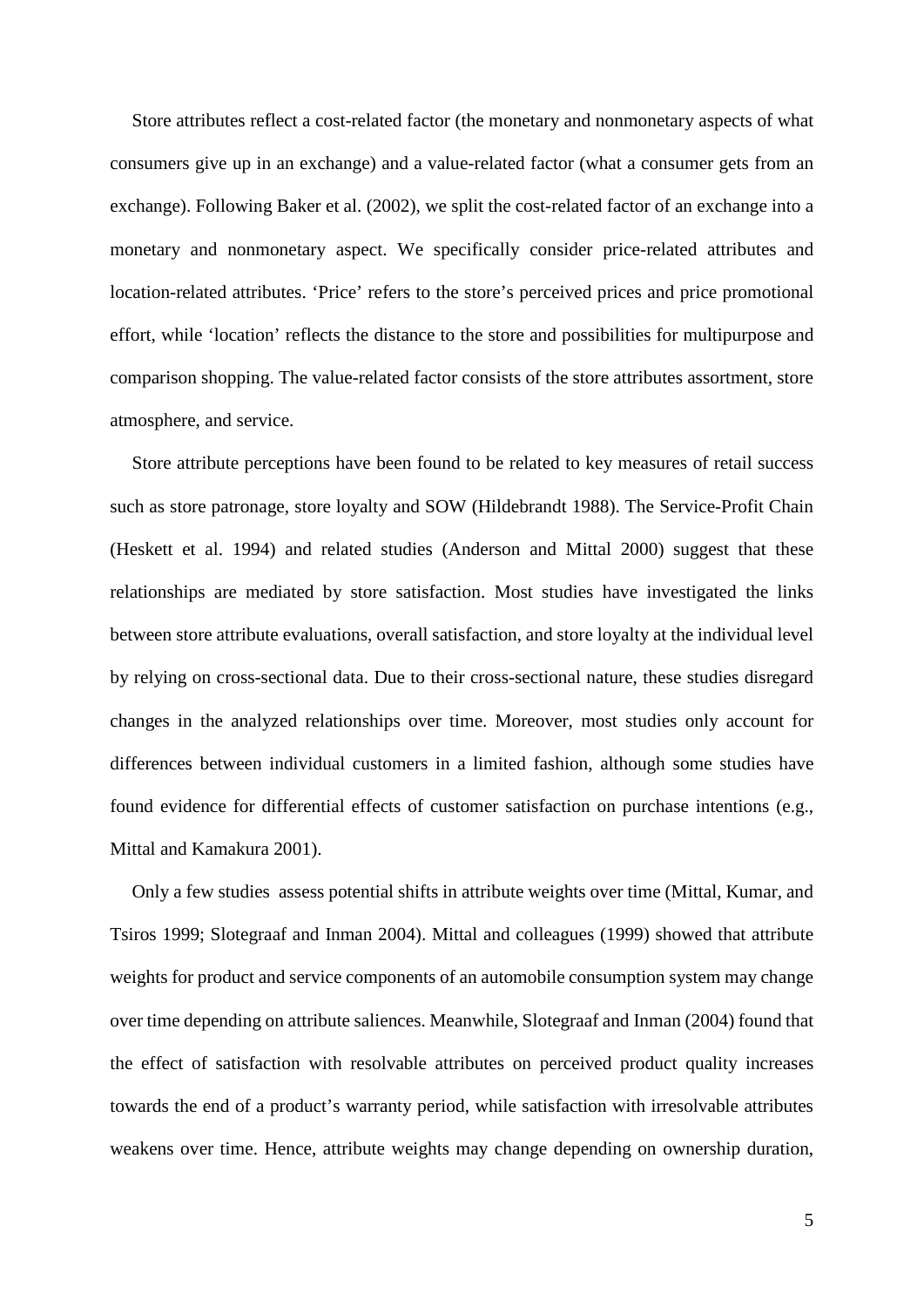Store attributes reflect a cost-related factor (the monetary and nonmonetary aspects of what consumers give up in an exchange) and a value-related factor (what a consumer gets from an exchange). Following Baker et al. (2002), we split the cost-related factor of an exchange into a monetary and nonmonetary aspect. We specifically consider price-related attributes and location-related attributes. 'Price' refers to the store's perceived prices and price promotional effort, while 'location' reflects the distance to the store and possibilities for multipurpose and comparison shopping. The value-related factor consists of the store attributes assortment, store atmosphere, and service.

Store attribute perceptions have been found to be related to key measures of retail success such as store patronage, store loyalty and SOW (Hildebrandt 1988). The Service-Profit Chain (Heskett et al. 1994) and related studies (Anderson and Mittal 2000) suggest that these relationships are mediated by store satisfaction. Most studies have investigated the links between store attribute evaluations, overall satisfaction, and store loyalty at the individual level by relying on cross-sectional data. Due to their cross-sectional nature, these studies disregard changes in the analyzed relationships over time. Moreover, most studies only account for differences between individual customers in a limited fashion, although some studies have found evidence for differential effects of customer satisfaction on purchase intentions (e.g., Mittal and Kamakura 2001).

Only a few studies assess potential shifts in attribute weights over time (Mittal, Kumar, and Tsiros 1999; Slotegraaf and Inman 2004). Mittal and colleagues (1999) showed that attribute weights for product and service components of an automobile consumption system may change over time depending on attribute saliences. Meanwhile, Slotegraaf and Inman (2004) found that the effect of satisfaction with resolvable attributes on perceived product quality increases towards the end of a product's warranty period, while satisfaction with irresolvable attributes weakens over time. Hence, attribute weights may change depending on ownership duration,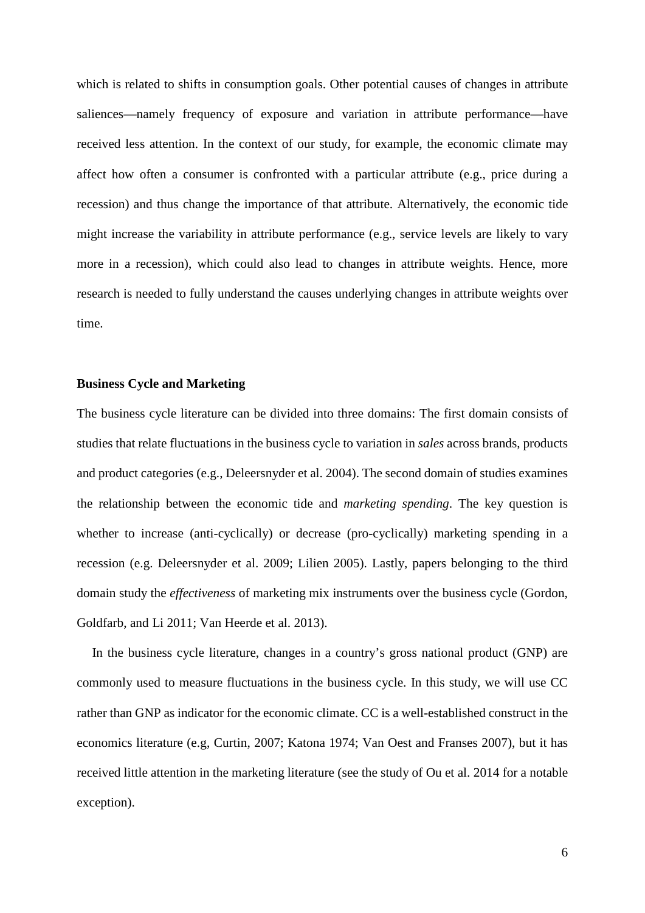which is related to shifts in consumption goals. Other potential causes of changes in attribute saliences—namely frequency of exposure and variation in attribute performance—have received less attention. In the context of our study, for example, the economic climate may affect how often a consumer is confronted with a particular attribute (e.g., price during a recession) and thus change the importance of that attribute. Alternatively, the economic tide might increase the variability in attribute performance (e.g., service levels are likely to vary more in a recession), which could also lead to changes in attribute weights. Hence, more research is needed to fully understand the causes underlying changes in attribute weights over time.

### Business Cycle and Marketing

The business cycle literature can be divided into three domains: The first domain consists of studies that relate fluctuations in the business cycle to variation in *sales* across brands, products and product categories (e.g., Deleersnyder et al. 2004). The second domain of studies examines the relationship between the economic tide and *marketing spending*. The key question is whether to increase (anti-cyclically) or decrease (pro-cyclically) marketing spending in a recession (e.g. Deleersnyder et al. 2009; Lilien 2005). Lastly, papers belonging to the third domain study the *effectiveness* of marketing mix instruments over the business cycle (Gordon, Goldfarb, and Li 2011; Van Heerde et al. 2013).

In the business cycle literature, changes in a country's gross national product (GNP) are commonly used to measure fluctuations in the business cycle. In this study, we will use CC rather than GNP as indicator for the economic climate. CC is a well-established construct in the economics literature (e.g, Curtin, 2007; Katona 1974; Van Oest and Franses 2007), but it has received little attention in the marketing literature (see the study of Ou et al. 2014 for a notable exception).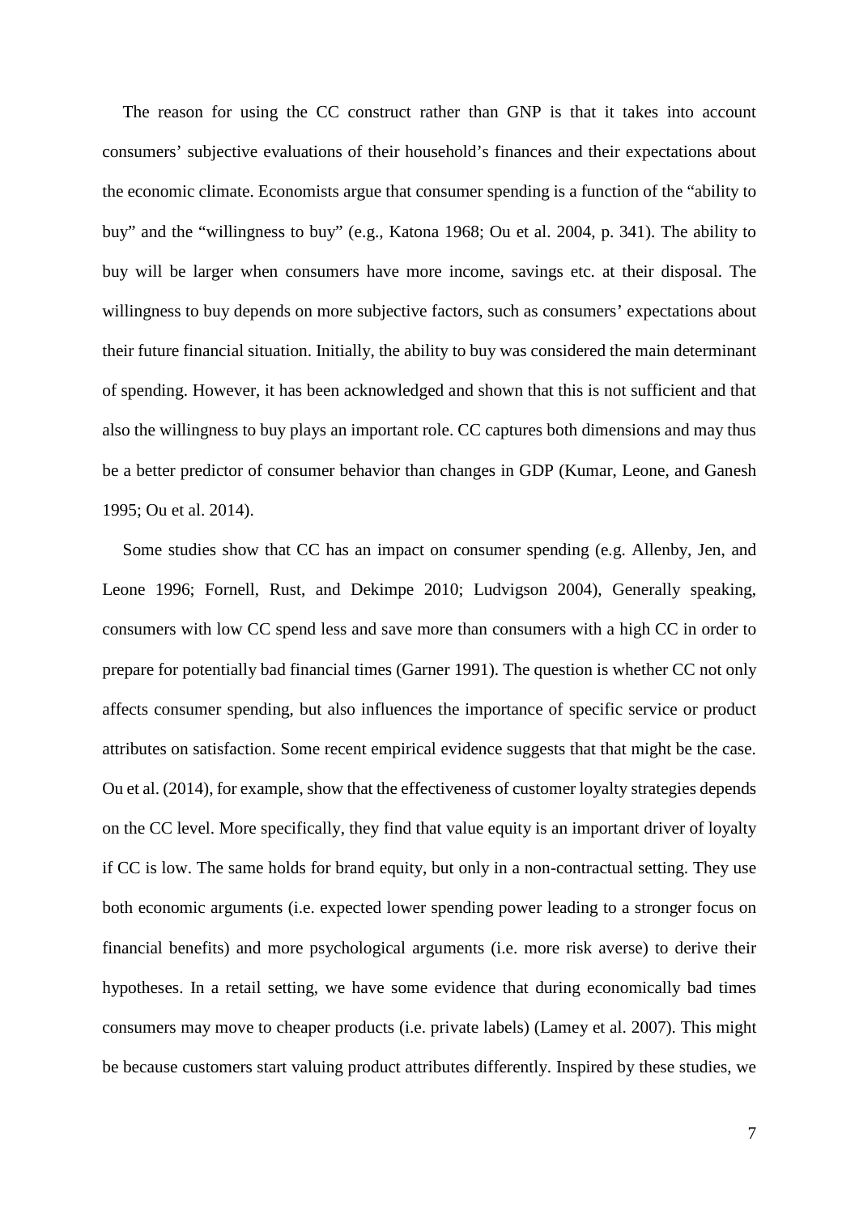The reason for using the CC construct rather than GNP is that it takes into account consumers' subjective evaluations of their household's finances and their expectations about the economic climate. Economists argue that consumer spending is a function of the "ability to buy" and the "willingness to buy" (e.g., Katona 1968; Ou et al. 2004, p. 341). The ability to buy will be larger when consumers have more income, savings etc. at their disposal. The willingness to buy depends on more subjective factors, such as consumers' expectations about their future financial situation. Initially, the ability to buy was considered the main determinant of spending. However, it has been acknowledged and shown that this is not sufficient and that also the willingness to buy plays an important role. CC captures both dimensions and may thus be a better predictor of consumer behavior than changes in GDP (Kumar, Leone, and Ganesh 1995; Ou et al. 2014).

Some studies show that CC has an impact on consumer spending (e.g. Allenby, Jen, and Leone 1996; Fornell, Rust, and Dekimpe 2010; Ludvigson 2004), Generally speaking, consumers with low CC spend less and save more than consumers with a high CC in order to prepare for potentially bad financial times (Garner 1991). The question is whether CC not only affects consumer spending, but also influences the importance of specific service or product attributes on satisfaction. Some recent empirical evidence suggests that that might be the case. Ou et al. (2014), for example, show that the effectiveness of customer loyalty strategies depends on the CC level. More specifically, they find that value equity is an important driver of loyalty if CC is low. The same holds for brand equity, but only in a non-contractual setting. They use both economic arguments (i.e. expected lower spending power leading to a stronger focus on financial benefits) and more psychological arguments (i.e. more risk averse) to derive their hypotheses. In a retail setting, we have some evidence that during economically bad times consumers may move to cheaper products (i.e. private labels) (Lamey et al. 2007). This might be because customers start valuing product attributes differently. Inspired by these studies, we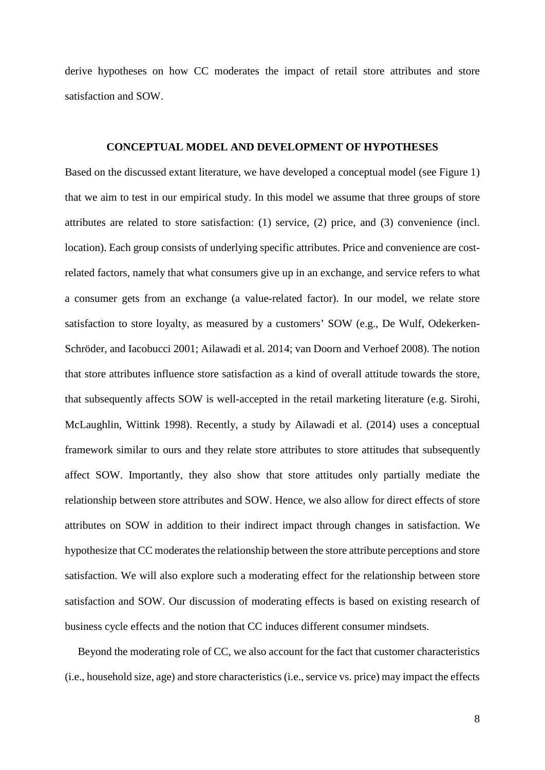derive hypotheses on how CC moderates the impact of retail store attributes and store satisfaction and SOW.

## CONCEPTUAL MODEL AND DEVELOPMENT OF HYPOTHESES

Based on the discussed extant literature, we have developed a conceptual model (see Figure 1) that we aim to test in our empirical study. In this model we assume that three groups of store attributes are related to store satisfaction: (1) service, (2) price, and (3) convenience (incl. location). Each group consists of underlying specific attributes. Price and convenience are cost-related factors, namely that what consumers give up in an exchange, and service refers to what a consumer gets from an exchange (a value-related factor). In our model, we relate store satisfaction to store loyalty, as measured by a customers' SOW (e.g., De Wulf, Odekerken-Schröder, and Iacobucci 2001; Ailawadi et al. 2014; van Doorn and Verhoef 2008). The notion that store attributes influence store satisfaction as a kind of overall attitude towards the store, that subsequently affects SOW is well-accepted in the retail marketing literature (e.g. Sirohi, McLaughlin, Wittink 1998). Recently, a study by Ailawadi et al. (2014) uses a conceptual framework similar to ours and they relate store attributes to store attitudes that subsequently affect SOW. Importantly, they also show that store attitudes only partially mediate the relationship between store attributes and SOW. Hence, we also allow for direct effects of store attributes on SOW in addition to their indirect impact through changes in satisfaction. We hypothesize that CC moderates the relationship between the store attribute perceptions and store satisfaction. We will also explore such a moderating effect for the relationship between store satisfaction and SOW. Our discussion of moderating effects is based on existing research of business cycle effects and the notion that CC induces different consumer mindsets.

Beyond the moderating role of CC, we also account for the fact that customer characteristics (i.e., household size, age) and store characteristics (i.e., service vs. price) may impact the effects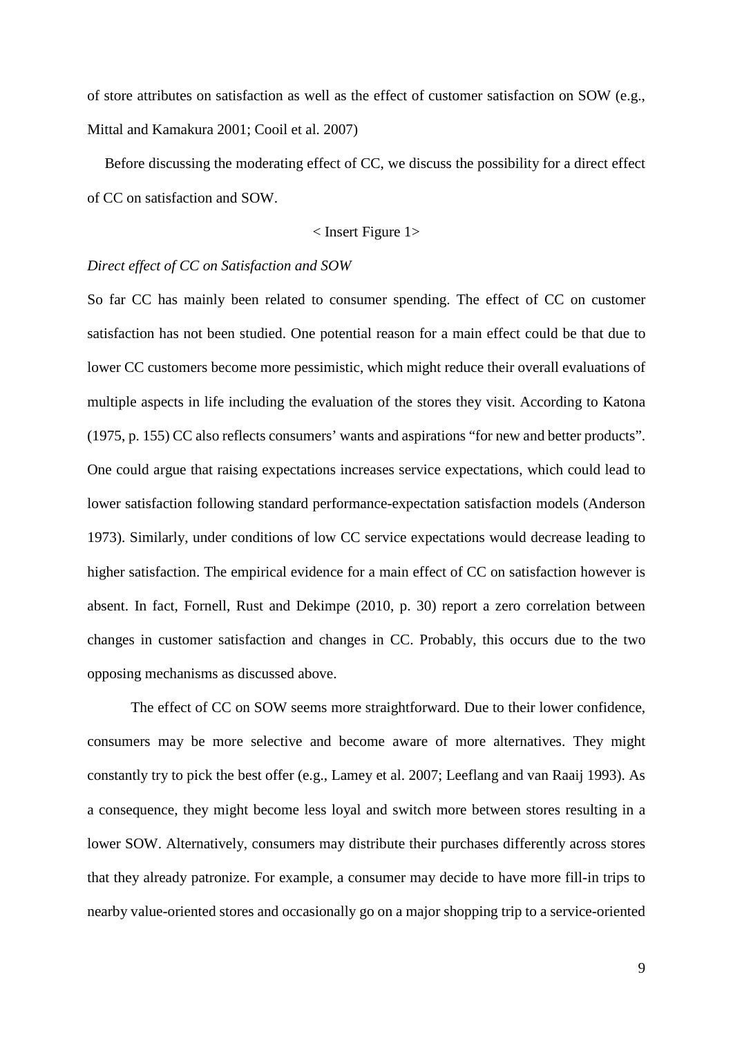of store attributes on satisfaction as well as the effect of customer satisfaction on SOW (e.g., Mittal and Kamakura 2001; Cooil et al. 2007)

Before discussing the moderating effect of CC, we discuss the possibility for a direct effect of CC on satisfaction and SOW.

< Insert Figure 1>

*Direct effect of CC on Satisfaction and SOW*

So far CC has mainly been related to consumer spending. The effect of CC on customer satisfaction has not been studied. One potential reason for a main effect could be that due to lower CC customers become more pessimistic, which might reduce their overall evaluations of multiple aspects in life including the evaluation of the stores they visit. According to Katona (1975, p. 155) CC also reflects consumers' wants and aspirations "for new and better products". One could argue that raising expectations increases service expectations, which could lead to lower satisfaction following standard performance-expectation satisfaction models (Anderson 1973). Similarly, under conditions of low CC service expectations would decrease leading to higher satisfaction. The empirical evidence for a main effect of CC on satisfaction however is absent. In fact, Fornell, Rust and Dekimpe (2010, p. 30) report a zero correlation between changes in customer satisfaction and changes in CC. Probably, this occurs due to the two opposing mechanisms as discussed above.

The effect of CC on SOW seems more straightforward. Due to their lower confidence, consumers may be more selective and become aware of more alternatives. They might constantly try to pick the best offer (e.g., Lamey et al. 2007; Leeflang and van Raaij 1993). As a consequence, they might become less loyal and switch more between stores resulting in a lower SOW. Alternatively, consumers may distribute their purchases differently across stores that they already patronize. For example, a consumer may decide to have more fill-in trips to nearby value-oriented stores and occasionally go on a major shopping trip to a service-oriented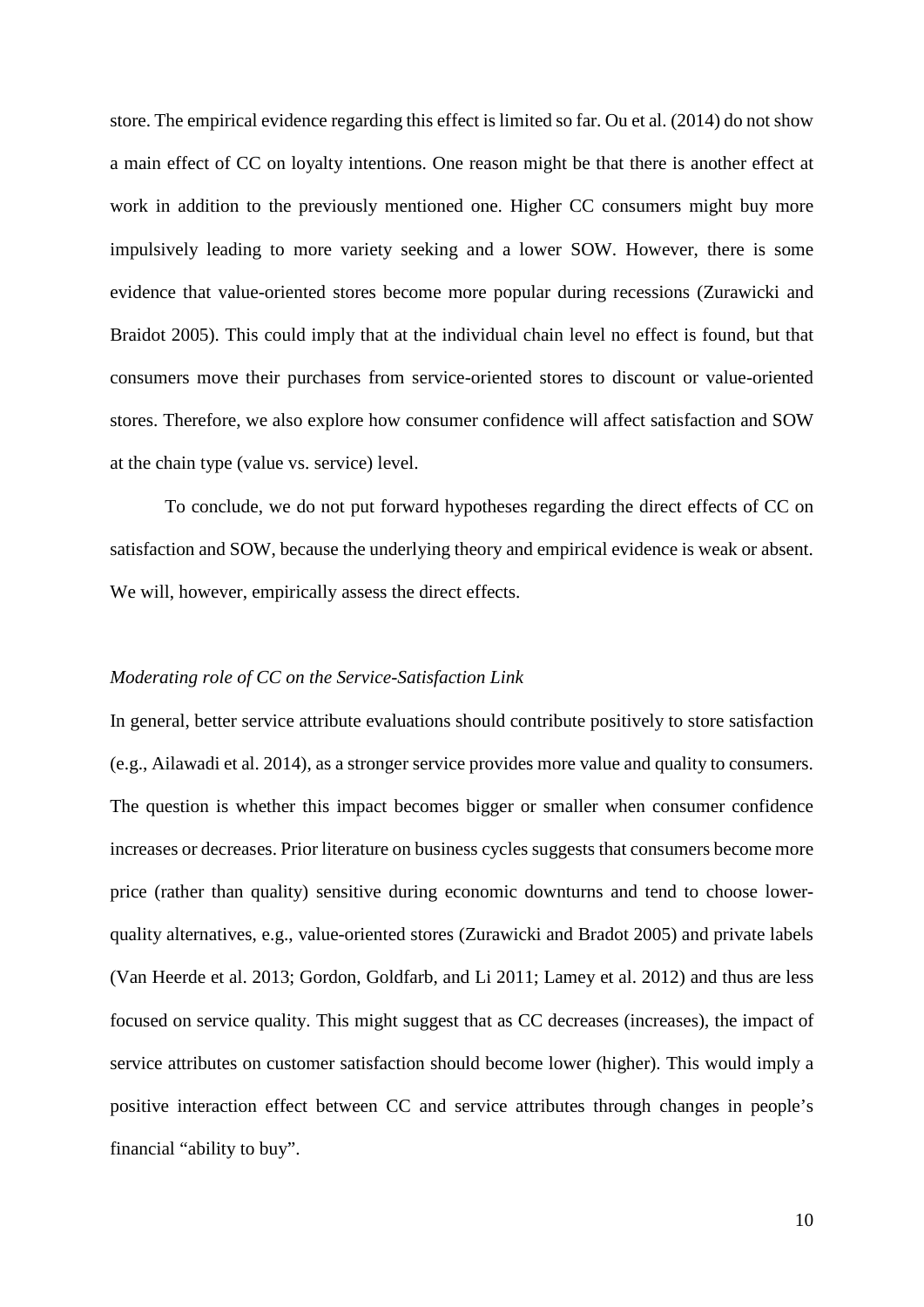store. The empirical evidence regarding this effect is limited so far. Ou et al. (2014) do not show a main effect of CC on loyalty intentions. One reason might be that there is another effect at work in addition to the previously mentioned one. Higher CC consumers might buy more impulsively leading to more variety seeking and a lower SOW. However, there is some evidence that value-oriented stores become more popular during recessions (Zurawicki and Braidot 2005). This could imply that at the individual chain level no effect is found, but that consumers move their purchases from service-oriented stores to discount or value-oriented stores. Therefore, we also explore how consumer confidence will affect satisfaction and SOW at the chain type (value vs. service) level.

To conclude, we do not put forward hypotheses regarding the direct effects of CC on satisfaction and SOW, because the underlying theory and empirical evidence is weak or absent. We will, however, empirically assess the direct effects.

*Moderating role of CC on the Service-Satisfaction Link*

In general, better service attribute evaluations should contribute positively to store satisfaction (e.g., Ailawadi et al. 2014), as a stronger service provides more value and quality to consumers. The question is whether this impact becomes bigger or smaller when consumer confidence increases or decreases. Prior literature on business cycles suggests that consumers become more price (rather than quality) sensitive during economic downturns and tend to choose lower-quality alternatives, e.g., value-oriented stores (Zurawicki and Bradot 2005) and private labels (Van Heerde et al. 2013; Gordon, Goldfarb, and Li 2011; Lamey et al. 2012) and thus are less focused on service quality. This might suggest that as CC decreases (increases), the impact of service attributes on customer satisfaction should become lower (higher). This would imply a positive interaction effect between CC and service attributes through changes in people's financial "ability to buy".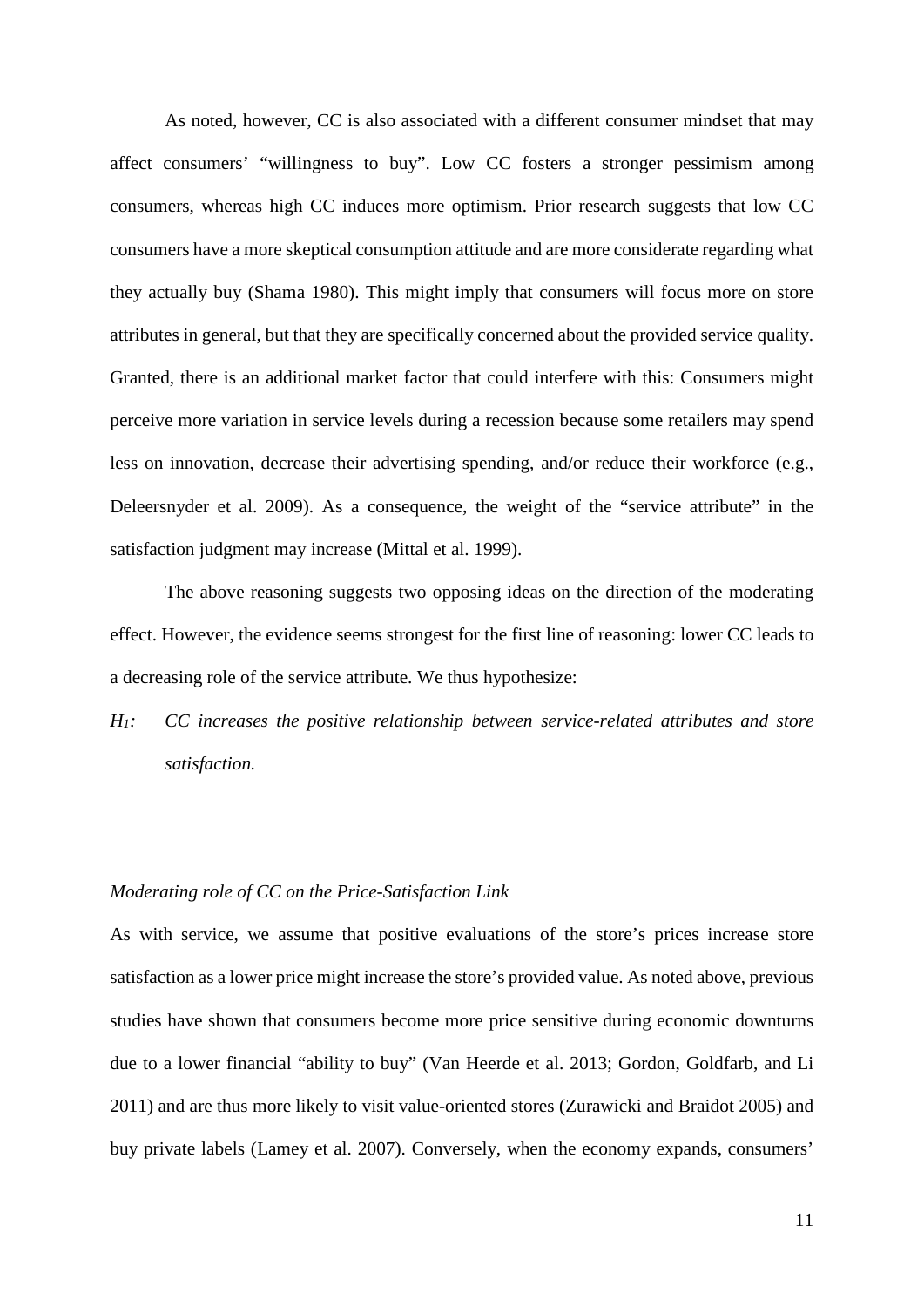As noted, however, CC is also associated with a different consumer mindset that may affect consumers' "willingness to buy". Low CC fosters a stronger pessimism among consumers, whereas high CC induces more optimism. Prior research suggests that low CC consumers have a more skeptical consumption attitude and are more considerate regarding what they actually buy (Shama 1980). This might imply that consumers will focus more on store attributes in general, but that they are specifically concerned about the provided service quality. Granted, there is an additional market factor that could interfere with this: Consumers might perceive more variation in service levels during a recession because some retailers may spend less on innovation, decrease their advertising spending, and/or reduce their workforce (e.g., Deleersnyder et al. 2009). As a consequence, the weight of the "service attribute" in the satisfaction judgment may increase (Mittal et al. 1999).

The above reasoning suggests two opposing ideas on the direction of the moderating effect. However, the evidence seems strongest for the first line of reasoning: lower CC leads to a decreasing role of the service attribute. We thus hypothesize:

*$H_1$: CC increases the positive relationship between service-related attributes and store satisfaction.*

*Moderating role of CC on the Price-Satisfaction Link*

As with service, we assume that positive evaluations of the store's prices increase store satisfaction as a lower price might increase the store's provided value. As noted above, previous studies have shown that consumers become more price sensitive during economic downturns due to a lower financial "ability to buy" (Van Heerde et al. 2013; Gordon, Goldfarb, and Li 2011) and are thus more likely to visit value-oriented stores (Zurawicki and Braidot 2005) and buy private labels (Lamey et al. 2007). Conversely, when the economy expands, consumers'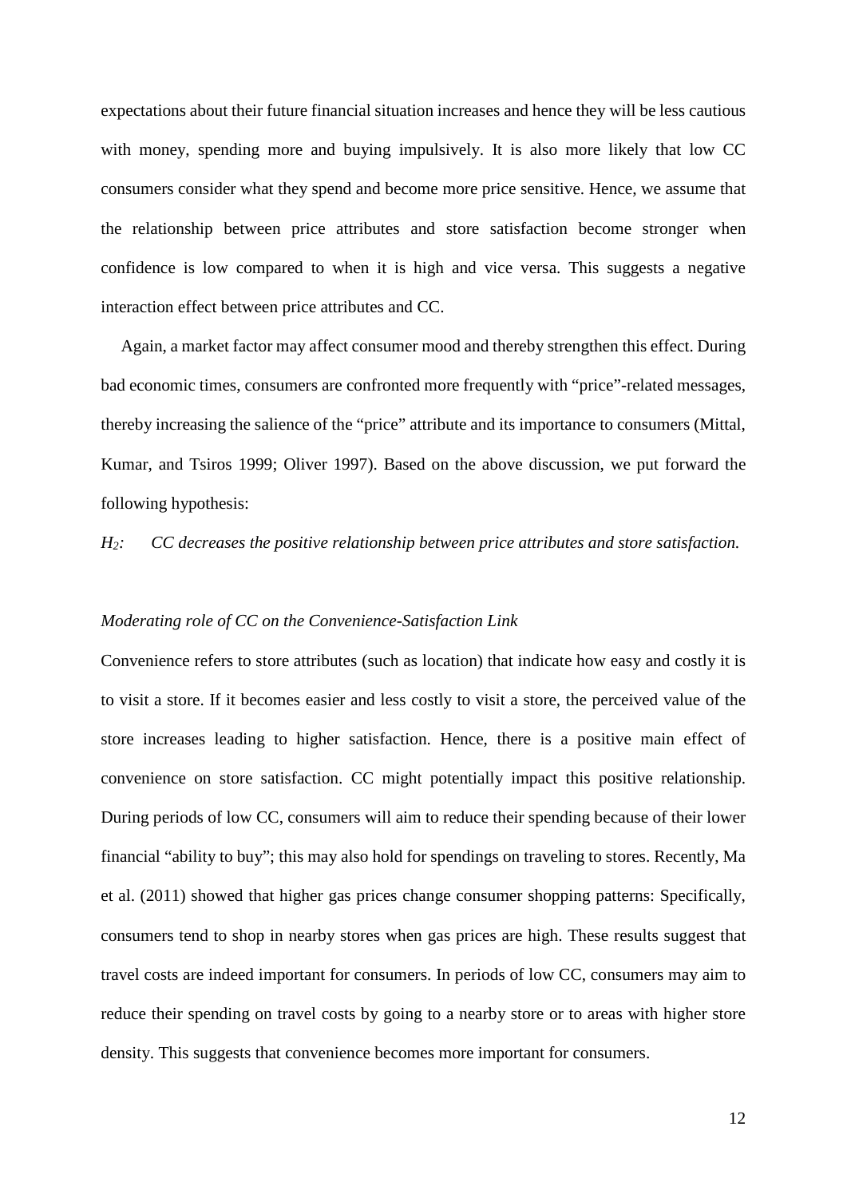expectations about their future financial situation increases and hence they will be less cautious with money, spending more and buying impulsively. It is also more likely that low CC consumers consider what they spend and become more price sensitive. Hence, we assume that the relationship between price attributes and store satisfaction become stronger when confidence is low compared to when it is high and vice versa. This suggests a negative interaction effect between price attributes and CC.

Again, a market factor may affect consumer mood and thereby strengthen this effect. During bad economic times, consumers are confronted more frequently with "price"-related messages, thereby increasing the salience of the "price" attribute and its importance to consumers (Mittal, Kumar, and Tsiros 1999; Oliver 1997). Based on the above discussion, we put forward the following hypothesis:

*$H_2$: CC decreases the positive relationship between price attributes and store satisfaction.*

*Moderating role of CC on the Convenience-Satisfaction Link*

Convenience refers to store attributes (such as location) that indicate how easy and costly it is to visit a store. If it becomes easier and less costly to visit a store, the perceived value of the store increases leading to higher satisfaction. Hence, there is a positive main effect of convenience on store satisfaction. CC might potentially impact this positive relationship. During periods of low CC, consumers will aim to reduce their spending because of their lower financial "ability to buy"; this may also hold for spendings on traveling to stores. Recently, Ma et al. (2011) showed that higher gas prices change consumer shopping patterns: Specifically, consumers tend to shop in nearby stores when gas prices are high. These results suggest that travel costs are indeed important for consumers. In periods of low CC, consumers may aim to reduce their spending on travel costs by going to a nearby store or to areas with higher store density. This suggests that convenience becomes more important for consumers.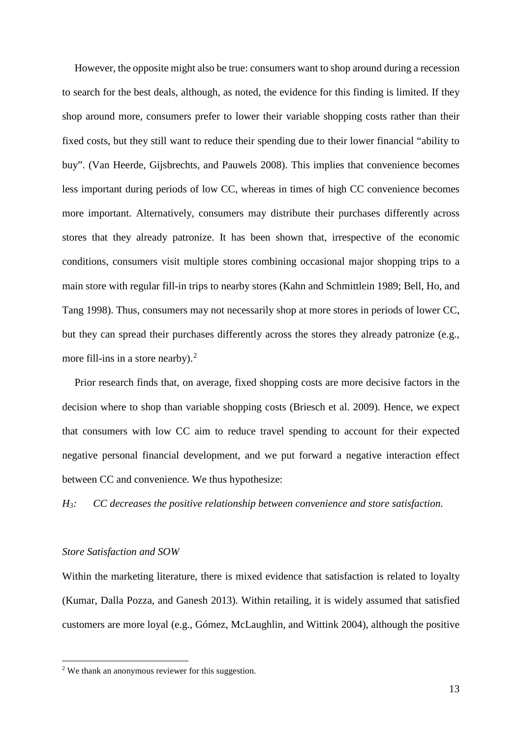However, the opposite might also be true: consumers want to shop around during a recession to search for the best deals, although, as noted, the evidence for this finding is limited. If they shop around more, consumers prefer to lower their variable shopping costs rather than their fixed costs, but they still want to reduce their spending due to their lower financial "ability to buy". (Van Heerde, Gijsbrechts, and Pauwels 2008). This implies that convenience becomes less important during periods of low CC, whereas in times of high CC convenience becomes more important. Alternatively, consumers may distribute their purchases differently across stores that they already patronize. It has been shown that, irrespective of the economic conditions, consumers visit multiple stores combining occasional major shopping trips to a main store with regular fill-in trips to nearby stores (Kahn and Schmittlein 1989; Bell, Ho, and Tang 1998). Thus, consumers may not necessarily shop at more stores in periods of lower CC, but they can spread their purchases differently across the stores they already patronize (e.g., more fill-ins in a store nearby).[2]

Prior research finds that, on average, fixed shopping costs are more decisive factors in the decision where to shop than variable shopping costs (Briesch et al. 2009). Hence, we expect that consumers with low CC aim to reduce travel spending to account for their expected negative personal financial development, and we put forward a negative interaction effect between CC and convenience. We thus hypothesize:

*$H_3$: CC decreases the positive relationship between convenience and store satisfaction.*

*Store Satisfaction and SOW*

Within the marketing literature, there is mixed evidence that satisfaction is related to loyalty (Kumar, Dalla Pozza, and Ganesh 2013). Within retailing, it is widely assumed that satisfied customers are more loyal (e.g., Gómez, McLaughlin, and Wittink 2004), although the positive

[2] We thank an anonymous reviewer for this suggestion.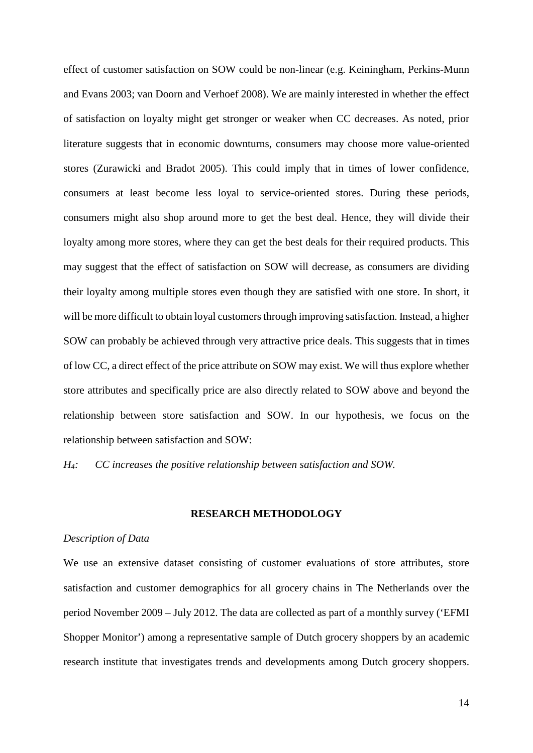effect of customer satisfaction on SOW could be non-linear (e.g. Keiningham, Perkins-Munn and Evans 2003; van Doorn and Verhoef 2008). We are mainly interested in whether the effect of satisfaction on loyalty might get stronger or weaker when CC decreases. As noted, prior literature suggests that in economic downturns, consumers may choose more value-oriented stores (Zurawicki and Bradot 2005). This could imply that in times of lower confidence, consumers at least become less loyal to service-oriented stores. During these periods, consumers might also shop around more to get the best deal. Hence, they will divide their loyalty among more stores, where they can get the best deals for their required products. This may suggest that the effect of satisfaction on SOW will decrease, as consumers are dividing their loyalty among multiple stores even though they are satisfied with one store. In short, it will be more difficult to obtain loyal customers through improving satisfaction. Instead, a higher SOW can probably be achieved through very attractive price deals. This suggests that in times of low CC, a direct effect of the price attribute on SOW may exist. We will thus explore whether store attributes and specifically price are also directly related to SOW above and beyond the relationship between store satisfaction and SOW. In our hypothesis, we focus on the relationship between satisfaction and SOW:

*$H_4$: CC increases the positive relationship between satisfaction and SOW.*

## RESEARCH METHODOLOGY

### *Description of Data*

We use an extensive dataset consisting of customer evaluations of store attributes, store satisfaction and customer demographics for all grocery chains in The Netherlands over the period November 2009 – July 2012. The data are collected as part of a monthly survey ('EFMI Shopper Monitor') among a representative sample of Dutch grocery shoppers by an academic research institute that investigates trends and developments among Dutch grocery shoppers.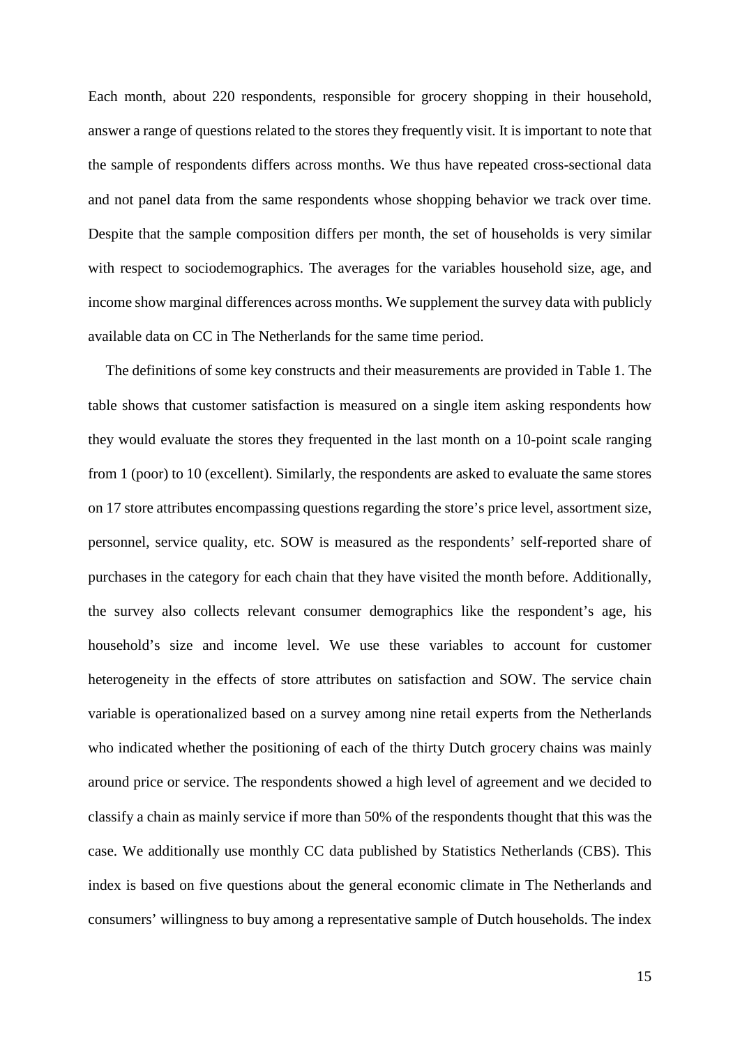Each month, about 220 respondents, responsible for grocery shopping in their household, answer a range of questions related to the stores they frequently visit. It is important to note that the sample of respondents differs across months. We thus have repeated cross-sectional data and not panel data from the same respondents whose shopping behavior we track over time. Despite that the sample composition differs per month, the set of households is very similar with respect to sociodemographics. The averages for the variables household size, age, and income show marginal differences across months. We supplement the survey data with publicly available data on CC in The Netherlands for the same time period.

The definitions of some key constructs and their measurements are provided in Table 1. The table shows that customer satisfaction is measured on a single item asking respondents how they would evaluate the stores they frequented in the last month on a 10-point scale ranging from 1 (poor) to 10 (excellent). Similarly, the respondents are asked to evaluate the same stores on 17 store attributes encompassing questions regarding the store's price level, assortment size, personnel, service quality, etc. SOW is measured as the respondents' self-reported share of purchases in the category for each chain that they have visited the month before. Additionally, the survey also collects relevant consumer demographics like the respondent's age, his household's size and income level. We use these variables to account for customer heterogeneity in the effects of store attributes on satisfaction and SOW. The service chain variable is operationalized based on a survey among nine retail experts from the Netherlands who indicated whether the positioning of each of the thirty Dutch grocery chains was mainly around price or service. The respondents showed a high level of agreement and we decided to classify a chain as mainly service if more than 50% of the respondents thought that this was the case. We additionally use monthly CC data published by Statistics Netherlands (CBS). This index is based on five questions about the general economic climate in The Netherlands and consumers' willingness to buy among a representative sample of Dutch households. The index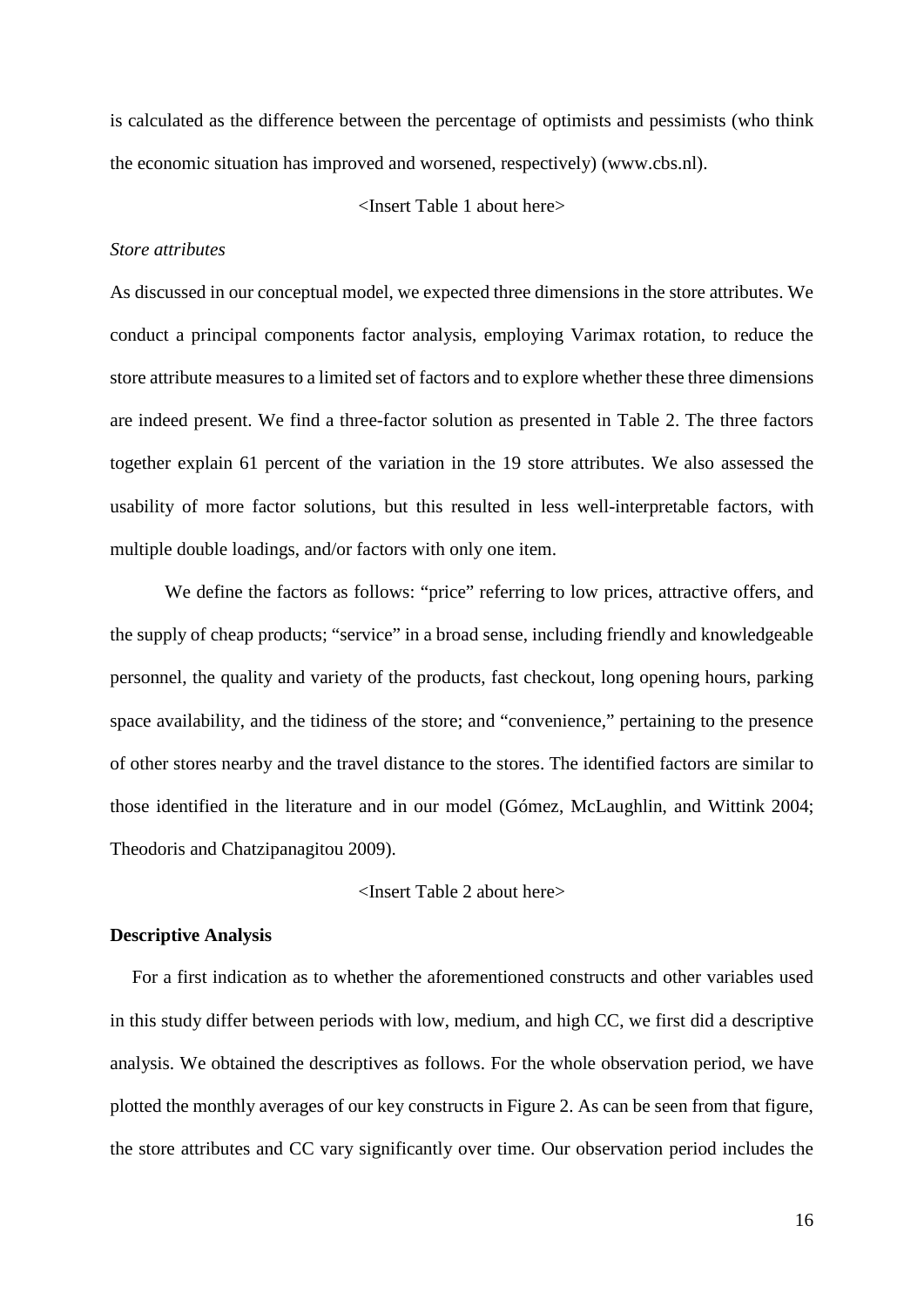is calculated as the difference between the percentage of optimists and pessimists (who think the economic situation has improved and worsened, respectively) (www.cbs.nl).

<Insert Table 1 about here>

*Store attributes*

As discussed in our conceptual model, we expected three dimensions in the store attributes. We conduct a principal components factor analysis, employing Varimax rotation, to reduce the store attribute measures to a limited set of factors and to explore whether these three dimensions are indeed present. We find a three-factor solution as presented in Table 2. The three factors together explain 61 percent of the variation in the 19 store attributes. We also assessed the usability of more factor solutions, but this resulted in less well-interpretable factors, with multiple double loadings, and/or factors with only one item.

We define the factors as follows: "price" referring to low prices, attractive offers, and the supply of cheap products; "service" in a broad sense, including friendly and knowledgeable personnel, the quality and variety of the products, fast checkout, long opening hours, parking space availability, and the tidiness of the store; and "convenience," pertaining to the presence of other stores nearby and the travel distance to the stores. The identified factors are similar to those identified in the literature and in our model (Gómez, McLaughlin, and Wittink 2004; Theodoris and Chatzipanagitou 2009).

<Insert Table 2 about here>

**Descriptive Analysis**

For a first indication as to whether the aforementioned constructs and other variables used in this study differ between periods with low, medium, and high CC, we first did a descriptive analysis. We obtained the descriptives as follows. For the whole observation period, we have plotted the monthly averages of our key constructs in Figure 2. As can be seen from that figure, the store attributes and CC vary significantly over time. Our observation period includes the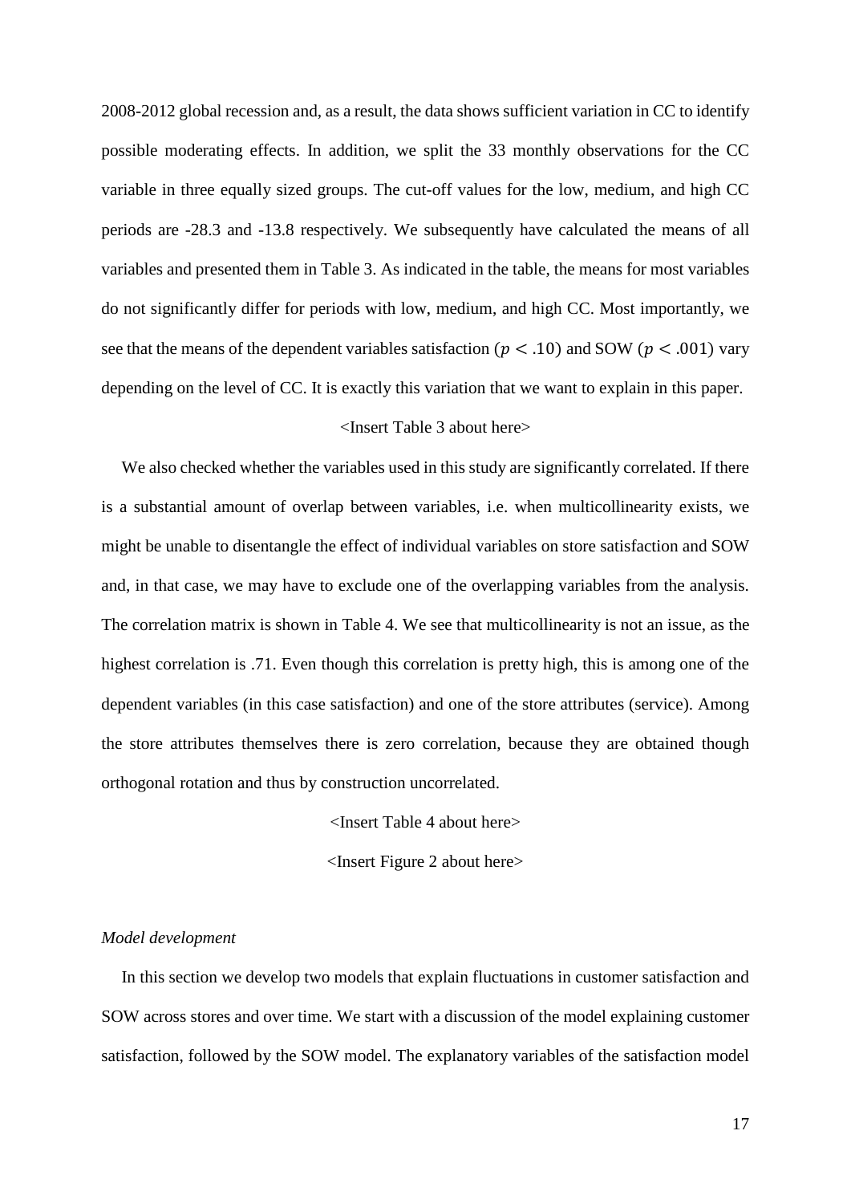2008-2012 global recession and, as a result, the data shows sufficient variation in CC to identify possible moderating effects. In addition, we split the 33 monthly observations for the CC variable in three equally sized groups. The cut-off values for the low, medium, and high CC periods are -28.3 and -13.8 respectively. We subsequently have calculated the means of all variables and presented them in Table 3. As indicated in the table, the means for most variables do not significantly differ for periods with low, medium, and high CC. Most importantly, we see that the means of the dependent variables satisfaction ($p < .10$) and SOW ($p < .001$) vary depending on the level of CC. It is exactly this variation that we want to explain in this paper.

<Insert Table 3 about here>

We also checked whether the variables used in this study are significantly correlated. If there is a substantial amount of overlap between variables, i.e. when multicollinearity exists, we might be unable to disentangle the effect of individual variables on store satisfaction and SOW and, in that case, we may have to exclude one of the overlapping variables from the analysis. The correlation matrix is shown in Table 4. We see that multicollinearity is not an issue, as the highest correlation is .71. Even though this correlation is pretty high, this is among one of the dependent variables (in this case satisfaction) and one of the store attributes (service). Among the store attributes themselves there is zero correlation, because they are obtained though orthogonal rotation and thus by construction uncorrelated.

<Insert Table 4 about here>

<Insert Figure 2 about here>

*Model development*

In this section we develop two models that explain fluctuations in customer satisfaction and SOW across stores and over time. We start with a discussion of the model explaining customer satisfaction, followed by the SOW model. The explanatory variables of the satisfaction model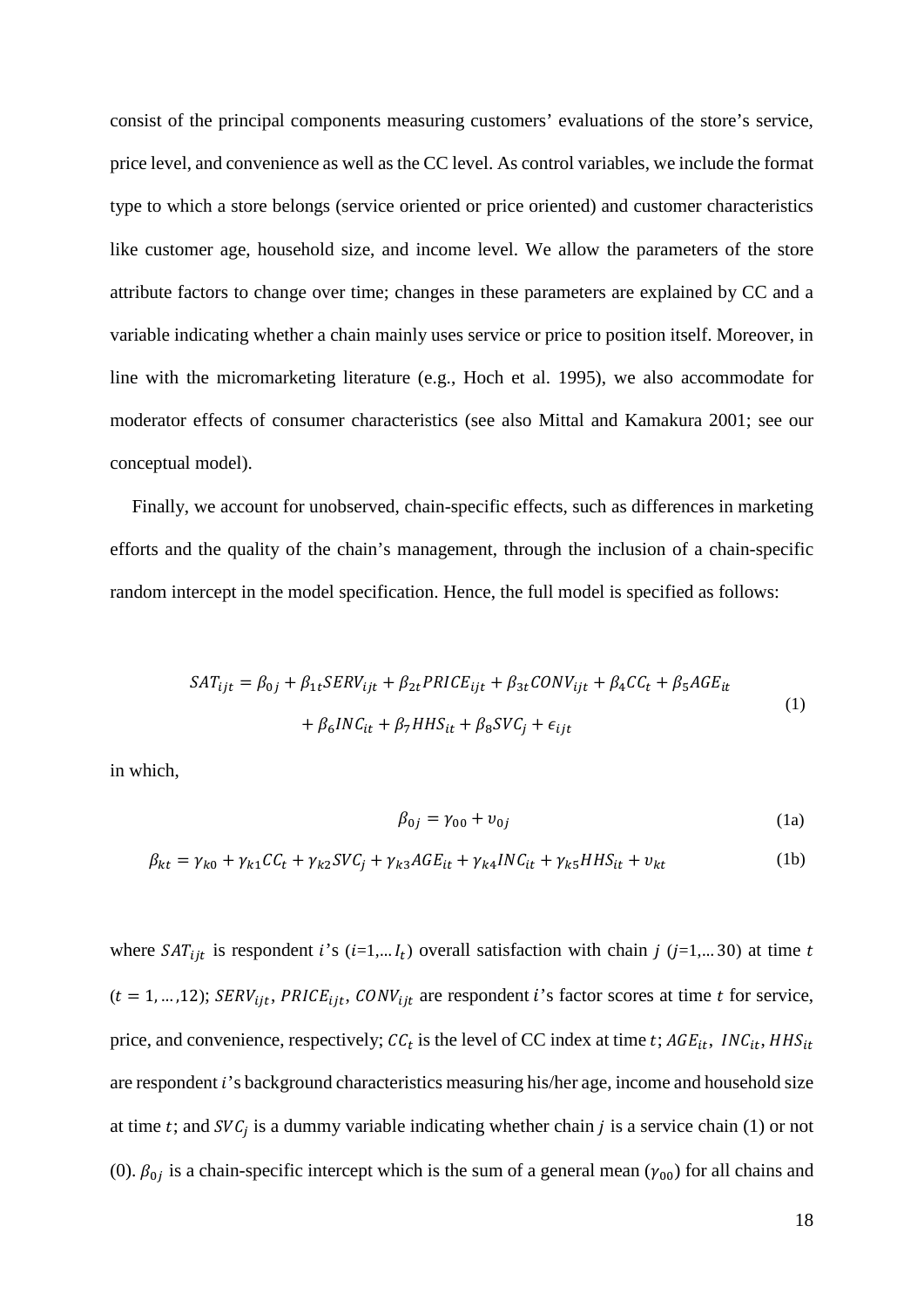consist of the principal components measuring customers' evaluations of the store's service, price level, and convenience as well as the CC level. As control variables, we include the format type to which a store belongs (service oriented or price oriented) and customer characteristics like customer age, household size, and income level. We allow the parameters of the store attribute factors to change over time; changes in these parameters are explained by CC and a variable indicating whether a chain mainly uses service or price to position itself. Moreover, in line with the micromarketing literature (e.g., Hoch et al. 1995), we also accommodate for moderator effects of consumer characteristics (see also Mittal and Kamakura 2001; see our conceptual model).

Finally, we account for unobserved, chain-specific effects, such as differences in marketing efforts and the quality of the chain's management, through the inclusion of a chain-specific random intercept in the model specification. Hence, the full model is specified as follows:

$$SAT_{ijt} = \beta_{0j} + \beta_{1t}SERV_{ijt} + \beta_{2t}PRICE_{ijt} + \beta_{3t}CONV_{ijt} + \beta_4 CC_t + \beta_5 AGE_{it} + \beta_6 INC_{it} + \beta_7 HHS_{it} + \beta_8 SVC_j + \epsilon_{ijt} \tag{1}$$

in which,

$$\beta_{0j} = \gamma_{00} + \upsilon_{0j} \tag{1a}$$

$$\beta_{kt} = \gamma_{k0} + \gamma_{k1}CC_t + \gamma_{k2}SVC_j + \gamma_{k3}AGE_{it} + \gamma_{k4}INC_{it} + \gamma_{k5}HHS_{it} + \upsilon_{kt} \tag{1b}$$

where $SAT_{ijt}$ is respondent $i$'s ($i$=1,... $I_t$) overall satisfaction with chain $j$ ($j$=1,... 30) at time $t$ ($t = 1, \ldots, 12$); $SERV_{ijt}$, $PRICE_{ijt}$, $CONV_{ijt}$ are respondent $i$'s factor scores at time $t$ for service, price, and convenience, respectively; $CC_t$ is the level of CC index at time $t$; $AGE_{it}$, $INC_{it}$, $HHS_{it}$ are respondent $i$'s background characteristics measuring his/her age, income and household size at time $t$; and $SVC_j$ is a dummy variable indicating whether chain $j$ is a service chain (1) or not (0). $\beta_{0j}$ is a chain-specific intercept which is the sum of a general mean ($\gamma_{00}$) for all chains and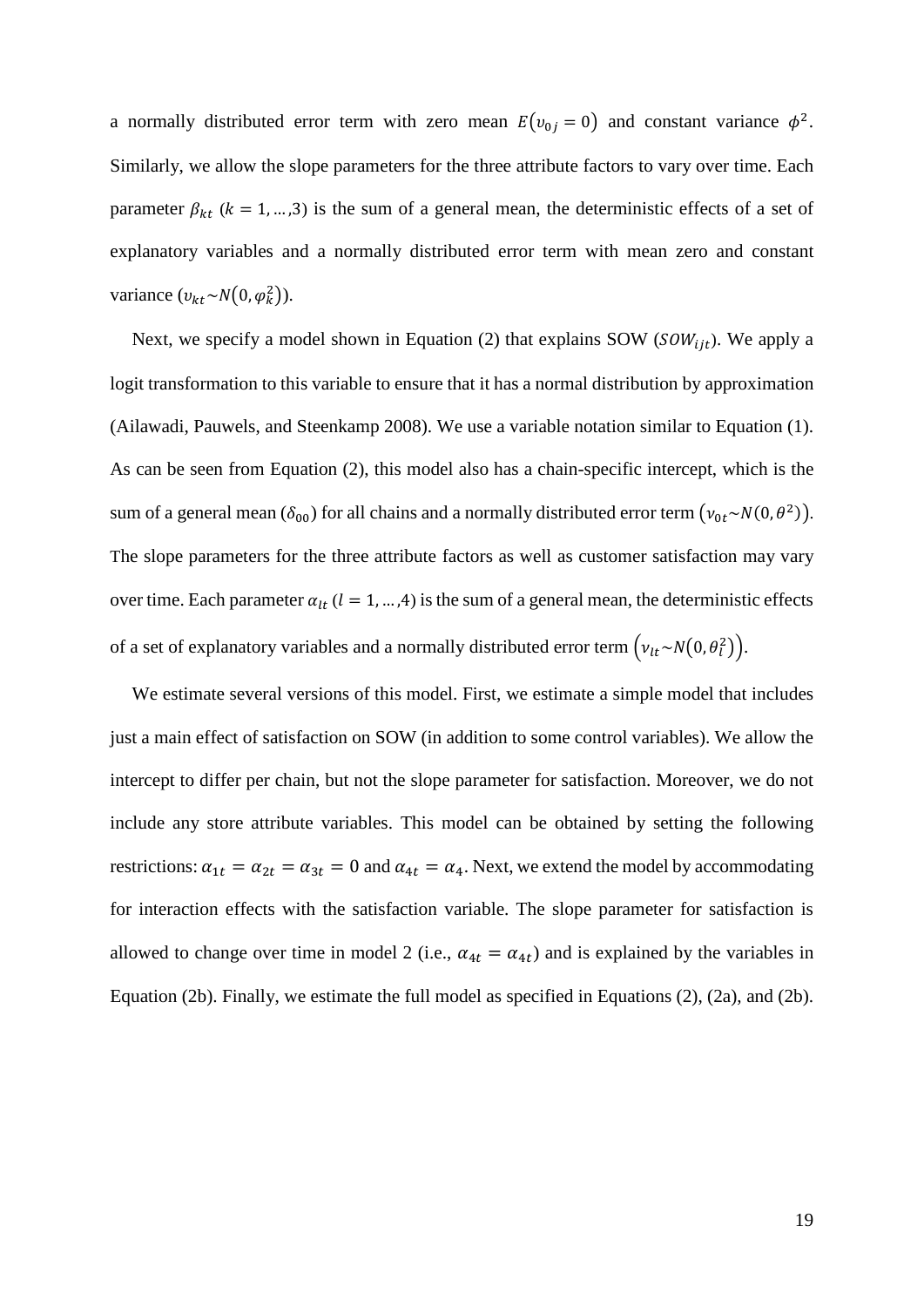a normally distributed error term with zero mean $E(\upsilon_{0j} = 0)$ and constant variance $\phi^2$. Similarly, we allow the slope parameters for the three attribute factors to vary over time. Each parameter $\beta_{kt}$ ($k = 1, \ldots, 3$) is the sum of a general mean, the deterministic effects of a set of explanatory variables and a normally distributed error term with mean zero and constant variance ($\upsilon_{kt} \sim N(0, \varphi_k^2)$).

Next, we specify a model shown in Equation (2) that explains SOW ($SOW_{ijt}$). We apply a logit transformation to this variable to ensure that it has a normal distribution by approximation (Ailawadi, Pauwels, and Steenkamp 2008). We use a variable notation similar to Equation (1). As can be seen from Equation (2), this model also has a chain-specific intercept, which is the sum of a general mean ($\delta_{00}$) for all chains and a normally distributed error term $\left(\nu_{0t} \sim N(0, \theta^2)\right)$. The slope parameters for the three attribute factors as well as customer satisfaction may vary over time. Each parameter $\alpha_{lt}$ ($l = 1, \ldots, 4$) is the sum of a general mean, the deterministic effects of a set of explanatory variables and a normally distributed error term $\left(\nu_{lt} \sim N(0, \theta_l^2)\right)$.

We estimate several versions of this model. First, we estimate a simple model that includes just a main effect of satisfaction on SOW (in addition to some control variables). We allow the intercept to differ per chain, but not the slope parameter for satisfaction. Moreover, we do not include any store attribute variables. This model can be obtained by setting the following restrictions: $\alpha_{1t} = \alpha_{2t} = \alpha_{3t} = 0$ and $\alpha_{4t} = \alpha_4$. Next, we extend the model by accommodating for interaction effects with the satisfaction variable. The slope parameter for satisfaction is allowed to change over time in model 2 (i.e., $\alpha_{4t} = \alpha_{4t}$) and is explained by the variables in Equation (2b). Finally, we estimate the full model as specified in Equations (2), (2a), and (2b).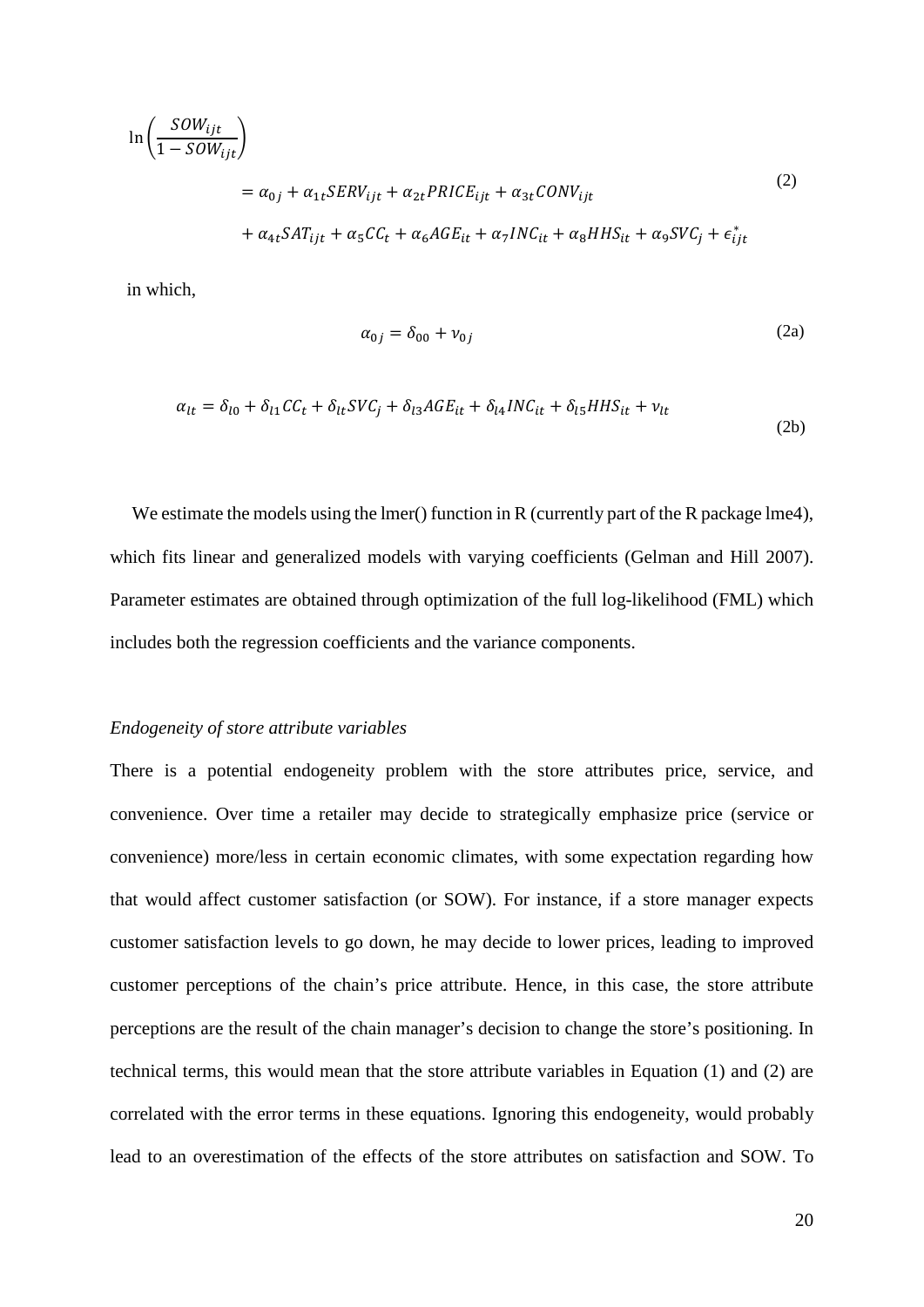$$\ln\left(\frac{SOW_{ijt}}{1-SOW_{ijt}}\right) = \alpha_{0j} + \alpha_{1t}SERV_{ijt} + \alpha_{2t}PRICE_{ijt} + \alpha_{3t}CONV_{ijt} + \alpha_{4t}SAT_{ijt} + \alpha_5 CC_t + \alpha_6 AGE_{it} + \alpha_7 INC_{it} + \alpha_8 HHS_{it} + \alpha_9 SVC_j + \epsilon^*_{ijt} \tag{2}$$

in which,

$$\alpha_{0j} = \delta_{00} + \nu_{0j} \tag{2a}$$

$$\alpha_{lt} = \delta_{l0} + \delta_{l1}CC_t + \delta_{lt}SVC_j + \delta_{l3}AGE_{it} + \delta_{l4}INC_{it} + \delta_{l5}HHS_{it} + \nu_{lt} \tag{2b}$$

We estimate the models using the lmer() function in R (currently part of the R package lme4), which fits linear and generalized models with varying coefficients (Gelman and Hill 2007). Parameter estimates are obtained through optimization of the full log-likelihood (FML) which includes both the regression coefficients and the variance components.

*Endogeneity of store attribute variables*

There is a potential endogeneity problem with the store attributes price, service, and convenience. Over time a retailer may decide to strategically emphasize price (service or convenience) more/less in certain economic climates, with some expectation regarding how that would affect customer satisfaction (or SOW). For instance, if a store manager expects customer satisfaction levels to go down, he may decide to lower prices, leading to improved customer perceptions of the chain's price attribute. Hence, in this case, the store attribute perceptions are the result of the chain manager's decision to change the store's positioning. In technical terms, this would mean that the store attribute variables in Equation (1) and (2) are correlated with the error terms in these equations. Ignoring this endogeneity, would probably lead to an overestimation of the effects of the store attributes on satisfaction and SOW. To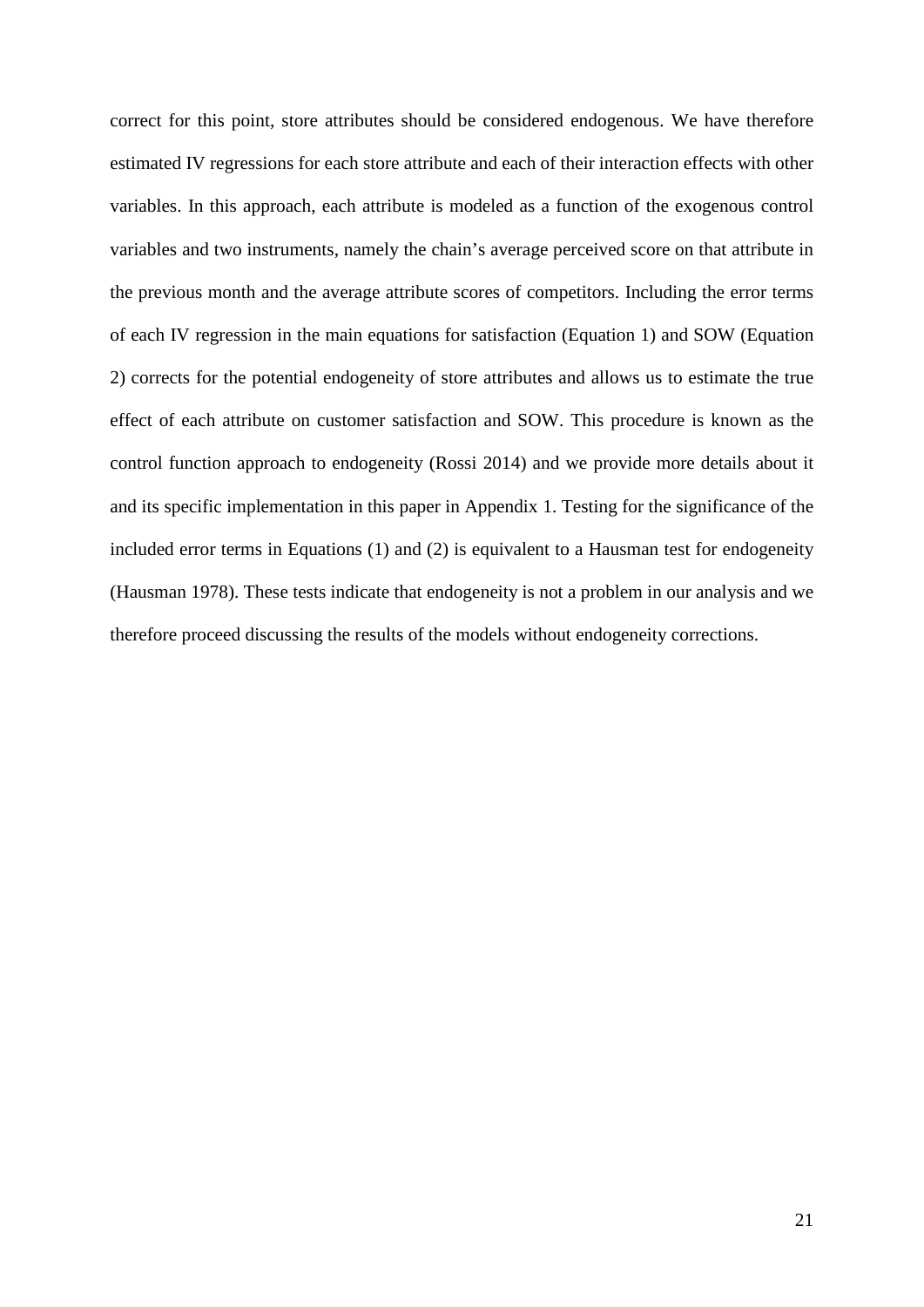correct for this point, store attributes should be considered endogenous. We have therefore estimated IV regressions for each store attribute and each of their interaction effects with other variables. In this approach, each attribute is modeled as a function of the exogenous control variables and two instruments, namely the chain's average perceived score on that attribute in the previous month and the average attribute scores of competitors. Including the error terms of each IV regression in the main equations for satisfaction (Equation 1) and SOW (Equation 2) corrects for the potential endogeneity of store attributes and allows us to estimate the true effect of each attribute on customer satisfaction and SOW. This procedure is known as the control function approach to endogeneity (Rossi 2014) and we provide more details about it and its specific implementation in this paper in Appendix 1. Testing for the significance of the included error terms in Equations (1) and (2) is equivalent to a Hausman test for endogeneity (Hausman 1978). These tests indicate that endogeneity is not a problem in our analysis and we therefore proceed discussing the results of the models without endogeneity corrections.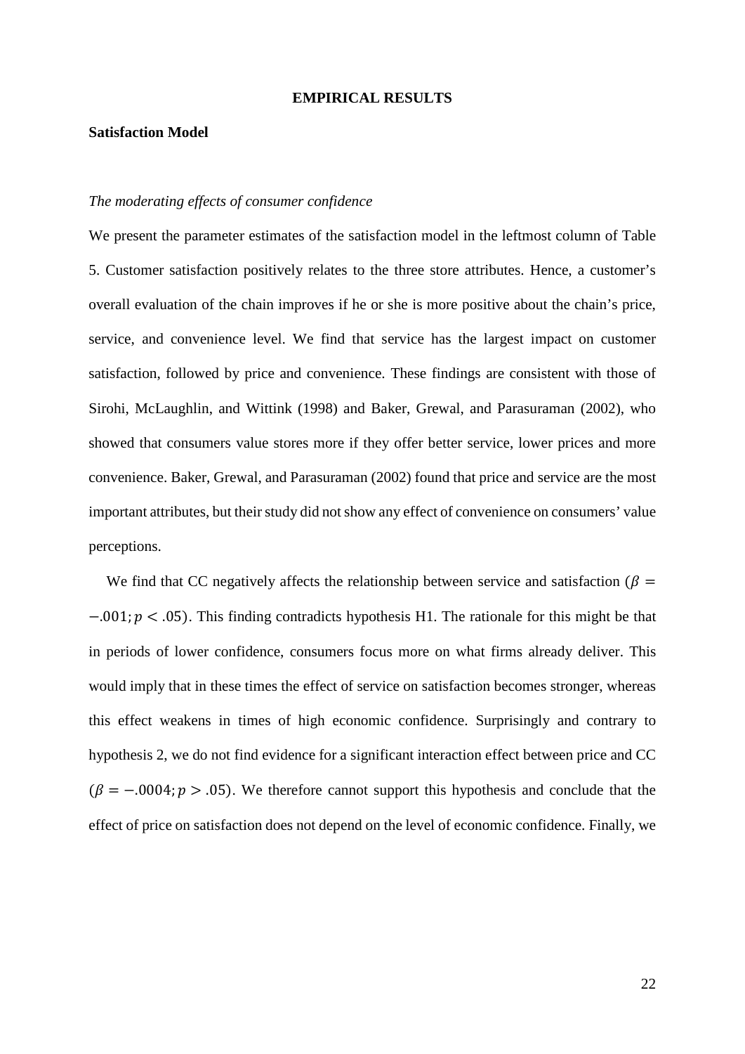## EMPIRICAL RESULTS

### Satisfaction Model

*The moderating effects of consumer confidence*

We present the parameter estimates of the satisfaction model in the leftmost column of Table 5. Customer satisfaction positively relates to the three store attributes. Hence, a customer's overall evaluation of the chain improves if he or she is more positive about the chain's price, service, and convenience level. We find that service has the largest impact on customer satisfaction, followed by price and convenience. These findings are consistent with those of Sirohi, McLaughlin, and Wittink (1998) and Baker, Grewal, and Parasuraman (2002), who showed that consumers value stores more if they offer better service, lower prices and more convenience. Baker, Grewal, and Parasuraman (2002) found that price and service are the most important attributes, but their study did not show any effect of convenience on consumers' value perceptions.

We find that CC negatively affects the relationship between service and satisfaction ($\beta = -.001; p < .05$). This finding contradicts hypothesis H1. The rationale for this might be that in periods of lower confidence, consumers focus more on what firms already deliver. This would imply that in these times the effect of service on satisfaction becomes stronger, whereas this effect weakens in times of high economic confidence. Surprisingly and contrary to hypothesis 2, we do not find evidence for a significant interaction effect between price and CC ($\beta = -.0004; p > .05$). We therefore cannot support this hypothesis and conclude that the effect of price on satisfaction does not depend on the level of economic confidence. Finally, we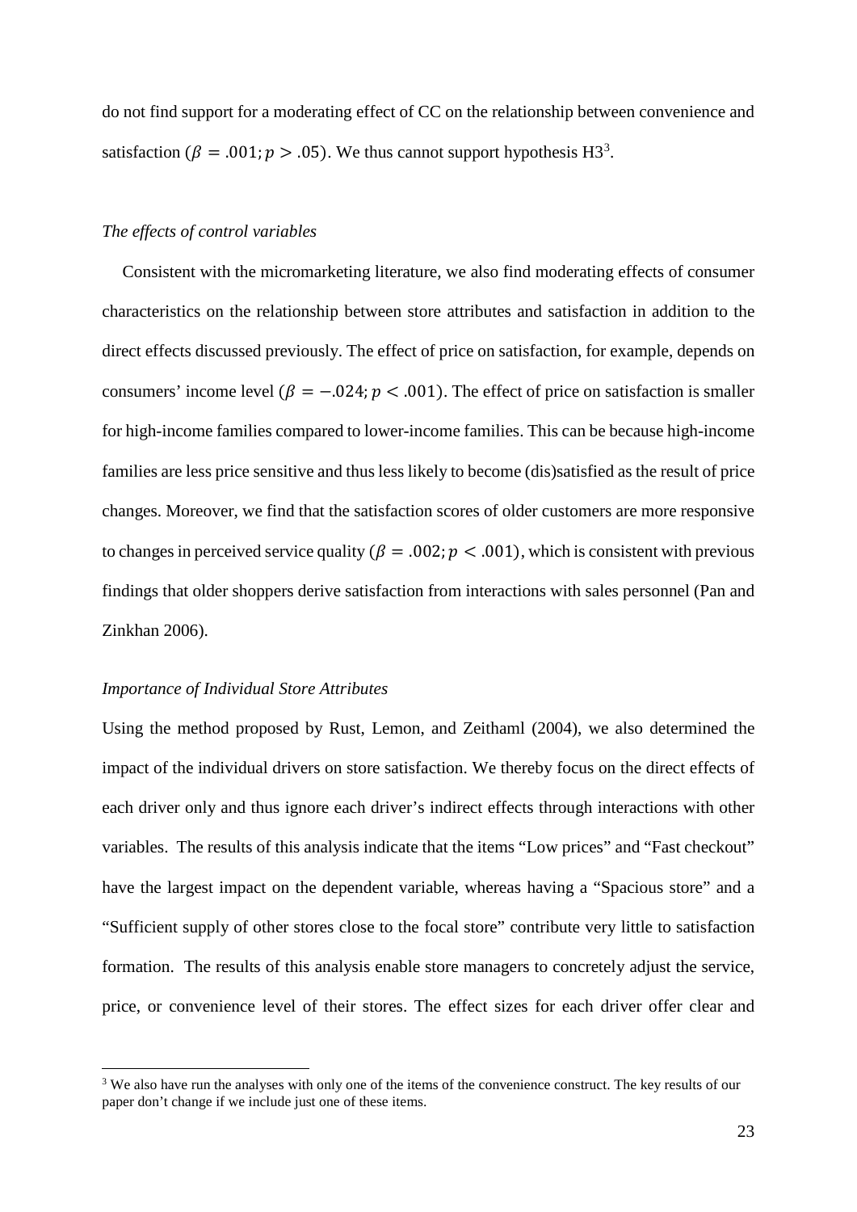do not find support for a moderating effect of CC on the relationship between convenience and satisfaction ($\beta = .001; p > .05$). We thus cannot support hypothesis H3[3].

### *The effects of control variables*

Consistent with the micromarketing literature, we also find moderating effects of consumer characteristics on the relationship between store attributes and satisfaction in addition to the direct effects discussed previously. The effect of price on satisfaction, for example, depends on consumers' income level ($\beta = -.024; p < .001$). The effect of price on satisfaction is smaller for high-income families compared to lower-income families. This can be because high-income families are less price sensitive and thus less likely to become (dis)satisfied as the result of price changes. Moreover, we find that the satisfaction scores of older customers are more responsive to changes in perceived service quality ($\beta = .002; p < .001$), which is consistent with previous findings that older shoppers derive satisfaction from interactions with sales personnel (Pan and Zinkhan 2006).

### *Importance of Individual Store Attributes*

Using the method proposed by Rust, Lemon, and Zeithaml (2004), we also determined the impact of the individual drivers on store satisfaction. We thereby focus on the direct effects of each driver only and thus ignore each driver's indirect effects through interactions with other variables. The results of this analysis indicate that the items "Low prices" and "Fast checkout" have the largest impact on the dependent variable, whereas having a "Spacious store" and a "Sufficient supply of other stores close to the focal store" contribute very little to satisfaction formation. The results of this analysis enable store managers to concretely adjust the service, price, or convenience level of their stores. The effect sizes for each driver offer clear and

---

[3] We also have run the analyses with only one of the items of the convenience construct. The key results of our paper don't change if we include just one of these items.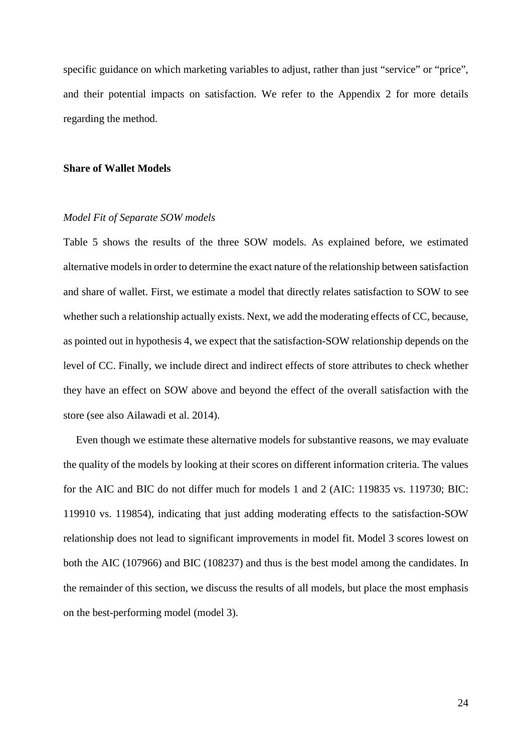specific guidance on which marketing variables to adjust, rather than just "service" or "price", and their potential impacts on satisfaction. We refer to the Appendix 2 for more details regarding the method.

### Share of Wallet Models

#### *Model Fit of Separate SOW models*

Table 5 shows the results of the three SOW models. As explained before, we estimated alternative models in order to determine the exact nature of the relationship between satisfaction and share of wallet. First, we estimate a model that directly relates satisfaction to SOW to see whether such a relationship actually exists. Next, we add the moderating effects of CC, because, as pointed out in hypothesis 4, we expect that the satisfaction-SOW relationship depends on the level of CC. Finally, we include direct and indirect effects of store attributes to check whether they have an effect on SOW above and beyond the effect of the overall satisfaction with the store (see also Ailawadi et al. 2014).

Even though we estimate these alternative models for substantive reasons, we may evaluate the quality of the models by looking at their scores on different information criteria. The values for the AIC and BIC do not differ much for models 1 and 2 (AIC: 119835 vs. 119730; BIC: 119910 vs. 119854), indicating that just adding moderating effects to the satisfaction-SOW relationship does not lead to significant improvements in model fit. Model 3 scores lowest on both the AIC (107966) and BIC (108237) and thus is the best model among the candidates. In the remainder of this section, we discuss the results of all models, but place the most emphasis on the best-performing model (model 3).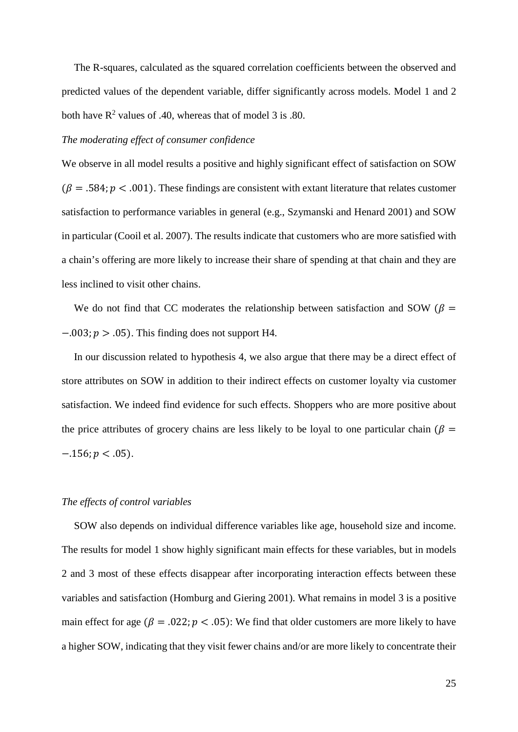The R-squares, calculated as the squared correlation coefficients between the observed and predicted values of the dependent variable, differ significantly across models. Model 1 and 2 both have $R^2$ values of .40, whereas that of model 3 is .80.

*The moderating effect of consumer confidence*

We observe in all model results a positive and highly significant effect of satisfaction on SOW ($\beta = .584; p < .001$). These findings are consistent with extant literature that relates customer satisfaction to performance variables in general (e.g., Szymanski and Henard 2001) and SOW in particular (Cooil et al. 2007). The results indicate that customers who are more satisfied with a chain's offering are more likely to increase their share of spending at that chain and they are less inclined to visit other chains.

We do not find that CC moderates the relationship between satisfaction and SOW ($\beta = -.003; p > .05$). This finding does not support H4.

In our discussion related to hypothesis 4, we also argue that there may be a direct effect of store attributes on SOW in addition to their indirect effects on customer loyalty via customer satisfaction. We indeed find evidence for such effects. Shoppers who are more positive about the price attributes of grocery chains are less likely to be loyal to one particular chain ($\beta = -.156; p < .05$).

*The effects of control variables*

SOW also depends on individual difference variables like age, household size and income. The results for model 1 show highly significant main effects for these variables, but in models 2 and 3 most of these effects disappear after incorporating interaction effects between these variables and satisfaction (Homburg and Giering 2001). What remains in model 3 is a positive main effect for age ($\beta = .022; p < .05$): We find that older customers are more likely to have a higher SOW, indicating that they visit fewer chains and/or are more likely to concentrate their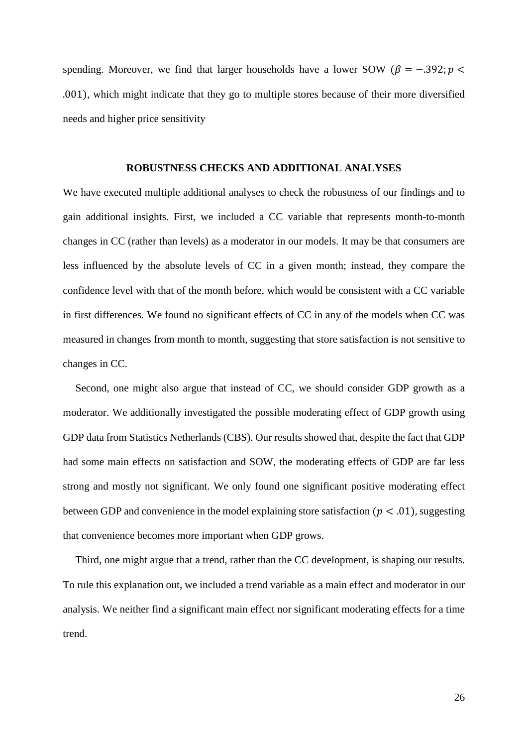spending. Moreover, we find that larger households have a lower SOW ($\beta = -.392; p < .001$), which might indicate that they go to multiple stores because of their more diversified needs and higher price sensitivity

## ROBUSTNESS CHECKS AND ADDITIONAL ANALYSES

We have executed multiple additional analyses to check the robustness of our findings and to gain additional insights. First, we included a CC variable that represents month-to-month changes in CC (rather than levels) as a moderator in our models. It may be that consumers are less influenced by the absolute levels of CC in a given month; instead, they compare the confidence level with that of the month before, which would be consistent with a CC variable in first differences. We found no significant effects of CC in any of the models when CC was measured in changes from month to month, suggesting that store satisfaction is not sensitive to changes in CC.

Second, one might also argue that instead of CC, we should consider GDP growth as a moderator. We additionally investigated the possible moderating effect of GDP growth using GDP data from Statistics Netherlands (CBS). Our results showed that, despite the fact that GDP had some main effects on satisfaction and SOW, the moderating effects of GDP are far less strong and mostly not significant. We only found one significant positive moderating effect between GDP and convenience in the model explaining store satisfaction ($p < .01$), suggesting that convenience becomes more important when GDP grows.

Third, one might argue that a trend, rather than the CC development, is shaping our results. To rule this explanation out, we included a trend variable as a main effect and moderator in our analysis. We neither find a significant main effect nor significant moderating effects for a time trend.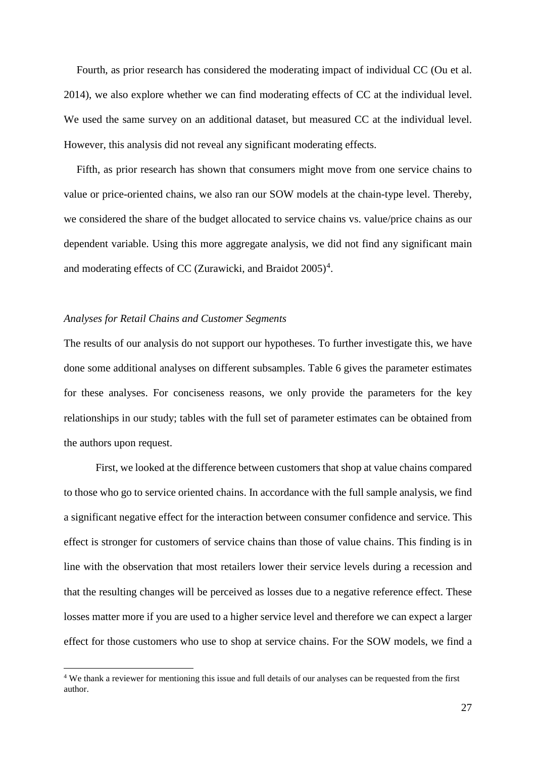Fourth, as prior research has considered the moderating impact of individual CC (Ou et al. 2014), we also explore whether we can find moderating effects of CC at the individual level. We used the same survey on an additional dataset, but measured CC at the individual level. However, this analysis did not reveal any significant moderating effects.

Fifth, as prior research has shown that consumers might move from one service chains to value or price-oriented chains, we also ran our SOW models at the chain-type level. Thereby, we considered the share of the budget allocated to service chains vs. value/price chains as our dependent variable. Using this more aggregate analysis, we did not find any significant main and moderating effects of CC (Zurawicki, and Braidot 2005)[4].

*Analyses for Retail Chains and Customer Segments*

The results of our analysis do not support our hypotheses. To further investigate this, we have done some additional analyses on different subsamples. Table 6 gives the parameter estimates for these analyses. For conciseness reasons, we only provide the parameters for the key relationships in our study; tables with the full set of parameter estimates can be obtained from the authors upon request.

First, we looked at the difference between customers that shop at value chains compared to those who go to service oriented chains. In accordance with the full sample analysis, we find a significant negative effect for the interaction between consumer confidence and service. This effect is stronger for customers of service chains than those of value chains. This finding is in line with the observation that most retailers lower their service levels during a recession and that the resulting changes will be perceived as losses due to a negative reference effect. These losses matter more if you are used to a higher service level and therefore we can expect a larger effect for those customers who use to shop at service chains. For the SOW models, we find a

[4] We thank a reviewer for mentioning this issue and full details of our analyses can be requested from the first author.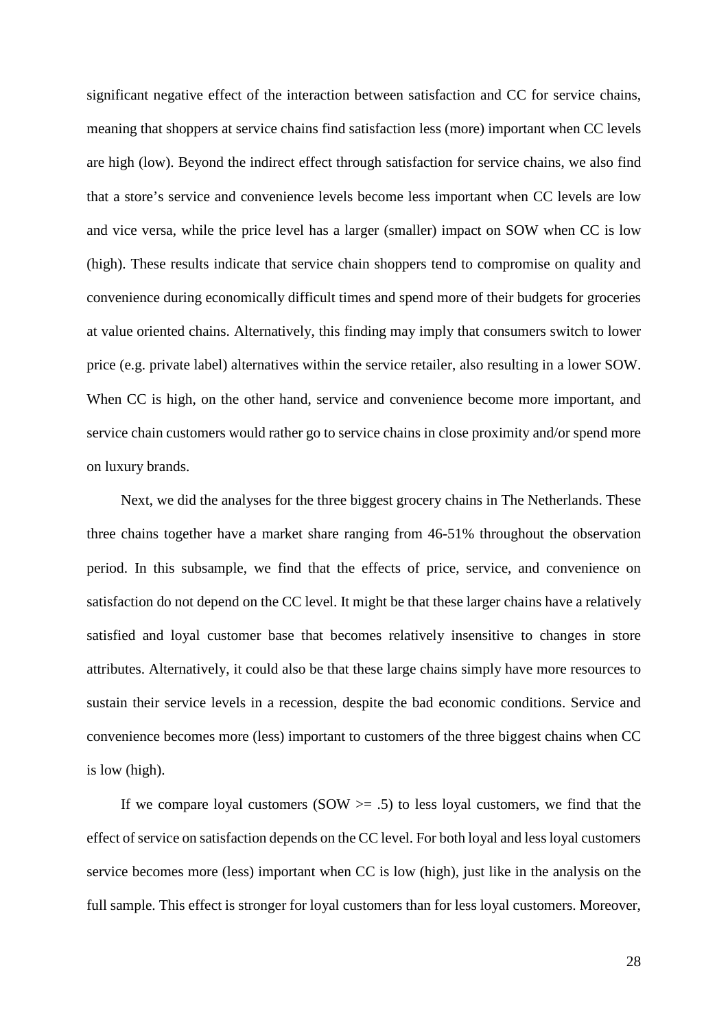significant negative effect of the interaction between satisfaction and CC for service chains, meaning that shoppers at service chains find satisfaction less (more) important when CC levels are high (low). Beyond the indirect effect through satisfaction for service chains, we also find that a store's service and convenience levels become less important when CC levels are low and vice versa, while the price level has a larger (smaller) impact on SOW when CC is low (high). These results indicate that service chain shoppers tend to compromise on quality and convenience during economically difficult times and spend more of their budgets for groceries at value oriented chains. Alternatively, this finding may imply that consumers switch to lower price (e.g. private label) alternatives within the service retailer, also resulting in a lower SOW. When CC is high, on the other hand, service and convenience become more important, and service chain customers would rather go to service chains in close proximity and/or spend more on luxury brands.

Next, we did the analyses for the three biggest grocery chains in The Netherlands. These three chains together have a market share ranging from 46-51% throughout the observation period. In this subsample, we find that the effects of price, service, and convenience on satisfaction do not depend on the CC level. It might be that these larger chains have a relatively satisfied and loyal customer base that becomes relatively insensitive to changes in store attributes. Alternatively, it could also be that these large chains simply have more resources to sustain their service levels in a recession, despite the bad economic conditions. Service and convenience becomes more (less) important to customers of the three biggest chains when CC is low (high).

If we compare loyal customers (SOW >= .5) to less loyal customers, we find that the effect of service on satisfaction depends on the CC level. For both loyal and less loyal customers service becomes more (less) important when CC is low (high), just like in the analysis on the full sample. This effect is stronger for loyal customers than for less loyal customers. Moreover,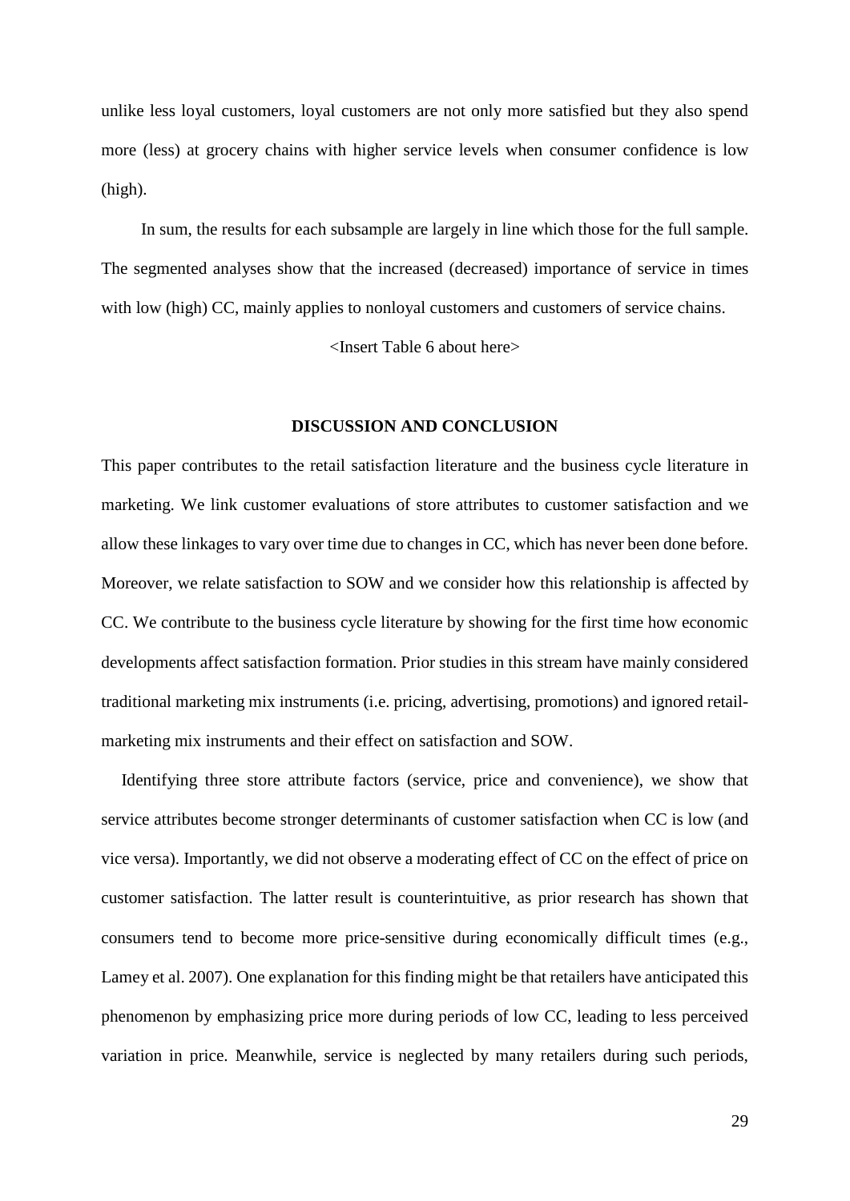unlike less loyal customers, loyal customers are not only more satisfied but they also spend more (less) at grocery chains with higher service levels when consumer confidence is low (high).

In sum, the results for each subsample are largely in line which those for the full sample. The segmented analyses show that the increased (decreased) importance of service in times with low (high) CC, mainly applies to nonloyal customers and customers of service chains.

<Insert Table 6 about here>

## DISCUSSION AND CONCLUSION

This paper contributes to the retail satisfaction literature and the business cycle literature in marketing. We link customer evaluations of store attributes to customer satisfaction and we allow these linkages to vary over time due to changes in CC, which has never been done before. Moreover, we relate satisfaction to SOW and we consider how this relationship is affected by CC. We contribute to the business cycle literature by showing for the first time how economic developments affect satisfaction formation. Prior studies in this stream have mainly considered traditional marketing mix instruments (i.e. pricing, advertising, promotions) and ignored retail-marketing mix instruments and their effect on satisfaction and SOW.

Identifying three store attribute factors (service, price and convenience), we show that service attributes become stronger determinants of customer satisfaction when CC is low (and vice versa). Importantly, we did not observe a moderating effect of CC on the effect of price on customer satisfaction. The latter result is counterintuitive, as prior research has shown that consumers tend to become more price-sensitive during economically difficult times (e.g., Lamey et al. 2007). One explanation for this finding might be that retailers have anticipated this phenomenon by emphasizing price more during periods of low CC, leading to less perceived variation in price. Meanwhile, service is neglected by many retailers during such periods,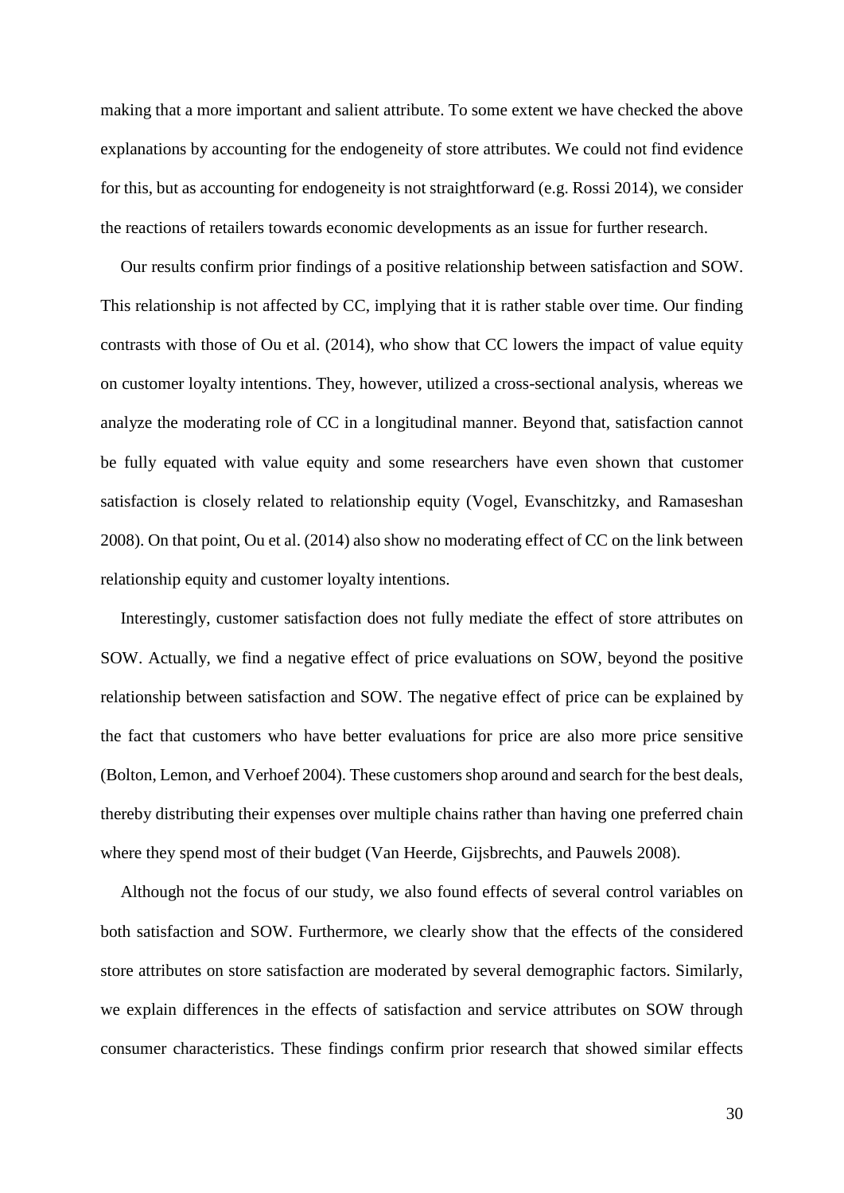making that a more important and salient attribute. To some extent we have checked the above explanations by accounting for the endogeneity of store attributes. We could not find evidence for this, but as accounting for endogeneity is not straightforward (e.g. Rossi 2014), we consider the reactions of retailers towards economic developments as an issue for further research.

Our results confirm prior findings of a positive relationship between satisfaction and SOW. This relationship is not affected by CC, implying that it is rather stable over time. Our finding contrasts with those of Ou et al. (2014), who show that CC lowers the impact of value equity on customer loyalty intentions. They, however, utilized a cross-sectional analysis, whereas we analyze the moderating role of CC in a longitudinal manner. Beyond that, satisfaction cannot be fully equated with value equity and some researchers have even shown that customer satisfaction is closely related to relationship equity (Vogel, Evanschitzky, and Ramaseshan 2008). On that point, Ou et al. (2014) also show no moderating effect of CC on the link between relationship equity and customer loyalty intentions.

Interestingly, customer satisfaction does not fully mediate the effect of store attributes on SOW. Actually, we find a negative effect of price evaluations on SOW, beyond the positive relationship between satisfaction and SOW. The negative effect of price can be explained by the fact that customers who have better evaluations for price are also more price sensitive (Bolton, Lemon, and Verhoef 2004). These customers shop around and search for the best deals, thereby distributing their expenses over multiple chains rather than having one preferred chain where they spend most of their budget (Van Heerde, Gijsbrechts, and Pauwels 2008).

Although not the focus of our study, we also found effects of several control variables on both satisfaction and SOW. Furthermore, we clearly show that the effects of the considered store attributes on store satisfaction are moderated by several demographic factors. Similarly, we explain differences in the effects of satisfaction and service attributes on SOW through consumer characteristics. These findings confirm prior research that showed similar effects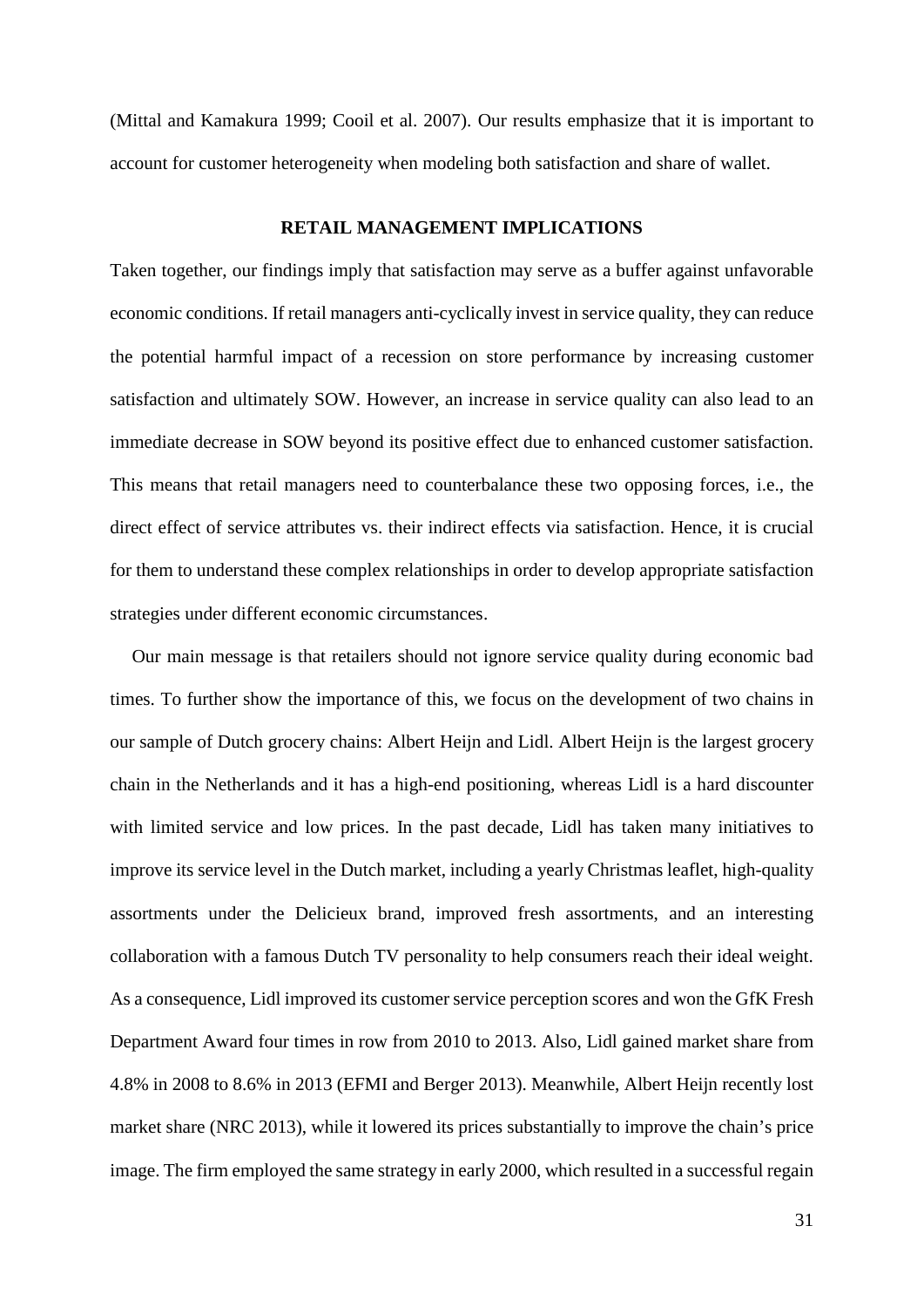(Mittal and Kamakura 1999; Cooil et al. 2007). Our results emphasize that it is important to account for customer heterogeneity when modeling both satisfaction and share of wallet.

## RETAIL MANAGEMENT IMPLICATIONS

Taken together, our findings imply that satisfaction may serve as a buffer against unfavorable economic conditions. If retail managers anti-cyclically invest in service quality, they can reduce the potential harmful impact of a recession on store performance by increasing customer satisfaction and ultimately SOW. However, an increase in service quality can also lead to an immediate decrease in SOW beyond its positive effect due to enhanced customer satisfaction. This means that retail managers need to counterbalance these two opposing forces, i.e., the direct effect of service attributes vs. their indirect effects via satisfaction. Hence, it is crucial for them to understand these complex relationships in order to develop appropriate satisfaction strategies under different economic circumstances.

Our main message is that retailers should not ignore service quality during economic bad times. To further show the importance of this, we focus on the development of two chains in our sample of Dutch grocery chains: Albert Heijn and Lidl. Albert Heijn is the largest grocery chain in the Netherlands and it has a high-end positioning, whereas Lidl is a hard discounter with limited service and low prices. In the past decade, Lidl has taken many initiatives to improve its service level in the Dutch market, including a yearly Christmas leaflet, high-quality assortments under the Delicieux brand, improved fresh assortments, and an interesting collaboration with a famous Dutch TV personality to help consumers reach their ideal weight. As a consequence, Lidl improved its customer service perception scores and won the GfK Fresh Department Award four times in row from 2010 to 2013. Also, Lidl gained market share from 4.8% in 2008 to 8.6% in 2013 (EFMI and Berger 2013). Meanwhile, Albert Heijn recently lost market share (NRC 2013), while it lowered its prices substantially to improve the chain's price image. The firm employed the same strategy in early 2000, which resulted in a successful regain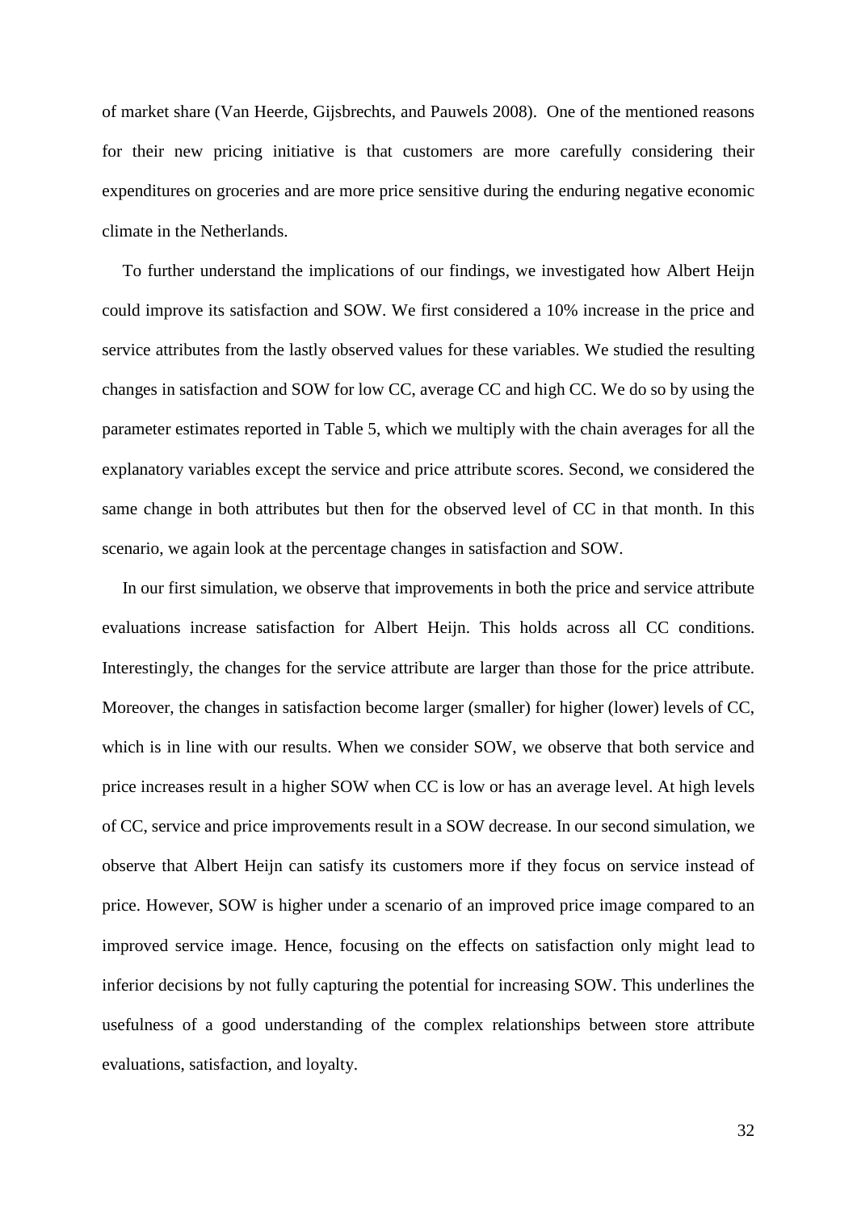of market share (Van Heerde, Gijsbrechts, and Pauwels 2008). One of the mentioned reasons for their new pricing initiative is that customers are more carefully considering their expenditures on groceries and are more price sensitive during the enduring negative economic climate in the Netherlands.

To further understand the implications of our findings, we investigated how Albert Heijn could improve its satisfaction and SOW. We first considered a 10% increase in the price and service attributes from the lastly observed values for these variables. We studied the resulting changes in satisfaction and SOW for low CC, average CC and high CC. We do so by using the parameter estimates reported in Table 5, which we multiply with the chain averages for all the explanatory variables except the service and price attribute scores. Second, we considered the same change in both attributes but then for the observed level of CC in that month. In this scenario, we again look at the percentage changes in satisfaction and SOW.

In our first simulation, we observe that improvements in both the price and service attribute evaluations increase satisfaction for Albert Heijn. This holds across all CC conditions. Interestingly, the changes for the service attribute are larger than those for the price attribute. Moreover, the changes in satisfaction become larger (smaller) for higher (lower) levels of CC, which is in line with our results. When we consider SOW, we observe that both service and price increases result in a higher SOW when CC is low or has an average level. At high levels of CC, service and price improvements result in a SOW decrease. In our second simulation, we observe that Albert Heijn can satisfy its customers more if they focus on service instead of price. However, SOW is higher under a scenario of an improved price image compared to an improved service image. Hence, focusing on the effects on satisfaction only might lead to inferior decisions by not fully capturing the potential for increasing SOW. This underlines the usefulness of a good understanding of the complex relationships between store attribute evaluations, satisfaction, and loyalty.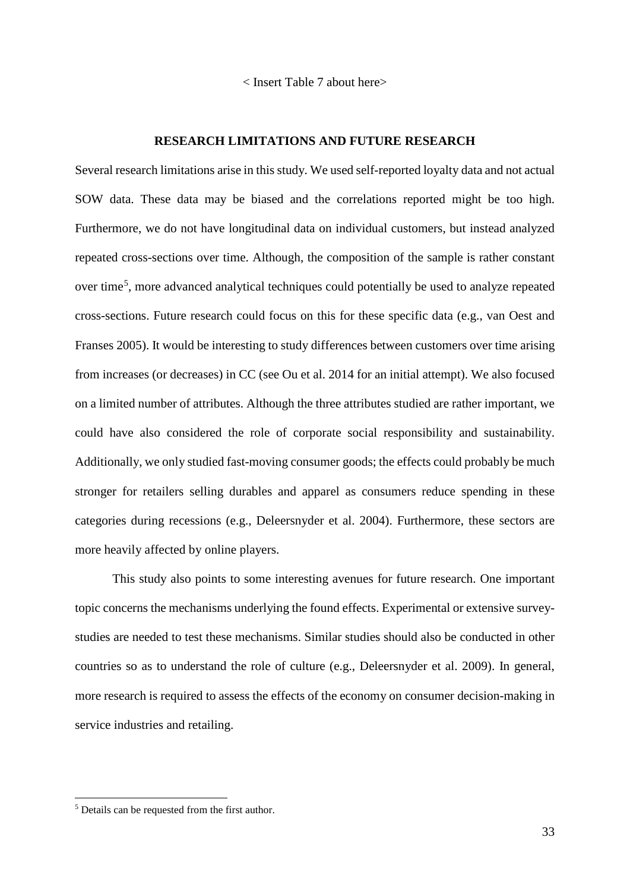< Insert Table 7 about here>

## RESEARCH LIMITATIONS AND FUTURE RESEARCH

Several research limitations arise in this study. We used self-reported loyalty data and not actual SOW data. These data may be biased and the correlations reported might be too high. Furthermore, we do not have longitudinal data on individual customers, but instead analyzed repeated cross-sections over time. Although, the composition of the sample is rather constant over time[5], more advanced analytical techniques could potentially be used to analyze repeated cross-sections. Future research could focus on this for these specific data (e.g., van Oest and Franses 2005). It would be interesting to study differences between customers over time arising from increases (or decreases) in CC (see Ou et al. 2014 for an initial attempt). We also focused on a limited number of attributes. Although the three attributes studied are rather important, we could have also considered the role of corporate social responsibility and sustainability. Additionally, we only studied fast-moving consumer goods; the effects could probably be much stronger for retailers selling durables and apparel as consumers reduce spending in these categories during recessions (e.g., Deleersnyder et al. 2004). Furthermore, these sectors are more heavily affected by online players.

This study also points to some interesting avenues for future research. One important topic concerns the mechanisms underlying the found effects. Experimental or extensive survey-studies are needed to test these mechanisms. Similar studies should also be conducted in other countries so as to understand the role of culture (e.g., Deleersnyder et al. 2009). In general, more research is required to assess the effects of the economy on consumer decision-making in service industries and retailing.

[5] Details can be requested from the first author.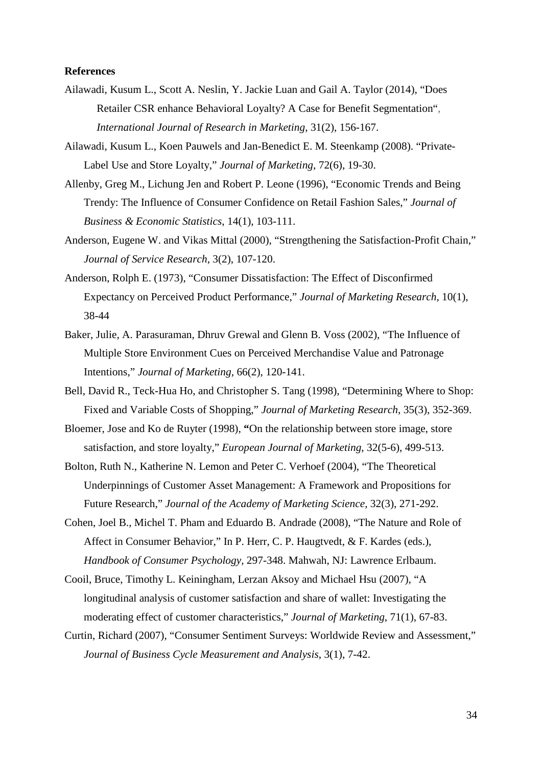**References**

Ailawadi, Kusum L., Scott A. Neslin, Y. Jackie Luan and Gail A. Taylor (2014), "Does Retailer CSR enhance Behavioral Loyalty? A Case for Benefit Segmentation", *International Journal of Research in Marketing*, 31(2), 156-167.

Ailawadi, Kusum L., Koen Pauwels and Jan-Benedict E. M. Steenkamp (2008). "Private-Label Use and Store Loyalty," *Journal of Marketing*, 72(6), 19-30.

Allenby, Greg M., Lichung Jen and Robert P. Leone (1996), "Economic Trends and Being Trendy: The Influence of Consumer Confidence on Retail Fashion Sales," *Journal of Business & Economic Statistics*, 14(1), 103-111.

Anderson, Eugene W. and Vikas Mittal (2000), "Strengthening the Satisfaction-Profit Chain," *Journal of Service Research*, 3(2), 107-120.

Anderson, Rolph E. (1973), "Consumer Dissatisfaction: The Effect of Disconfirmed Expectancy on Perceived Product Performance," *Journal of Marketing Research*, 10(1), 38-44

Baker, Julie, A. Parasuraman, Dhruv Grewal and Glenn B. Voss (2002), "The Influence of Multiple Store Environment Cues on Perceived Merchandise Value and Patronage Intentions," *Journal of Marketing*, 66(2), 120-141.

Bell, David R., Teck-Hua Ho, and Christopher S. Tang (1998), "Determining Where to Shop: Fixed and Variable Costs of Shopping," *Journal of Marketing Research*, 35(3), 352-369.

Bloemer, Jose and Ko de Ruyter (1998), **"**On the relationship between store image, store satisfaction, and store loyalty," *European Journal of Marketing*, 32(5-6), 499-513.

Bolton, Ruth N., Katherine N. Lemon and Peter C. Verhoef (2004), "The Theoretical Underpinnings of Customer Asset Management: A Framework and Propositions for Future Research," *Journal of the Academy of Marketing Science*, 32(3), 271-292.

Cohen, Joel B., Michel T. Pham and Eduardo B. Andrade (2008), "The Nature and Role of Affect in Consumer Behavior," In P. Herr, C. P. Haugtvedt, & F. Kardes (eds.), *Handbook of Consumer Psychology*, 297-348. Mahwah, NJ: Lawrence Erlbaum.

Cooil, Bruce, Timothy L. Keiningham, Lerzan Aksoy and Michael Hsu (2007), "A longitudinal analysis of customer satisfaction and share of wallet: Investigating the moderating effect of customer characteristics," *Journal of Marketing*, 71(1), 67-83.

Curtin, Richard (2007), "Consumer Sentiment Surveys: Worldwide Review and Assessment," *Journal of Business Cycle Measurement and Analysis*, 3(1), 7-42.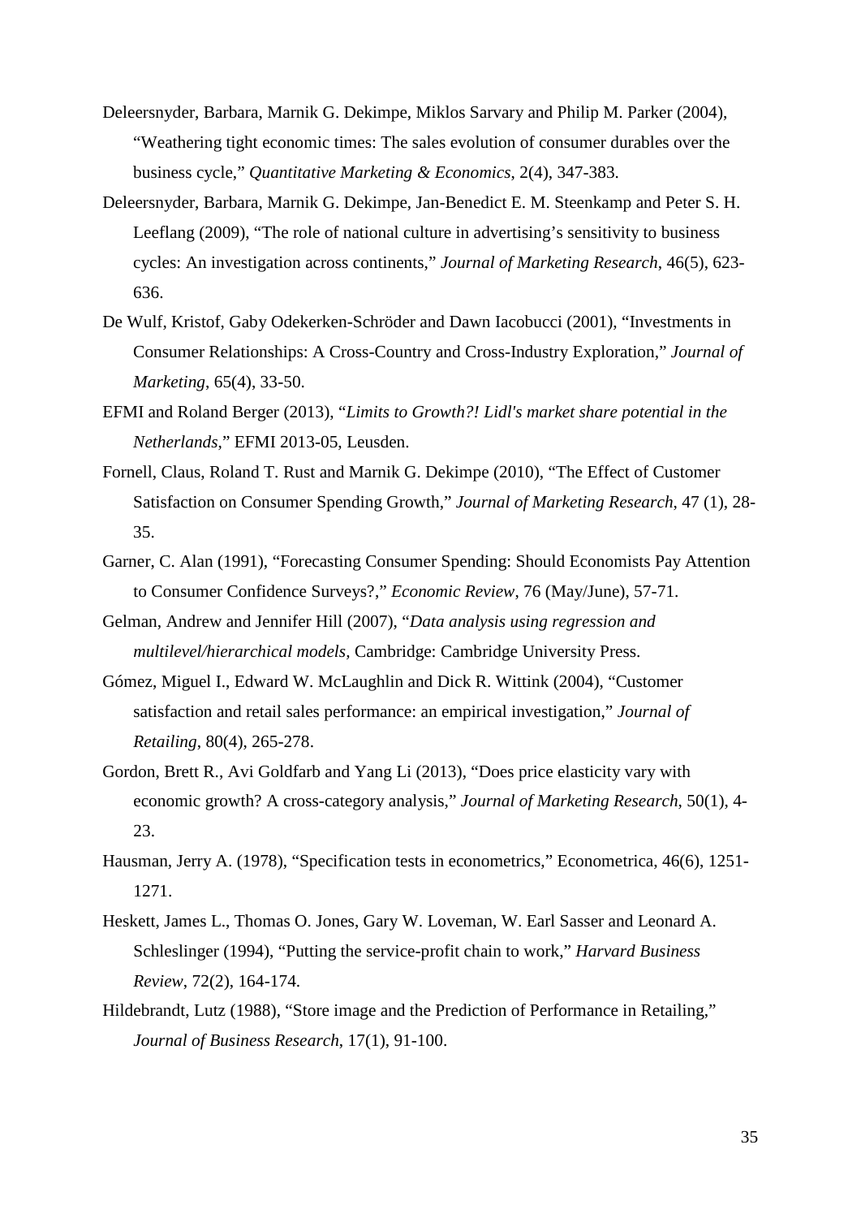Deleersnyder, Barbara, Marnik G. Dekimpe, Miklos Sarvary and Philip M. Parker (2004), "Weathering tight economic times: The sales evolution of consumer durables over the business cycle," *Quantitative Marketing & Economics*, 2(4), 347-383.

Deleersnyder, Barbara, Marnik G. Dekimpe, Jan-Benedict E. M. Steenkamp and Peter S. H. Leeflang (2009), "The role of national culture in advertising's sensitivity to business cycles: An investigation across continents," *Journal of Marketing Research*, 46(5), 623-636.

De Wulf, Kristof, Gaby Odekerken-Schröder and Dawn Iacobucci (2001), "Investments in Consumer Relationships: A Cross-Country and Cross-Industry Exploration," *Journal of Marketing*, 65(4), 33-50.

EFMI and Roland Berger (2013), "*Limits to Growth?! Lidl's market share potential in the Netherlands*," EFMI 2013-05, Leusden.

Fornell, Claus, Roland T. Rust and Marnik G. Dekimpe (2010), "The Effect of Customer Satisfaction on Consumer Spending Growth," *Journal of Marketing Research*, 47 (1), 28-35.

Garner, C. Alan (1991), "Forecasting Consumer Spending: Should Economists Pay Attention to Consumer Confidence Surveys?," *Economic Review*, 76 (May/June), 57-71.

Gelman, Andrew and Jennifer Hill (2007), "*Data analysis using regression and multilevel/hierarchical models*, Cambridge: Cambridge University Press.

Gómez, Miguel I., Edward W. McLaughlin and Dick R. Wittink (2004), "Customer satisfaction and retail sales performance: an empirical investigation," *Journal of Retailing*, 80(4), 265-278.

Gordon, Brett R., Avi Goldfarb and Yang Li (2013), "Does price elasticity vary with economic growth? A cross-category analysis," *Journal of Marketing Research*, 50(1), 4-23.

Hausman, Jerry A. (1978), "Specification tests in econometrics," Econometrica, 46(6), 1251-1271.

Heskett, James L., Thomas O. Jones, Gary W. Loveman, W. Earl Sasser and Leonard A. Schleslinger (1994), "Putting the service-profit chain to work," *Harvard Business Review*, 72(2), 164-174.

Hildebrandt, Lutz (1988), "Store image and the Prediction of Performance in Retailing," *Journal of Business Research*, 17(1), 91-100.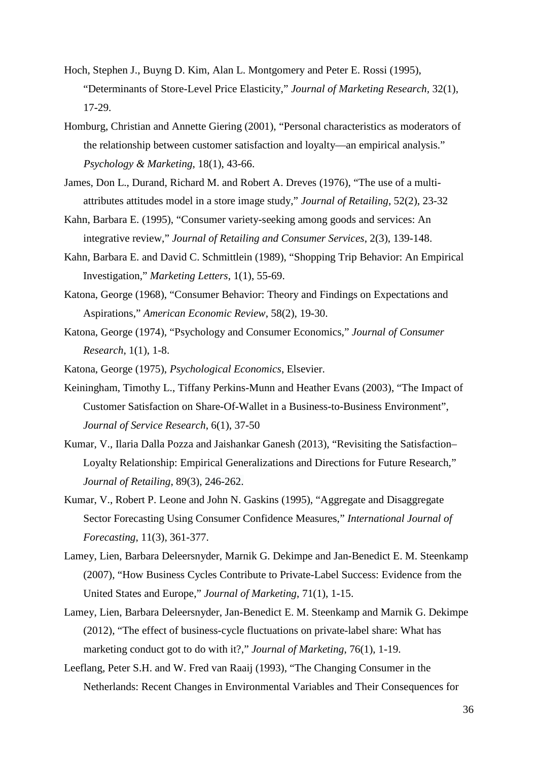Hoch, Stephen J., Buyng D. Kim, Alan L. Montgomery and Peter E. Rossi (1995), "Determinants of Store-Level Price Elasticity," *Journal of Marketing Research*, 32(1), 17-29.

Homburg, Christian and Annette Giering (2001), "Personal characteristics as moderators of the relationship between customer satisfaction and loyalty—an empirical analysis." *Psychology & Marketing*, 18(1), 43-66.

James, Don L., Durand, Richard M. and Robert A. Dreves (1976), "The use of a multi-attributes attitudes model in a store image study," *Journal of Retailing*, 52(2), 23-32

Kahn, Barbara E. (1995), "Consumer variety-seeking among goods and services: An integrative review," *Journal of Retailing and Consumer Services*, 2(3), 139-148.

Kahn, Barbara E. and David C. Schmittlein (1989), "Shopping Trip Behavior: An Empirical Investigation," *Marketing Letters*, 1(1), 55-69.

Katona, George (1968), "Consumer Behavior: Theory and Findings on Expectations and Aspirations," *American Economic Review*, 58(2), 19-30.

Katona, George (1974), "Psychology and Consumer Economics," *Journal of Consumer Research*, 1(1), 1-8.

Katona, George (1975), *Psychological Economics*, Elsevier.

Keiningham, Timothy L., Tiffany Perkins-Munn and Heather Evans (2003), "The Impact of Customer Satisfaction on Share-Of-Wallet in a Business-to-Business Environment", *Journal of Service Research*, 6(1), 37-50

Kumar, V., Ilaria Dalla Pozza and Jaishankar Ganesh (2013), "Revisiting the Satisfaction–Loyalty Relationship: Empirical Generalizations and Directions for Future Research," *Journal of Retailing*, 89(3), 246-262.

Kumar, V., Robert P. Leone and John N. Gaskins (1995), "Aggregate and Disaggregate Sector Forecasting Using Consumer Confidence Measures," *International Journal of Forecasting*, 11(3), 361-377.

Lamey, Lien, Barbara Deleersnyder, Marnik G. Dekimpe and Jan-Benedict E. M. Steenkamp (2007), "How Business Cycles Contribute to Private-Label Success: Evidence from the United States and Europe," *Journal of Marketing*, 71(1), 1-15.

Lamey, Lien, Barbara Deleersnyder, Jan-Benedict E. M. Steenkamp and Marnik G. Dekimpe (2012), "The effect of business-cycle fluctuations on private-label share: What has marketing conduct got to do with it?," *Journal of Marketing*, 76(1), 1-19.

Leeflang, Peter S.H. and W. Fred van Raaij (1993), "The Changing Consumer in the Netherlands: Recent Changes in Environmental Variables and Their Consequences for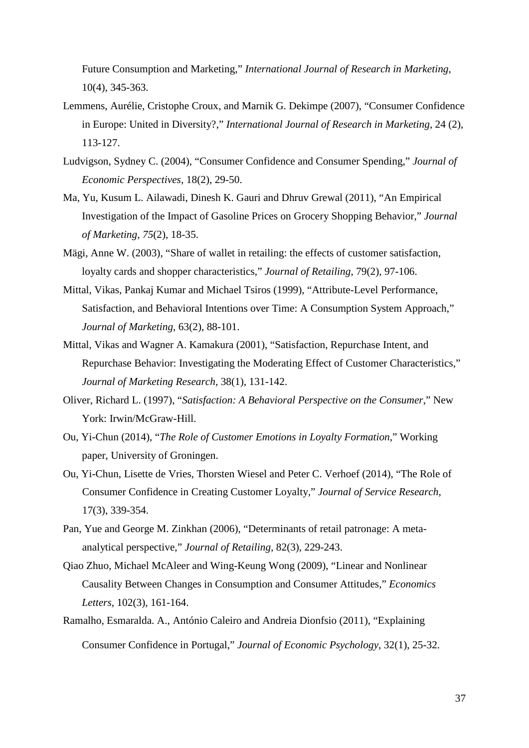Future Consumption and Marketing," *International Journal of Research in Marketing*, 10(4), 345-363.

Lemmens, Aurélie, Cristophe Croux, and Marnik G. Dekimpe (2007), "Consumer Confidence in Europe: United in Diversity?," *International Journal of Research in Marketing*, 24 (2), 113-127.

Ludvigson, Sydney C. (2004), "Consumer Confidence and Consumer Spending," *Journal of Economic Perspectives*, 18(2), 29-50.

Ma, Yu, Kusum L. Ailawadi, Dinesh K. Gauri and Dhruv Grewal (2011), "An Empirical Investigation of the Impact of Gasoline Prices on Grocery Shopping Behavior," *Journal of Marketing*, *75*(2), 18-35.

Mägi, Anne W. (2003), "Share of wallet in retailing: the effects of customer satisfaction, loyalty cards and shopper characteristics," *Journal of Retailing*, 79(2), 97-106.

Mittal, Vikas, Pankaj Kumar and Michael Tsiros (1999), "Attribute-Level Performance, Satisfaction, and Behavioral Intentions over Time: A Consumption System Approach," *Journal of Marketing*, 63(2), 88-101.

Mittal, Vikas and Wagner A. Kamakura (2001), "Satisfaction, Repurchase Intent, and Repurchase Behavior: Investigating the Moderating Effect of Customer Characteristics," *Journal of Marketing Research*, 38(1), 131-142.

Oliver, Richard L. (1997), "*Satisfaction: A Behavioral Perspective on the Consumer*," New York: Irwin/McGraw-Hill.

Ou, Yi-Chun (2014), "*The Role of Customer Emotions in Loyalty Formation*," Working paper, University of Groningen.

Ou, Yi-Chun, Lisette de Vries, Thorsten Wiesel and Peter C. Verhoef (2014), "The Role of Consumer Confidence in Creating Customer Loyalty," *Journal of Service Research*, 17(3), 339-354.

Pan, Yue and George M. Zinkhan (2006), "Determinants of retail patronage: A meta-analytical perspective," *Journal of Retailing*, 82(3), 229-243.

Qiao Zhuo, Michael McAleer and Wing-Keung Wong (2009), "Linear and Nonlinear Causality Between Changes in Consumption and Consumer Attitudes," *Economics Letters*, 102(3), 161-164.

Ramalho, Esmaralda. A., António Caleiro and Andreia Dionfsio (2011), "Explaining Consumer Confidence in Portugal," *Journal of Economic Psychology*, 32(1), 25-32.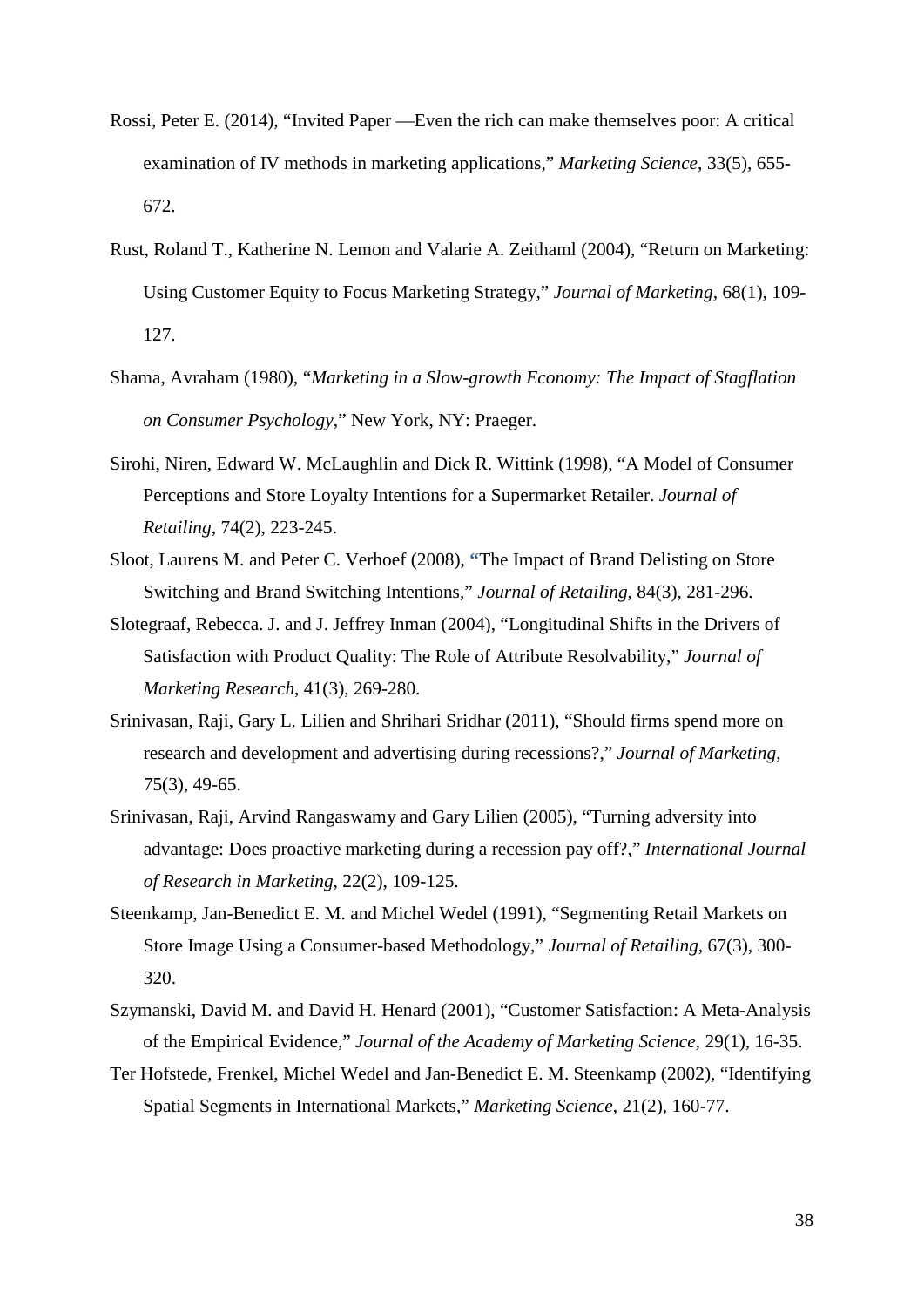Rossi, Peter E. (2014), “Invited Paper —Even the rich can make themselves poor: A critical examination of IV methods in marketing applications,” *Marketing Science*, 33(5), 655-672.

Rust, Roland T., Katherine N. Lemon and Valarie A. Zeithaml (2004), “Return on Marketing: Using Customer Equity to Focus Marketing Strategy,” *Journal of Marketing*, 68(1), 109-127.

Shama, Avraham (1980), “*Marketing in a Slow-growth Economy: The Impact of Stagflation on Consumer Psychology*,” New York, NY: Praeger.

Sirohi, Niren, Edward W. McLaughlin and Dick R. Wittink (1998), “A Model of Consumer Perceptions and Store Loyalty Intentions for a Supermarket Retailer. *Journal of Retailing*, 74(2), 223-245.

Sloot, Laurens M. and Peter C. Verhoef (2008), “The Impact of Brand Delisting on Store Switching and Brand Switching Intentions,” *Journal of Retailing*, 84(3), 281-296.

Slotegraaf, Rebecca. J. and J. Jeffrey Inman (2004), “Longitudinal Shifts in the Drivers of Satisfaction with Product Quality: The Role of Attribute Resolvability,” *Journal of Marketing Research*, 41(3), 269-280.

Srinivasan, Raji, Gary L. Lilien and Shrihari Sridhar (2011), “Should firms spend more on research and development and advertising during recessions?,” *Journal of Marketing*, 75(3), 49-65.

Srinivasan, Raji, Arvind Rangaswamy and Gary Lilien (2005), “Turning adversity into advantage: Does proactive marketing during a recession pay off?,” *International Journal of Research in Marketing*, 22(2), 109-125.

Steenkamp, Jan-Benedict E. M. and Michel Wedel (1991), “Segmenting Retail Markets on Store Image Using a Consumer-based Methodology,” *Journal of Retailing*, 67(3), 300-320.

Szymanski, David M. and David H. Henard (2001), “Customer Satisfaction: A Meta-Analysis of the Empirical Evidence,” *Journal of the Academy of Marketing Science*, 29(1), 16-35.

Ter Hofstede, Frenkel, Michel Wedel and Jan-Benedict E. M. Steenkamp (2002), “Identifying Spatial Segments in International Markets,” *Marketing Science*, 21(2), 160-77.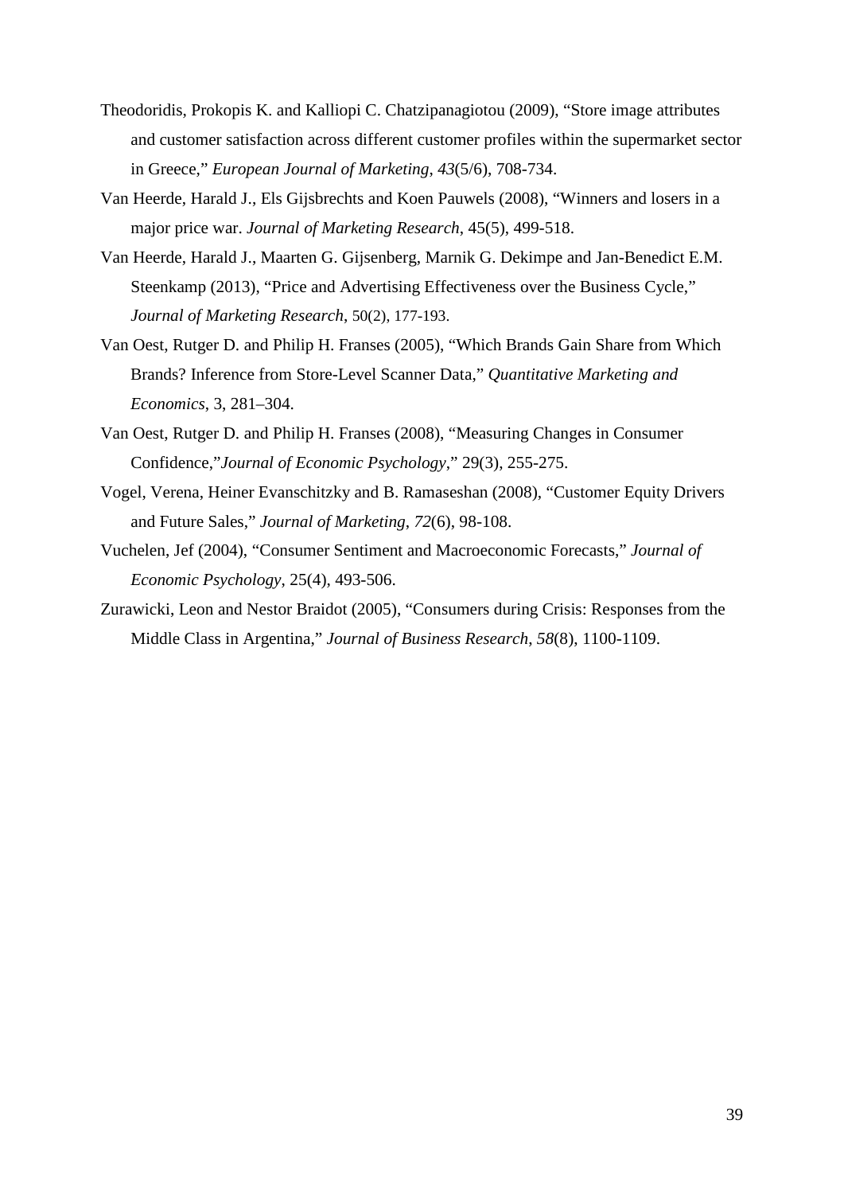Theodoridis, Prokopis K. and Kalliopi C. Chatzipanagiotou (2009), "Store image attributes and customer satisfaction across different customer profiles within the supermarket sector in Greece," *European Journal of Marketing*, *43*(5/6), 708-734.

Van Heerde, Harald J., Els Gijsbrechts and Koen Pauwels (2008), "Winners and losers in a major price war. *Journal of Marketing Research*, 45(5), 499-518.

Van Heerde, Harald J., Maarten G. Gijsenberg, Marnik G. Dekimpe and Jan-Benedict E.M. Steenkamp (2013), "Price and Advertising Effectiveness over the Business Cycle," *Journal of Marketing Research*, 50(2), 177-193.

Van Oest, Rutger D. and Philip H. Franses (2005), "Which Brands Gain Share from Which Brands? Inference from Store-Level Scanner Data," *Quantitative Marketing and Economics*, 3, 281–304.

Van Oest, Rutger D. and Philip H. Franses (2008), "Measuring Changes in Consumer Confidence,"*Journal of Economic Psychology*," 29(3), 255-275.

Vogel, Verena, Heiner Evanschitzky and B. Ramaseshan (2008), "Customer Equity Drivers and Future Sales," *Journal of Marketing*, *72*(6), 98-108.

Vuchelen, Jef (2004), "Consumer Sentiment and Macroeconomic Forecasts," *Journal of Economic Psychology*, 25(4), 493-506.

Zurawicki, Leon and Nestor Braidot (2005), "Consumers during Crisis: Responses from the Middle Class in Argentina," *Journal of Business Research*, *58*(8), 1100-1109.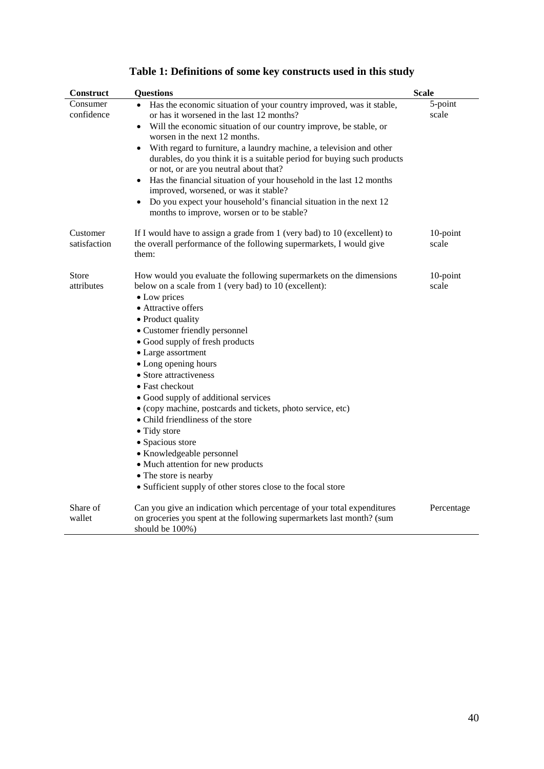# Table 1: Definitions of some key constructs used in this study

| Construct | Questions | Scale |
|---|---|---|
| Consumer confidence | • Has the economic situation of your country improved, was it stable, or has it worsened in the last 12 months?<br>• Will the economic situation of our country improve, be stable, or worsen in the next 12 months.<br>• With regard to furniture, a laundry machine, a television and other durables, do you think it is a suitable period for buying such products or not, or are you neutral about that?<br>• Has the financial situation of your household in the last 12 months improved, worsened, or was it stable?<br>• Do you expect your household's financial situation in the next 12 months to improve, worsen or to be stable? | 5-point scale |
| Customer satisfaction | If I would have to assign a grade from 1 (very bad) to 10 (excellent) to the overall performance of the following supermarkets, I would give them: | 10-point scale |
| Store attributes | How would you evaluate the following supermarkets on the dimensions below on a scale from 1 (very bad) to 10 (excellent):<br>• Low prices<br>• Attractive offers<br>• Product quality<br>• Customer friendly personnel<br>• Good supply of fresh products<br>• Large assortment<br>• Long opening hours<br>• Store attractiveness<br>• Fast checkout<br>• Good supply of additional services<br>• (copy machine, postcards and tickets, photo service, etc)<br>• Child friendliness of the store<br>• Tidy store<br>• Spacious store<br>• Knowledgeable personnel<br>• Much attention for new products<br>• The store is nearby<br>• Sufficient supply of other stores close to the focal store | 10-point scale |
| Share of wallet | Can you give an indication which percentage of your total expenditures on groceries you spent at the following supermarkets last month? (sum should be 100%) | Percentage |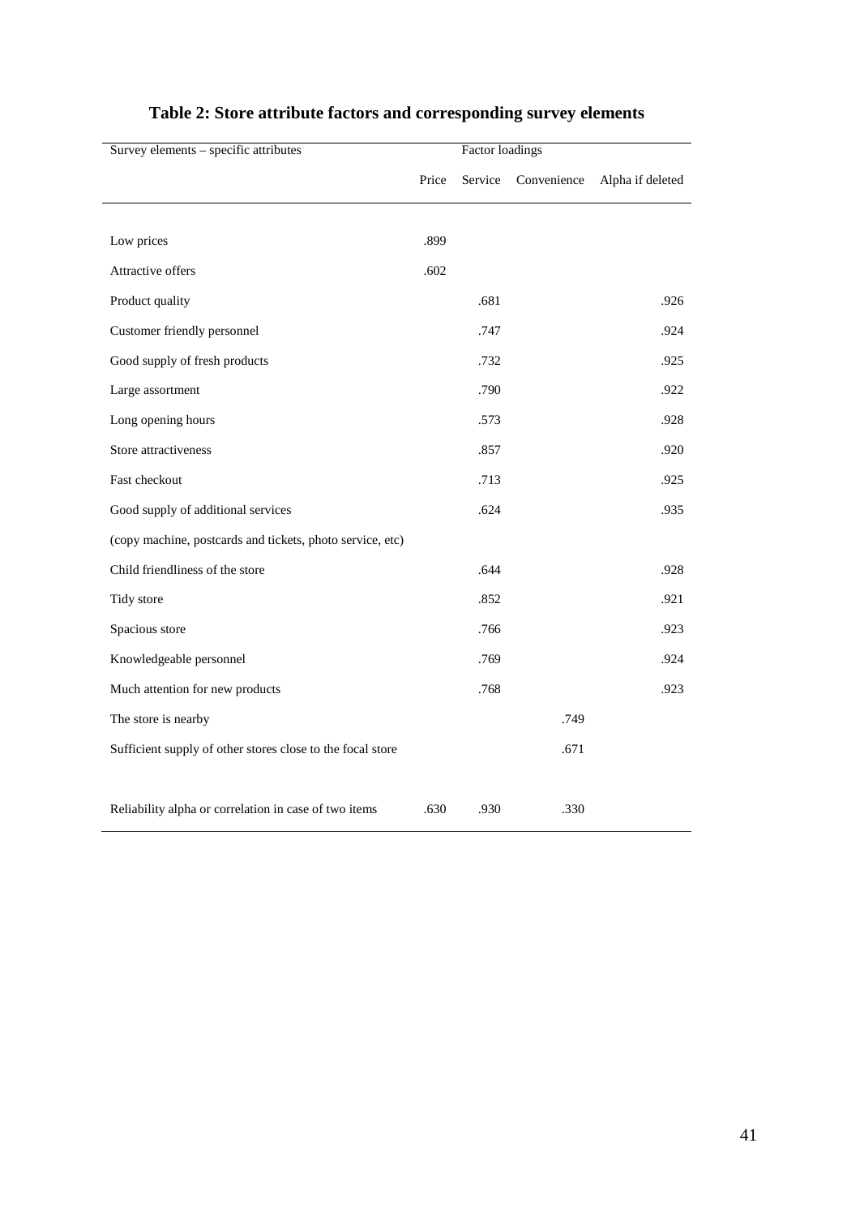# Table 2: Store attribute factors and corresponding survey elements

| Survey elements – specific attributes | Factor loadings | | | |
|---|---|---|---|---|
| | Price | Service | Convenience | Alpha if deleted |
| Low prices | .899 | | | |
| Attractive offers | .602 | | | |
| Product quality | | .681 | | .926 |
| Customer friendly personnel | | .747 | | .924 |
| Good supply of fresh products | | .732 | | .925 |
| Large assortment | | .790 | | .922 |
| Long opening hours | | .573 | | .928 |
| Store attractiveness | | .857 | | .920 |
| Fast checkout | | .713 | | .925 |
| Good supply of additional services (copy machine, postcards and tickets, photo service, etc) | | .624 | | .935 |
| Child friendliness of the store | | .644 | | .928 |
| Tidy store | | .852 | | .921 |
| Spacious store | | .766 | | .923 |
| Knowledgeable personnel | | .769 | | .924 |
| Much attention for new products | | .768 | | .923 |
| The store is nearby | | | .749 | |
| Sufficient supply of other stores close to the focal store | | | .671 | |
| Reliability alpha or correlation in case of two items | .630 | .930 | .330 | |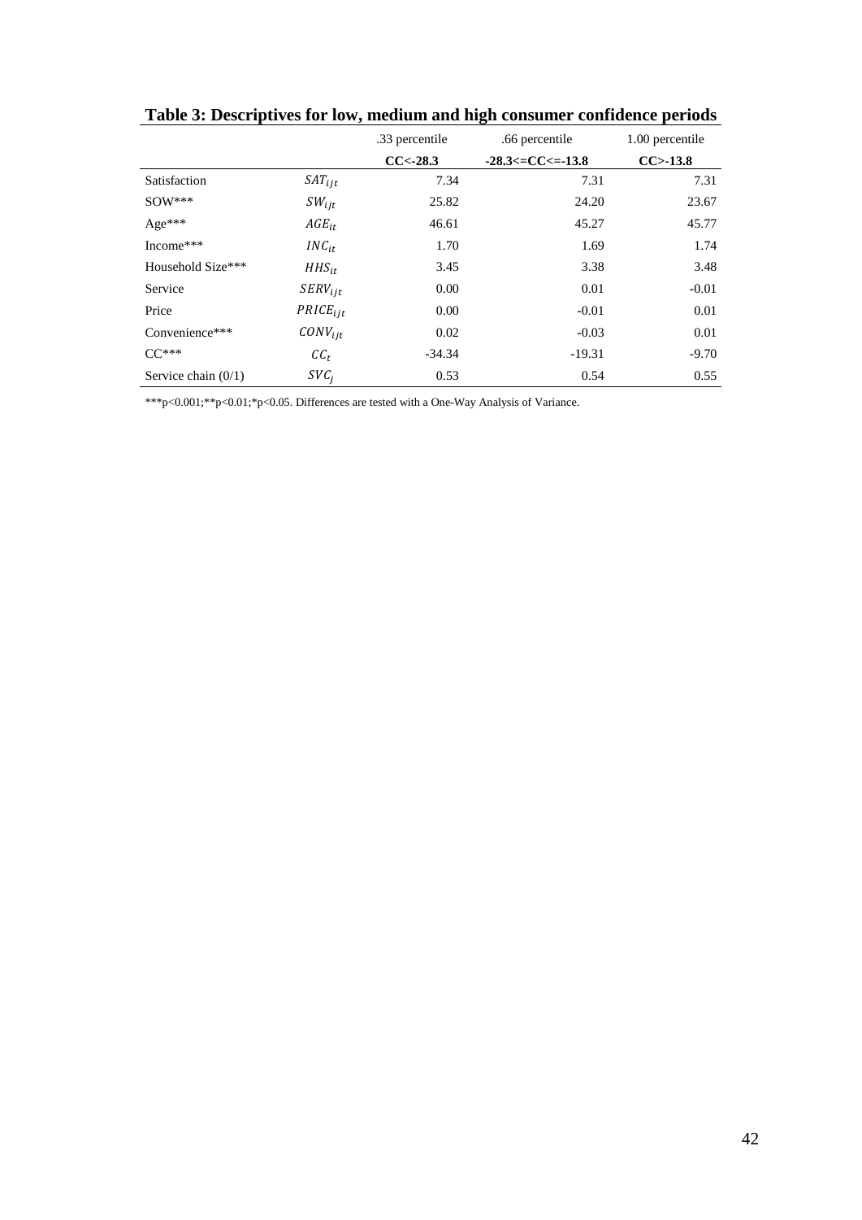**Table 3: Descriptives for low, medium and high consumer confidence periods**

| | | .33 percentile | .66 percentile | 1.00 percentile |
|---|---|---|---|---|
| | | **CC<-28.3** | **-28.3<=CC<=-13.8** | **CC>-13.8** |
| Satisfaction | $SAT_{ijt}$ | 7.34 | 7.31 | 7.31 |
| SOW*** | $SW_{ijt}$ | 25.82 | 24.20 | 23.67 |
| Age*** | $AGE_{it}$ | 46.61 | 45.27 | 45.77 |
| Income*** | $INC_{it}$ | 1.70 | 1.69 | 1.74 |
| Household Size*** | $HHS_{it}$ | 3.45 | 3.38 | 3.48 |
| Service | $SERV_{ijt}$ | 0.00 | 0.01 | -0.01 |
| Price | $PRICE_{ijt}$ | 0.00 | -0.01 | 0.01 |
| Convenience*** | $CONV_{ijt}$ | 0.02 | -0.03 | 0.01 |
| CC*** | $CC_t$ | -34.34 | -19.31 | -9.70 |
| Service chain (0/1) | $SVC_j$ | 0.53 | 0.54 | 0.55 |

***p<0.001;**p<0.01;*p<0.05. Differences are tested with a One-Way Analysis of Variance.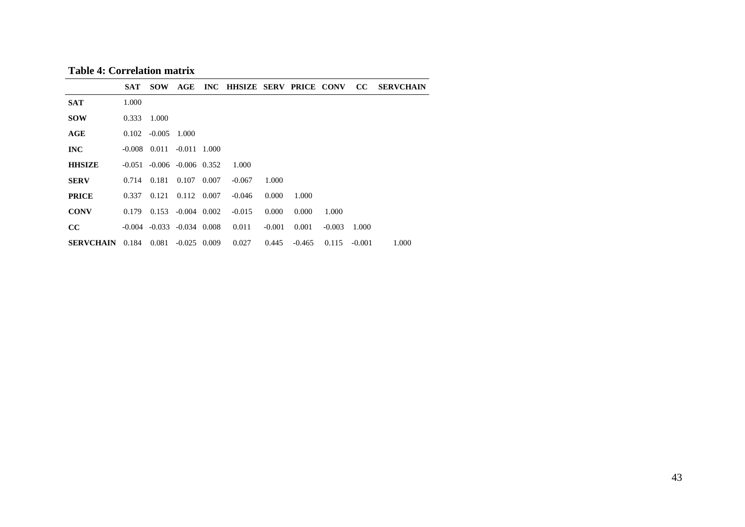**Table 4: Correlation matrix**

| | SAT | SOW | AGE | INC | HHSIZE | SERV | PRICE | CONV | CC | SERVCHAIN |
|---|---|---|---|---|---|---|---|---|---|---|
| **SAT** | 1.000 | | | | | | | | | |
| **SOW** | 0.333 | 1.000 | | | | | | | | |
| **AGE** | 0.102 | -0.005 | 1.000 | | | | | | | |
| **INC** | -0.008 | 0.011 | -0.011 | 1.000 | | | | | | |
| **HHSIZE** | -0.051 | -0.006 | -0.006 | 0.352 | 1.000 | | | | | |
| **SERV** | 0.714 | 0.181 | 0.107 | 0.007 | -0.067 | 1.000 | | | | |
| **PRICE** | 0.337 | 0.121 | 0.112 | 0.007 | -0.046 | 0.000 | 1.000 | | | |
| **CONV** | 0.179 | 0.153 | -0.004 | 0.002 | -0.015 | 0.000 | 0.000 | 1.000 | | |
| **CC** | -0.004 | -0.033 | -0.034 | 0.008 | 0.011 | -0.001 | 0.001 | -0.003 | 1.000 | |
| **SERVCHAIN** | 0.184 | 0.081 | -0.025 | 0.009 | 0.027 | 0.445 | -0.465 | 0.115 | -0.001 | 1.000 |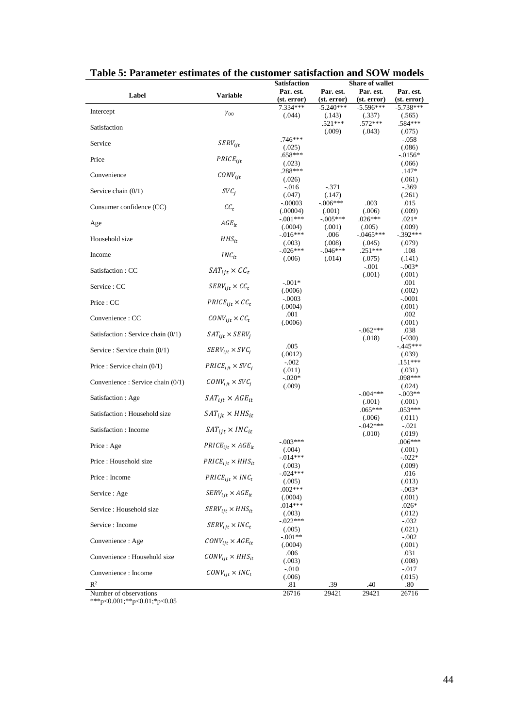## Table 5: Parameter estimates of the customer satisfaction and SOW models

| Label | Variable | Satisfaction | Share of wallet | | |
|---|---|---|---|---|---|
| | | Par. est. (st. error) | Par. est. (st. error) | Par. est. (st. error) | Par. est. (st. error) |
| Intercept | $\gamma_{00}$ | 7.334*** (.044) | -5.240*** (.143) | -5.596*** (.337) | -5.738*** (.565) |
| Satisfaction | | | .521*** (.009) | .572*** (.043) | .584*** (.075) |
| Service | $SERV_{ijt}$ | .746*** (.025) | | | -.058 (.086) |
| Price | $PRICE_{ijt}$ | .658*** (.023) | | | -.0156* (.066) |
| Convenience | $CONV_{ijt}$ | .288*** (.026) | | | .147* (.061) |
| Service chain (0/1) | $SVC_j$ | -.016 (.047) | -.371 (.147) | | -.369 (.261) |
| Consumer confidence (CC) | $CC_t$ | -.00003 (.00004) | -.006*** (.001) | .003 (.006) | .015 (.009) |
| Age | $AGE_{it}$ | -.001*** (.0004) | -.005*** (.001) | .026*** (.005) | .021* (.009) |
| Household size | $HHS_{it}$ | -.016*** (.003) | .006 (.008) | -.0465*** (.045) | -.392*** (.079) |
| Income | $INC_{it}$ | -.026*** (.006) | -.046*** (.014) | .251*** (.075) | .108 (.141) |
| Satisfaction : CC | $SAT_{ijt} \times CC_t$ | | | -.001 (.001) | -.003* (.001) |
| Service : CC | $SERV_{ijt} \times CC_t$ | -.001* (.0006) | | | .001 (.002) |
| Price : CC | $PRICE_{ijt} \times CC_t$ | -.0003 (.0004) | | | -.0001 (.001) |
| Convenience : CC | $CONV_{ijt} \times CC_t$ | .001 (.0006) | | | .002 (.001) |
| Satisfaction : Service chain (0/1) | $SAT_{ijt} \times SERV_j$ | | | -.062*** (.018) | .038 (-030) |
| Service : Service chain (0/1) | $SERV_{ijt} \times SVC_j$ | .005 (.0012) | | | -.445*** (.039) |
| Price : Service chain (0/1) | $PRICE_{ijt} \times SVC_j$ | -.002 (.011) | | | .151*** (.031) |
| Convenience : Service chain (0/1) | $CONV_{ijt} \times SVC_j$ | -.020* (.009) | | | .098*** (.024) |
| Satisfaction : Age | $SAT_{ijt} \times AGE_{it}$ | | | -.004*** (.001) | -.003** (.001) |
| Satisfaction : Household size | $SAT_{ijt} \times HHS_{it}$ | | | .065*** (.006) | .053*** (.011) |
| Satisfaction : Income | $SAT_{ijt} \times INC_{it}$ | | | -.042*** (.010) | -.021 (.019) |
| Price : Age | $PRICE_{ijt} \times AGE_{it}$ | -.003*** (.004) | | | .006*** (.001) |
| Price : Household size | $PRICE_{ijt} \times HHS_{it}$ | -.014*** (.003) | | | -.022* (.009) |
| Price : Income | $PRICE_{ijt} \times INC_t$ | -.024*** (.005) | | | .016 (.013) |
| Service : Age | $SERV_{ijt} \times AGE_{it}$ | .002*** (.0004) | | | -.003* (.001) |
| Service : Household size | $SERV_{ijt} \times HHS_{it}$ | .014*** (.003) | | | .026* (.012) |
| Service : Income | $SERV_{ijt} \times INC_t$ | -.022*** (.005) | | | -.032 (.021) |
| Convenience : Age | $CONV_{ijt} \times AGE_{it}$ | -.001** (.0004) | | | -.002 (.001) |
| Convenience : Household size | $CONV_{ijt} \times HHS_{it}$ | .006 (.003) | | | .031 (.008) |
| Convenience : Income | $CONV_{ijt} \times INC_t$ | -.010 (.006) | | | -.017 (.015) |
| $R^2$ | | .81 | .39 | .40 | .80 |
| Number of observations | | 26716 | 29421 | 29421 | 26716 |

***p<0.001;**p<0.01;*p<0.05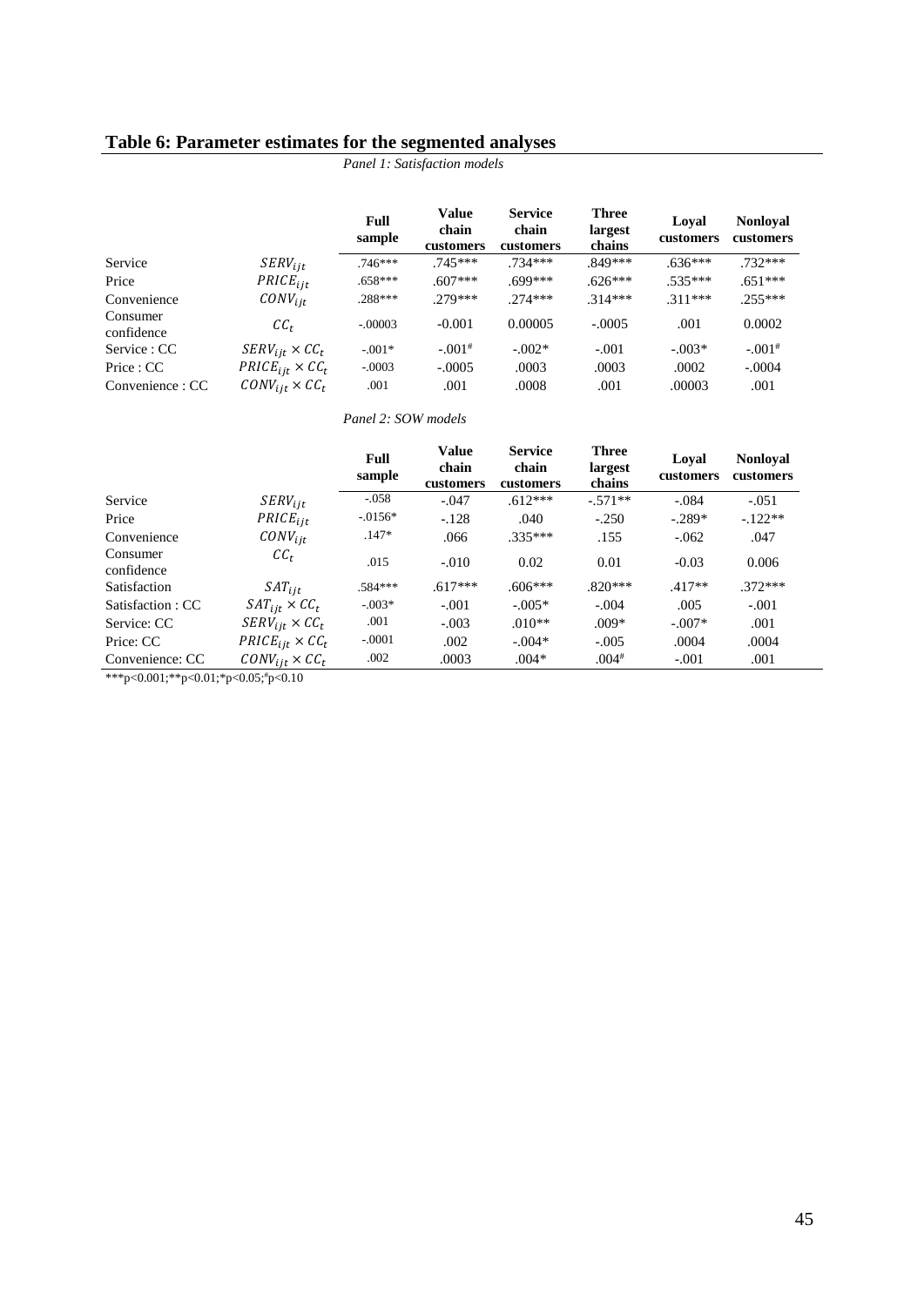## Table 6: Parameter estimates for the segmented analyses

*Panel 1: Satisfaction models*

| | | Full sample | Value chain customers | Service chain customers | Three largest chains | Loyal customers | Nonloyal customers |
|---|---|---|---|---|---|---|---|
| Service | $SERV_{ijt}$ | .746*** | .745*** | .734*** | .849*** | .636*** | .732*** |
| Price | $PRICE_{ijt}$ | .658*** | .607*** | .699*** | .626*** | .535*** | .651*** |
| Convenience | $CONV_{ijt}$ | .288*** | .279*** | .274*** | .314*** | .311*** | .255*** |
| Consumer confidence | $CC_t$ | -.00003 | -0.001 | 0.00005 | -.0005 | .001 | 0.0002 |
| Service : CC | $SERV_{ijt} \times CC_t$ | -.001* | -.001# | -.002* | -.001 | -.003* | -.001# |
| Price : CC | $PRICE_{ijt} \times CC_t$ | -.0003 | -.0005 | .0003 | .0003 | .0002 | -.0004 |
| Convenience : CC | $CONV_{ijt} \times CC_t$ | .001 | .001 | .0008 | .001 | .00003 | .001 |

*Panel 2: SOW models*

| | | Full sample | Value chain customers | Service chain customers | Three largest chains | Loyal customers | Nonloyal customers |
|---|---|---|---|---|---|---|---|
| Service | $SERV_{ijt}$ | -.058 | -.047 | .612*** | -.571** | -.084 | -.051 |
| Price | $PRICE_{ijt}$ | -.0156* | -.128 | .040 | -.250 | -.289* | -.122** |
| Convenience | $CONV_{ijt}$ | .147* | .066 | .335*** | .155 | -.062 | .047 |
| Consumer confidence | $CC_t$ | .015 | -.010 | 0.02 | 0.01 | -0.03 | 0.006 |
| Satisfaction | $SAT_{ijt}$ | .584*** | .617*** | .606*** | .820*** | .417** | .372*** |
| Satisfaction : CC | $SAT_{ijt} \times CC_t$ | -.003* | -.001 | -.005* | -.004 | .005 | -.001 |
| Service: CC | $SERV_{ijt} \times CC_t$ | .001 | -.003 | .010** | .009* | -.007* | .001 |
| Price: CC | $PRICE_{ijt} \times CC_t$ | -.0001 | .002 | -.004* | -.005 | .0004 | .0004 |
| Convenience: CC | $CONV_{ijt} \times CC_t$ | .002 | .0003 | .004* | .004# | -.001 | .001 |

***p<0.001;**p<0.01;*p<0.05;#p<0.10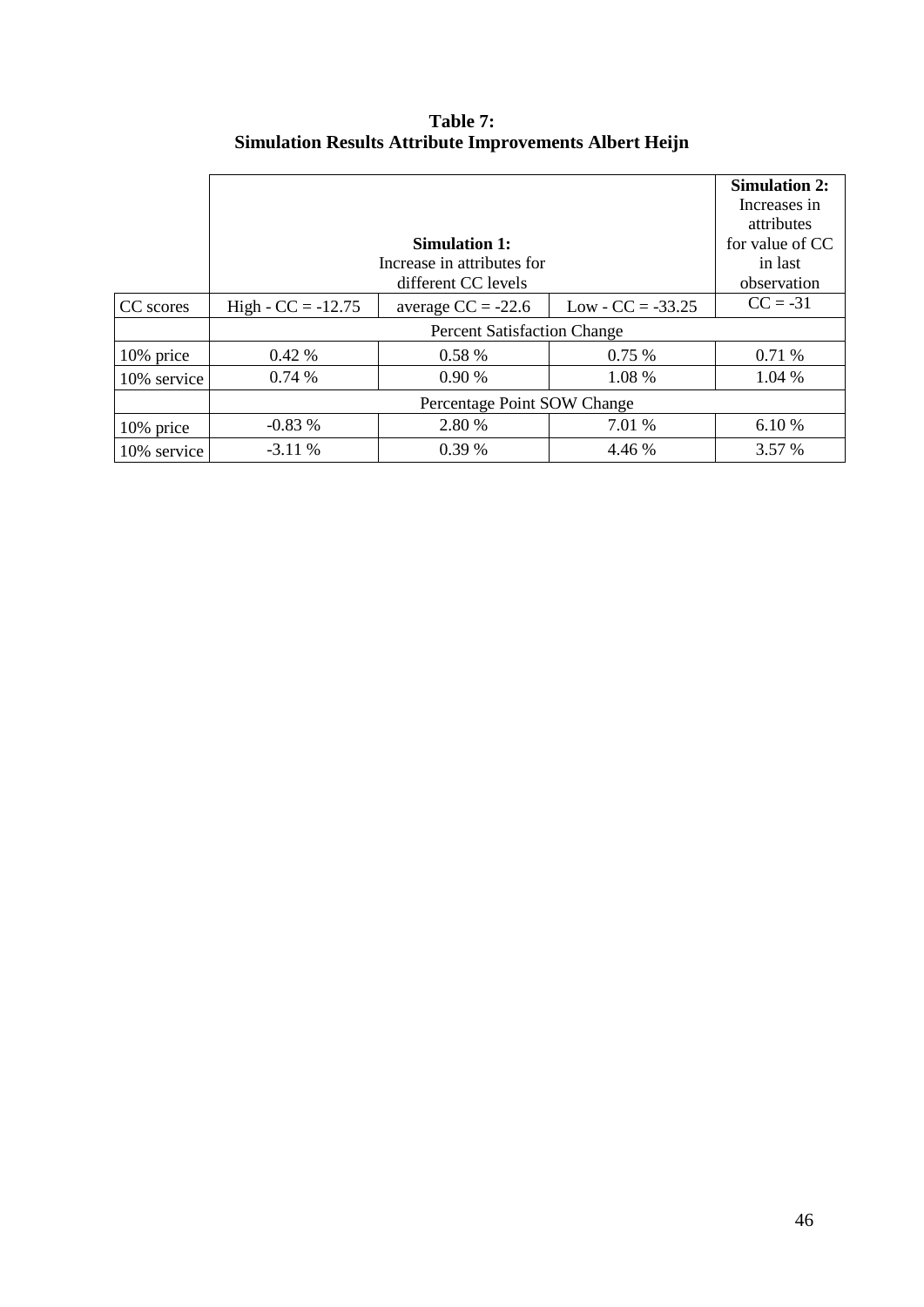**Table 7:**
**Simulation Results Attribute Improvements Albert Heijn**

| | **Simulation 1:** Increase in attributes for different CC levels | | | **Simulation 2:** Increases in attributes for value of CC in last observation |
|---|---|---|---|---|
| CC scores | High - CC = -12.75 | average CC = -22.6 | Low - CC = -33.25 | CC = -31 |
| | Percent Satisfaction Change | | | |
| 10% price | 0.42 % | 0.58 % | 0.75 % | 0.71 % |
| 10% service | 0.74 % | 0.90 % | 1.08 % | 1.04 % |
| | Percentage Point SOW Change | | | |
| 10% price | -0.83 % | 2.80 % | 7.01 % | 6.10 % |
| 10% service | -3.11 % | 0.39 % | 4.46 % | 3.57 % |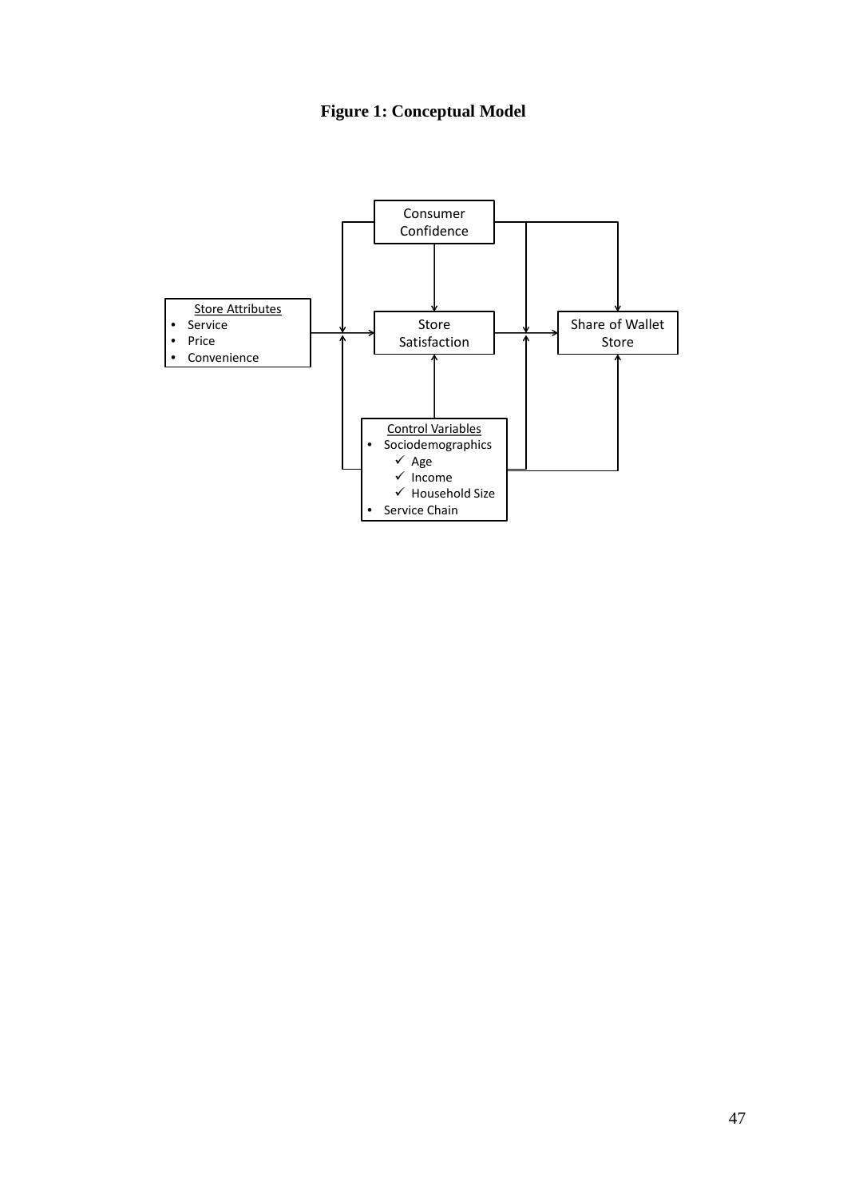**Figure 1: Conceptual Model**

Consumer Confidence

Store Attributes
- Service
- Price
- Convenience

Store Satisfaction

Share of Wallet Store

Control Variables
- Sociodemographics
  - ✓ Age
  - ✓ Income
  - ✓ Household Size
- Service Chain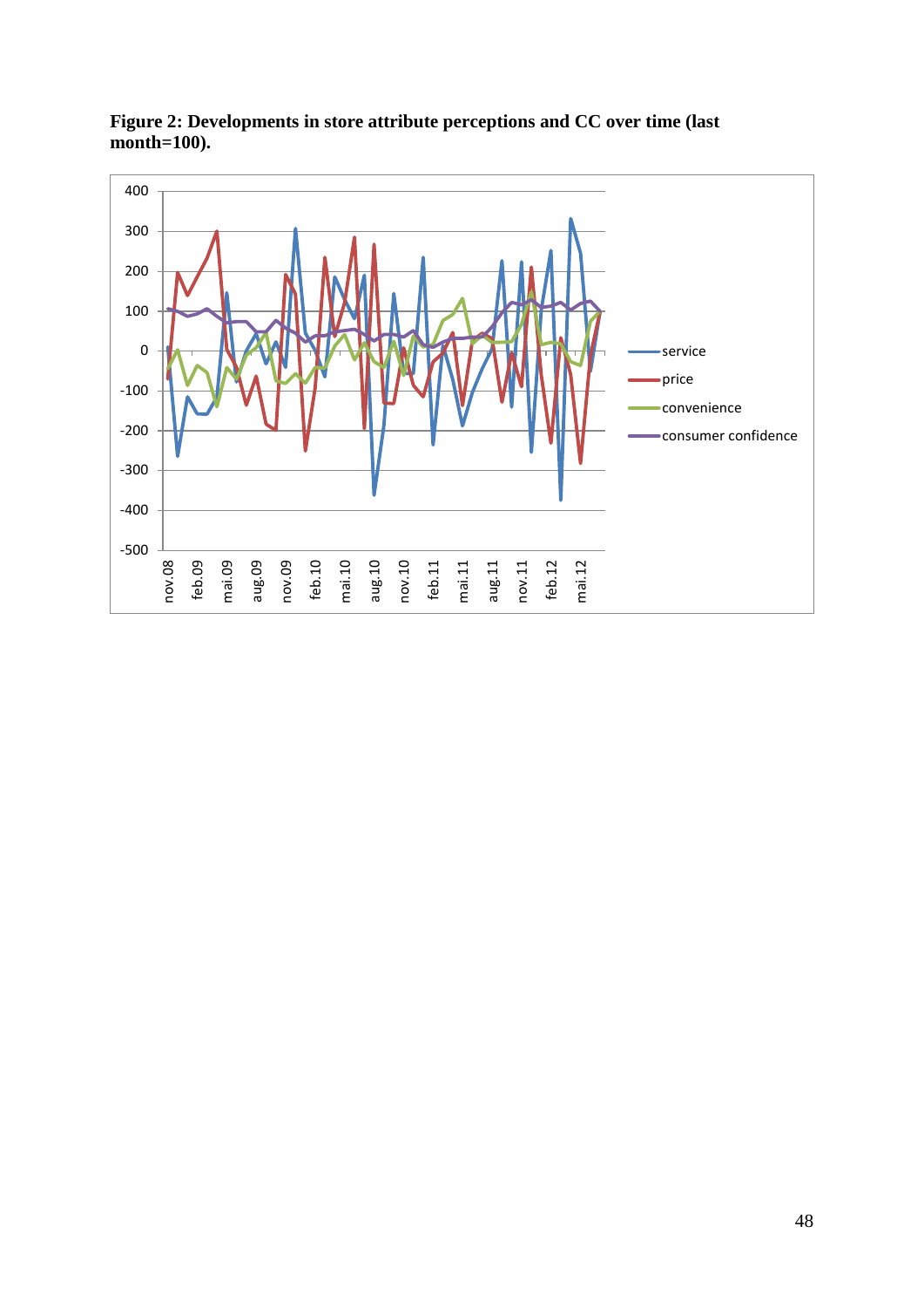**Figure 2: Developments in store attribute perceptions and CC over time (last month=100).**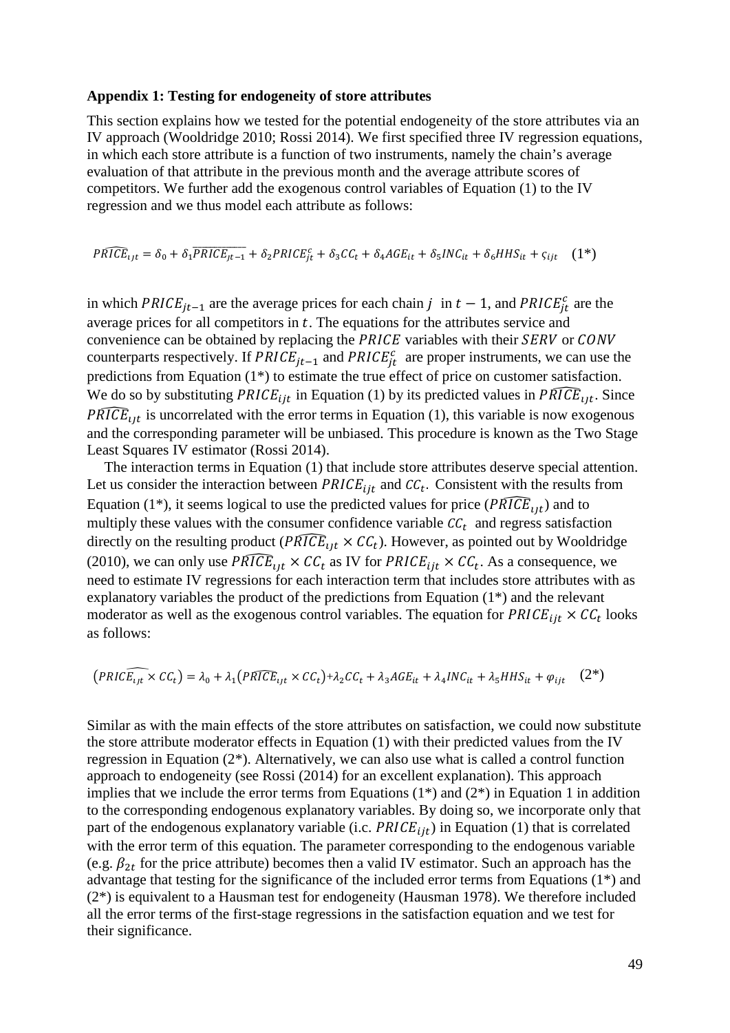**Appendix 1: Testing for endogeneity of store attributes**

This section explains how we tested for the potential endogeneity of the store attributes via an IV approach (Wooldridge 2010; Rossi 2014). We first specified three IV regression equations, in which each store attribute is a function of two instruments, namely the chain's average evaluation of that attribute in the previous month and the average attribute scores of competitors. We further add the exogenous control variables of Equation (1) to the IV regression and we thus model each attribute as follows:

$$\widehat{PRICE}_{ijt} = \delta_0 + \delta_1 \overline{PRICE_{jt-1}} + \delta_2 PRICE_{jt}^c + \delta_3 CC_t + \delta_4 AGE_{it} + \delta_5 INC_{it} + \delta_6 HHS_{it} + \varsigma_{ijt} \quad (1^*)$$

in which $PRICE_{jt-1}$ are the average prices for each chain $j$ in $t-1$, and $PRICE_{jt}^c$ are the average prices for all competitors in $t$. The equations for the attributes service and convenience can be obtained by replacing the $PRICE$ variables with their $SERV$ or $CONV$ counterparts respectively. If $PRICE_{jt-1}$ and $PRICE_{jt}^c$ are proper instruments, we can use the predictions from Equation (1*) to estimate the true effect of price on customer satisfaction. We do so by substituting $PRICE_{ijt}$ in Equation (1) by its predicted values in $\widehat{PRICE}_{ijt}$. Since $\widehat{PRICE}_{ijt}$ is uncorrelated with the error terms in Equation (1), this variable is now exogenous and the corresponding parameter will be unbiased. This procedure is known as the Two Stage Least Squares IV estimator (Rossi 2014).

The interaction terms in Equation (1) that include store attributes deserve special attention. Let us consider the interaction between $PRICE_{ijt}$ and $CC_t$. Consistent with the results from Equation (1*), it seems logical to use the predicted values for price ($\widehat{PRICE}_{ijt}$) and to multiply these values with the consumer confidence variable $CC_t$ and regress satisfaction directly on the resulting product ($\widehat{PRICE}_{ijt} \times CC_t$). However, as pointed out by Wooldridge (2010), we can only use $\widehat{PRICE}_{ijt} \times CC_t$ as IV for $PRICE_{ijt} \times CC_t$. As a consequence, we need to estimate IV regressions for each interaction term that includes store attributes with as explanatory variables the product of the predictions from Equation (1*) and the relevant moderator as well as the exogenous control variables. The equation for $PRICE_{ijt} \times CC_t$ looks as follows:

$$\left(\widehat{PRICE_{ijt} \times CC_t}\right) = \lambda_0 + \lambda_1\left(\widehat{PRICE}_{ijt} \times CC_t\right) + \lambda_2 CC_t + \lambda_3 AGE_{it} + \lambda_4 INC_{it} + \lambda_5 HHS_{it} + \varphi_{ijt} \quad (2^*)$$

Similar as with the main effects of the store attributes on satisfaction, we could now substitute the store attribute moderator effects in Equation (1) with their predicted values from the IV regression in Equation (2*). Alternatively, we can also use what is called a control function approach to endogeneity (see Rossi (2014) for an excellent explanation). This approach implies that we include the error terms from Equations (1*) and (2*) in Equation 1 in addition to the corresponding endogenous explanatory variables. By doing so, we incorporate only that part of the endogenous explanatory variable (i.c. $PRICE_{ijt}$) in Equation (1) that is correlated with the error term of this equation. The parameter corresponding to the endogenous variable (e.g. $\beta_{2t}$ for the price attribute) becomes then a valid IV estimator. Such an approach has the advantage that testing for the significance of the included error terms from Equations (1*) and (2*) is equivalent to a Hausman test for endogeneity (Hausman 1978). We therefore included all the error terms of the first-stage regressions in the satisfaction equation and we test for their significance.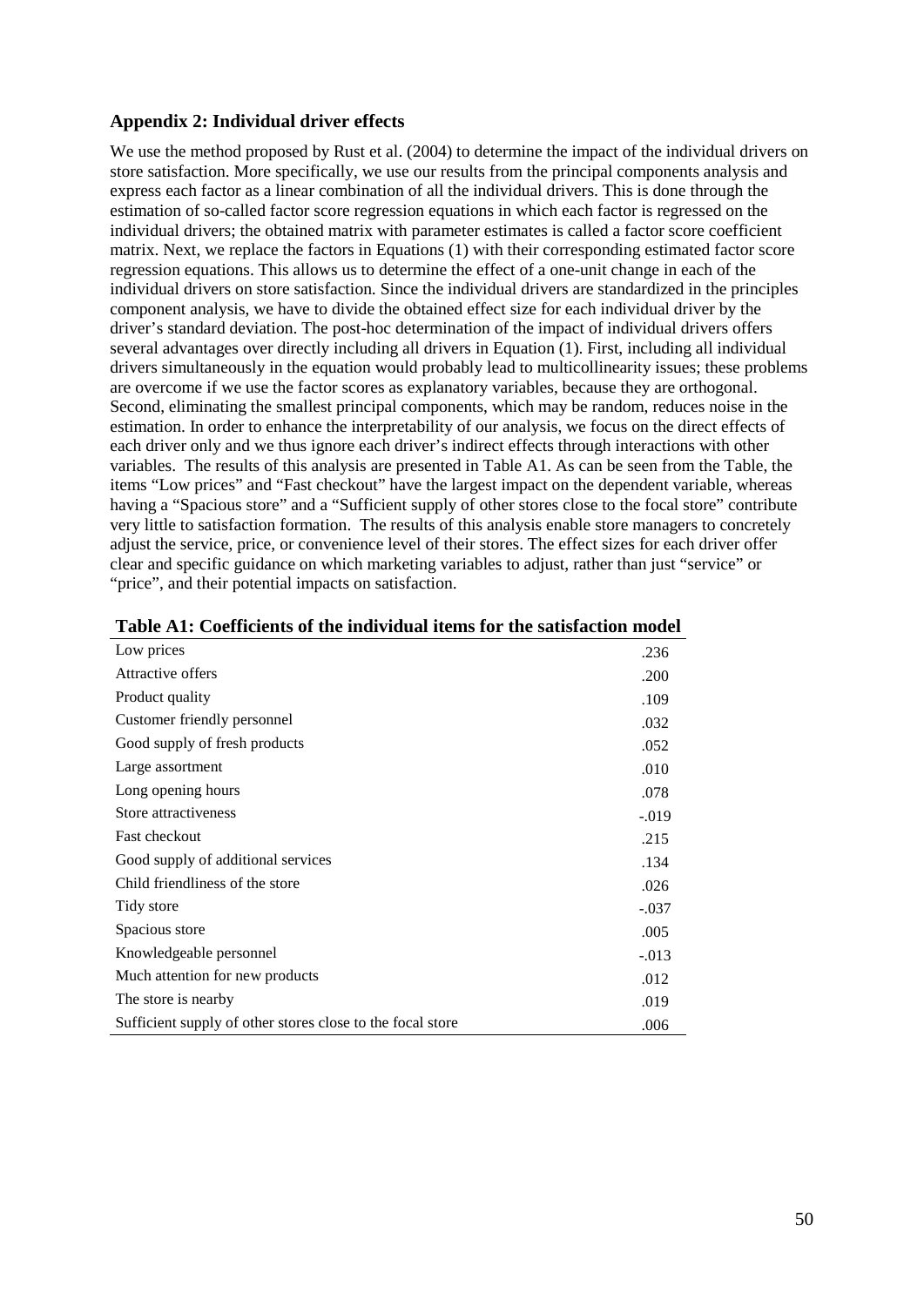## Appendix 2: Individual driver effects

We use the method proposed by Rust et al. (2004) to determine the impact of the individual drivers on store satisfaction. More specifically, we use our results from the principal components analysis and express each factor as a linear combination of all the individual drivers. This is done through the estimation of so-called factor score regression equations in which each factor is regressed on the individual drivers; the obtained matrix with parameter estimates is called a factor score coefficient matrix. Next, we replace the factors in Equations (1) with their corresponding estimated factor score regression equations. This allows us to determine the effect of a one-unit change in each of the individual drivers on store satisfaction. Since the individual drivers are standardized in the principles component analysis, we have to divide the obtained effect size for each individual driver by the driver's standard deviation. The post-hoc determination of the impact of individual drivers offers several advantages over directly including all drivers in Equation (1). First, including all individual drivers simultaneously in the equation would probably lead to multicollinearity issues; these problems are overcome if we use the factor scores as explanatory variables, because they are orthogonal. Second, eliminating the smallest principal components, which may be random, reduces noise in the estimation. In order to enhance the interpretability of our analysis, we focus on the direct effects of each driver only and we thus ignore each driver's indirect effects through interactions with other variables. The results of this analysis are presented in Table A1. As can be seen from the Table, the items "Low prices" and "Fast checkout" have the largest impact on the dependent variable, whereas having a "Spacious store" and a "Sufficient supply of other stores close to the focal store" contribute very little to satisfaction formation. The results of this analysis enable store managers to concretely adjust the service, price, or convenience level of their stores. The effect sizes for each driver offer clear and specific guidance on which marketing variables to adjust, rather than just "service" or "price", and their potential impacts on satisfaction.

**Table A1: Coefficients of the individual items for the satisfaction model**

| | |
|---|---|
| Low prices | .236 |
| Attractive offers | .200 |
| Product quality | .109 |
| Customer friendly personnel | .032 |
| Good supply of fresh products | .052 |
| Large assortment | .010 |
| Long opening hours | .078 |
| Store attractiveness | -.019 |
| Fast checkout | .215 |
| Good supply of additional services | .134 |
| Child friendliness of the store | .026 |
| Tidy store | -.037 |
| Spacious store | .005 |
| Knowledgeable personnel | -.013 |
| Much attention for new products | .012 |
| The store is nearby | .019 |
| Sufficient supply of other stores close to the focal store | .006 |